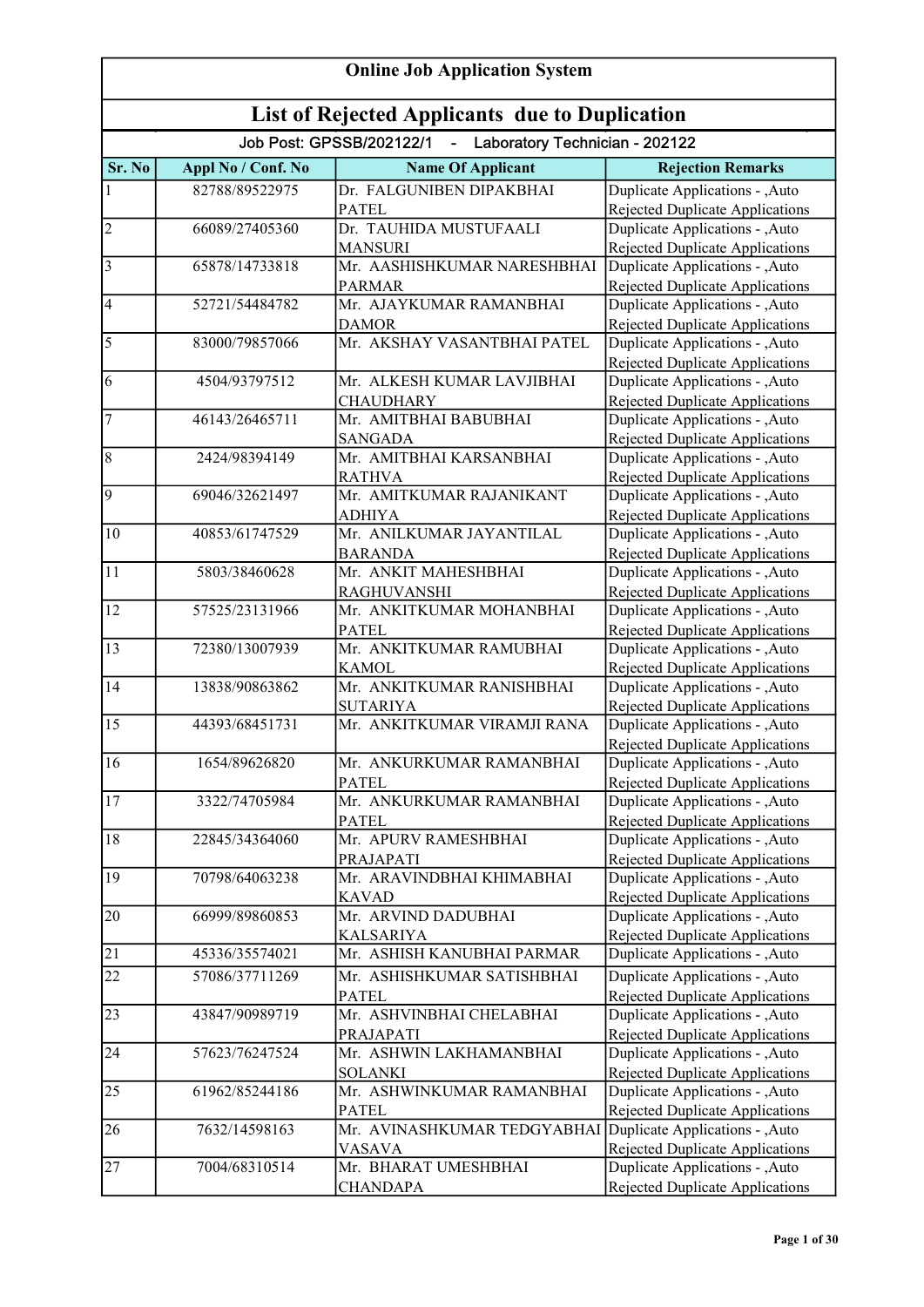# Online Job Application System

## List of Rejected Applicants due to Duplication

**Job Post: GPSSB/202122/1 - Laboratory Technician - 202122**

| Sr. No | Appl No / Conf. No | Name Of Applicant | Rejection Remarks |
|---|---|---|---|
| 1 | 82788/89522975 | Dr. FALGUNIBEN DIPAKBHAI PATEL | Duplicate Applications - ,Auto Rejected Duplicate Applications |
| 2 | 66089/27405360 | Dr. TAUHIDA MUSTUFAALI MANSURI | Duplicate Applications - ,Auto Rejected Duplicate Applications |
| 3 | 65878/14733818 | Mr. AASHISHKUMAR NARESHBHAI PARMAR | Duplicate Applications - ,Auto Rejected Duplicate Applications |
| 4 | 52721/54484782 | Mr. AJAYKUMAR RAMANBHAI DAMOR | Duplicate Applications - ,Auto Rejected Duplicate Applications |
| 5 | 83000/79857066 | Mr. AKSHAY VASANTBHAI PATEL | Duplicate Applications - ,Auto Rejected Duplicate Applications |
| 6 | 4504/93797512 | Mr. ALKESH KUMAR LAVJIBHAI CHAUDHARY | Duplicate Applications - ,Auto Rejected Duplicate Applications |
| 7 | 46143/26465711 | Mr. AMITBHAI BABUBHAI SANGADA | Duplicate Applications - ,Auto Rejected Duplicate Applications |
| 8 | 2424/98394149 | Mr. AMITBHAI KARSANBHAI RATHVA | Duplicate Applications - ,Auto Rejected Duplicate Applications |
| 9 | 69046/32621497 | Mr. AMITKUMAR RAJANIKANT ADHIYA | Duplicate Applications - ,Auto Rejected Duplicate Applications |
| 10 | 40853/61747529 | Mr. ANILKUMAR JAYANTILAL BARANDA | Duplicate Applications - ,Auto Rejected Duplicate Applications |
| 11 | 5803/38460628 | Mr. ANKIT MAHESHBHAI RAGHUVANSHI | Duplicate Applications - ,Auto Rejected Duplicate Applications |
| 12 | 57525/23131966 | Mr. ANKITKUMAR MOHANBHAI PATEL | Duplicate Applications - ,Auto Rejected Duplicate Applications |
| 13 | 72380/13007939 | Mr. ANKITKUMAR RAMUBHAI KAMOL | Duplicate Applications - ,Auto Rejected Duplicate Applications |
| 14 | 13838/90863862 | Mr. ANKITKUMAR RANISHBHAI SUTARIYA | Duplicate Applications - ,Auto Rejected Duplicate Applications |
| 15 | 44393/68451731 | Mr. ANKITKUMAR VIRAMJI RANA | Duplicate Applications - ,Auto Rejected Duplicate Applications |
| 16 | 1654/89626820 | Mr. ANKURKUMAR RAMANBHAI PATEL | Duplicate Applications - ,Auto Rejected Duplicate Applications |
| 17 | 3322/74705984 | Mr. ANKURKUMAR RAMANBHAI PATEL | Duplicate Applications - ,Auto Rejected Duplicate Applications |
| 18 | 22845/34364060 | Mr. APURV RAMESHBHAI PRAJAPATI | Duplicate Applications - ,Auto Rejected Duplicate Applications |
| 19 | 70798/64063238 | Mr. ARAVINDBHAI KHIMABHAI KAVAD | Duplicate Applications - ,Auto Rejected Duplicate Applications |
| 20 | 66999/89860853 | Mr. ARVIND DADUBHAI KALSARIYA | Duplicate Applications - ,Auto Rejected Duplicate Applications |
| 21 | 45336/35574021 | Mr. ASHISH KANUBHAI PARMAR | Duplicate Applications - ,Auto |
| 22 | 57086/37711269 | Mr. ASHISHKUMAR SATISHBHAI PATEL | Duplicate Applications - ,Auto Rejected Duplicate Applications |
| 23 | 43847/90989719 | Mr. ASHVINBHAI CHELABHAI PRAJAPATI | Duplicate Applications - ,Auto Rejected Duplicate Applications |
| 24 | 57623/76247524 | Mr. ASHWIN LAKHAMANBHAI SOLANKI | Duplicate Applications - ,Auto Rejected Duplicate Applications |
| 25 | 61962/85244186 | Mr. ASHWINKUMAR RAMANBHAI PATEL | Duplicate Applications - ,Auto Rejected Duplicate Applications |
| 26 | 7632/14598163 | Mr. AVINASHKUMAR TEDGYABHAI VASAVA | Duplicate Applications - ,Auto Rejected Duplicate Applications |
| 27 | 7004/68310514 | Mr. BHARAT UMESHBHAI CHANDAPA | Duplicate Applications - ,Auto Rejected Duplicate Applications |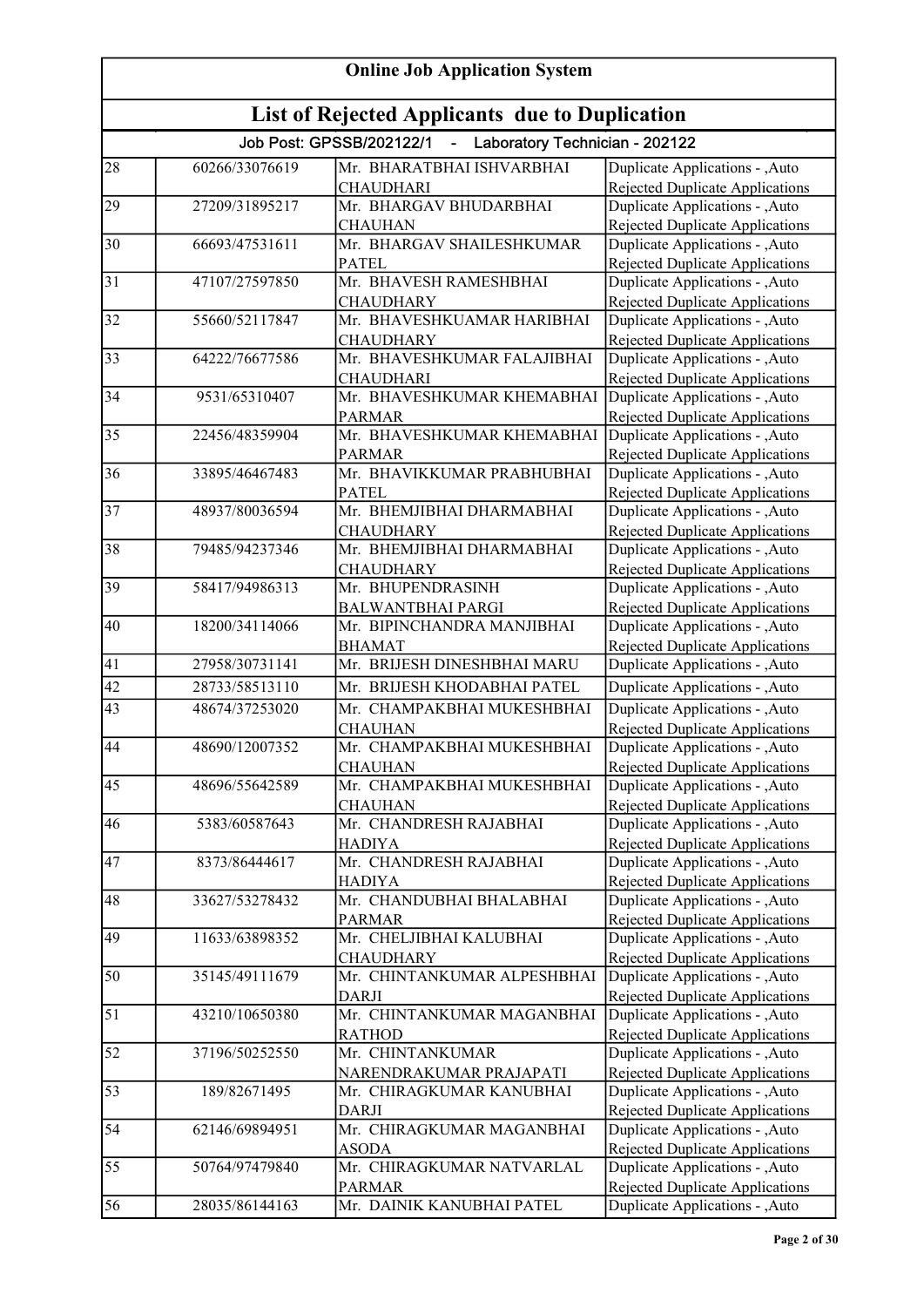# Online Job Application System

## List of Rejected Applicants due to Duplication

### Job Post: GPSSB/202122/1 - Laboratory Technician - 202122

| | | | |
|---|---|---|---|
| 28 | 60266/33076619 | Mr. BHARATBHAI ISHVARBHAI CHAUDHARI | Duplicate Applications - ,Auto Rejected Duplicate Applications |
| 29 | 27209/31895217 | Mr. BHARGAV BHUDARBHAI CHAUHAN | Duplicate Applications - ,Auto Rejected Duplicate Applications |
| 30 | 66693/47531611 | Mr. BHARGAV SHAILESHKUMAR PATEL | Duplicate Applications - ,Auto Rejected Duplicate Applications |
| 31 | 47107/27597850 | Mr. BHAVESH RAMESHBHAI CHAUDHARY | Duplicate Applications - ,Auto Rejected Duplicate Applications |
| 32 | 55660/52117847 | Mr. BHAVESHKUAMAR HARIBHAI CHAUDHARY | Duplicate Applications - ,Auto Rejected Duplicate Applications |
| 33 | 64222/76677586 | Mr. BHAVESHKUMAR FALAJIBHAI CHAUDHARI | Duplicate Applications - ,Auto Rejected Duplicate Applications |
| 34 | 9531/65310407 | Mr. BHAVESHKUMAR KHEMABHAI PARMAR | Duplicate Applications - ,Auto Rejected Duplicate Applications |
| 35 | 22456/48359904 | Mr. BHAVESHKUMAR KHEMABHAI PARMAR | Duplicate Applications - ,Auto Rejected Duplicate Applications |
| 36 | 33895/46467483 | Mr. BHAVIKKUMAR PRABHUBHAI PATEL | Duplicate Applications - ,Auto Rejected Duplicate Applications |
| 37 | 48937/80036594 | Mr. BHEMJIBHAI DHARMABHAI CHAUDHARY | Duplicate Applications - ,Auto Rejected Duplicate Applications |
| 38 | 79485/94237346 | Mr. BHEMJIBHAI DHARMABHAI CHAUDHARY | Duplicate Applications - ,Auto Rejected Duplicate Applications |
| 39 | 58417/94986313 | Mr. BHUPENDRASINH BALWANTBHAI PARGI | Duplicate Applications - ,Auto Rejected Duplicate Applications |
| 40 | 18200/34114066 | Mr. BIPINCHANDRA MANJIBHAI BHAMAT | Duplicate Applications - ,Auto Rejected Duplicate Applications |
| 41 | 27958/30731141 | Mr. BRIJESH DINESHBHAI MARU | Duplicate Applications - ,Auto |
| 42 | 28733/58513110 | Mr. BRIJESH KHODABHAI PATEL | Duplicate Applications - ,Auto |
| 43 | 48674/37253020 | Mr. CHAMPAKBHAI MUKESHBHAI CHAUHAN | Duplicate Applications - ,Auto Rejected Duplicate Applications |
| 44 | 48690/12007352 | Mr. CHAMPAKBHAI MUKESHBHAI CHAUHAN | Duplicate Applications - ,Auto Rejected Duplicate Applications |
| 45 | 48696/55642589 | Mr. CHAMPAKBHAI MUKESHBHAI CHAUHAN | Duplicate Applications - ,Auto Rejected Duplicate Applications |
| 46 | 5383/60587643 | Mr. CHANDRESH RAJABHAI HADIYA | Duplicate Applications - ,Auto Rejected Duplicate Applications |
| 47 | 8373/86444617 | Mr. CHANDRESH RAJABHAI HADIYA | Duplicate Applications - ,Auto Rejected Duplicate Applications |
| 48 | 33627/53278432 | Mr. CHANDUBHAI BHALABHAI PARMAR | Duplicate Applications - ,Auto Rejected Duplicate Applications |
| 49 | 11633/63898352 | Mr. CHELJIBHAI KALUBHAI CHAUDHARY | Duplicate Applications - ,Auto Rejected Duplicate Applications |
| 50 | 35145/49111679 | Mr. CHINTANKUMAR ALPESHBHAI DARJI | Duplicate Applications - ,Auto Rejected Duplicate Applications |
| 51 | 43210/10650380 | Mr. CHINTANKUMAR MAGANBHAI RATHOD | Duplicate Applications - ,Auto Rejected Duplicate Applications |
| 52 | 37196/50252550 | Mr. CHINTANKUMAR NARENDRAKUMAR PRAJAPATI | Duplicate Applications - ,Auto Rejected Duplicate Applications |
| 53 | 189/82671495 | Mr. CHIRAGKUMAR KANUBHAI DARJI | Duplicate Applications - ,Auto Rejected Duplicate Applications |
| 54 | 62146/69894951 | Mr. CHIRAGKUMAR MAGANBHAI ASODA | Duplicate Applications - ,Auto Rejected Duplicate Applications |
| 55 | 50764/97479840 | Mr. CHIRAGKUMAR NATVARLAL PARMAR | Duplicate Applications - ,Auto Rejected Duplicate Applications |
| 56 | 28035/86144163 | Mr. DAINIK KANUBHAI PATEL | Duplicate Applications - ,Auto |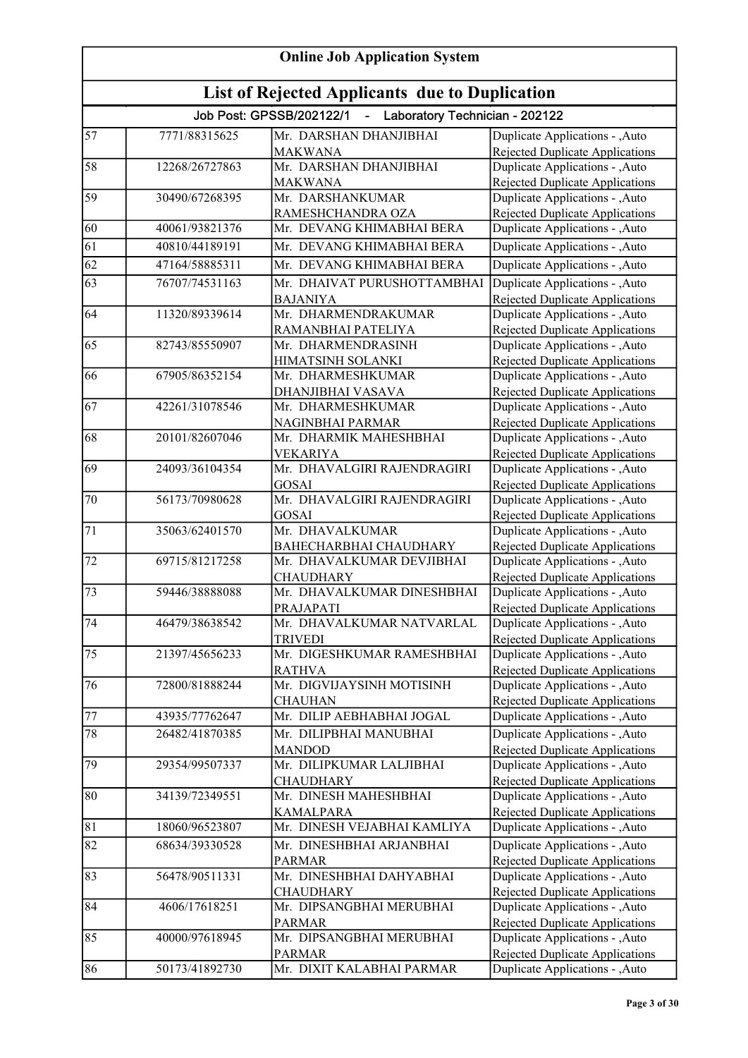# Online Job Application System

## List of Rejected Applicants due to Duplication

### Job Post: GPSSB/202122/1 - Laboratory Technician - 202122

| | | | |
|---|---|---|---|
| 57 | 7771/88315625 | Mr. DARSHAN DHANJIBHAI MAKWANA | Duplicate Applications - ,Auto Rejected Duplicate Applications |
| 58 | 12268/26727863 | Mr. DARSHAN DHANJIBHAI MAKWANA | Duplicate Applications - ,Auto Rejected Duplicate Applications |
| 59 | 30490/67268395 | Mr. DARSHANKUMAR RAMESHCHANDRA OZA | Duplicate Applications - ,Auto Rejected Duplicate Applications |
| 60 | 40061/93821376 | Mr. DEVANG KHIMABHAI BERA | Duplicate Applications - ,Auto |
| 61 | 40810/44189191 | Mr. DEVANG KHIMABHAI BERA | Duplicate Applications - ,Auto |
| 62 | 47164/58885311 | Mr. DEVANG KHIMABHAI BERA | Duplicate Applications - ,Auto |
| 63 | 76707/74531163 | Mr. DHAIVAT PURUSHOTTAMBHAI BAJANIYA | Duplicate Applications - ,Auto Rejected Duplicate Applications |
| 64 | 11320/89339614 | Mr. DHARMENDRAKUMAR RAMANBHAI PATELIYA | Duplicate Applications - ,Auto Rejected Duplicate Applications |
| 65 | 82743/85550907 | Mr. DHARMENDRASINH HIMATSINH SOLANKI | Duplicate Applications - ,Auto Rejected Duplicate Applications |
| 66 | 67905/86352154 | Mr. DHARMESHKUMAR DHANJIBHAI VASAVA | Duplicate Applications - ,Auto Rejected Duplicate Applications |
| 67 | 42261/31078546 | Mr. DHARMESHKUMAR NAGINBHAI PARMAR | Duplicate Applications - ,Auto Rejected Duplicate Applications |
| 68 | 20101/82607046 | Mr. DHARMIK MAHESHBHAI VEKARIYA | Duplicate Applications - ,Auto Rejected Duplicate Applications |
| 69 | 24093/36104354 | Mr. DHAVALGIRI RAJENDRAGIRI GOSAI | Duplicate Applications - ,Auto Rejected Duplicate Applications |
| 70 | 56173/70980628 | Mr. DHAVALGIRI RAJENDRAGIRI GOSAI | Duplicate Applications - ,Auto Rejected Duplicate Applications |
| 71 | 35063/62401570 | Mr. DHAVALKUMAR BAHECHARBHAI CHAUDHARY | Duplicate Applications - ,Auto Rejected Duplicate Applications |
| 72 | 69715/81217258 | Mr. DHAVALKUMAR DEVJIBHAI CHAUDHARY | Duplicate Applications - ,Auto Rejected Duplicate Applications |
| 73 | 59446/38888088 | Mr. DHAVALKUMAR DINESHBHAI PRAJAPATI | Duplicate Applications - ,Auto Rejected Duplicate Applications |
| 74 | 46479/38638542 | Mr. DHAVALKUMAR NATVARLAL TRIVEDI | Duplicate Applications - ,Auto Rejected Duplicate Applications |
| 75 | 21397/45656233 | Mr. DIGESHKUMAR RAMESHBHAI RATHVA | Duplicate Applications - ,Auto Rejected Duplicate Applications |
| 76 | 72800/81888244 | Mr. DIGVIJAYSINH MOTISINH CHAUHAN | Duplicate Applications - ,Auto Rejected Duplicate Applications |
| 77 | 43935/77762647 | Mr. DILIP AEBHABHAI JOGAL | Duplicate Applications - ,Auto |
| 78 | 26482/41870385 | Mr. DILIPBHAI MANUBHAI MANDOD | Duplicate Applications - ,Auto Rejected Duplicate Applications |
| 79 | 29354/99507337 | Mr. DILIPKUMAR LALJIBHAI CHAUDHARY | Duplicate Applications - ,Auto Rejected Duplicate Applications |
| 80 | 34139/72349551 | Mr. DINESH MAHESHBHAI KAMALPARA | Duplicate Applications - ,Auto Rejected Duplicate Applications |
| 81 | 18060/96523807 | Mr. DINESH VEJABHAI KAMLIYA | Duplicate Applications - ,Auto |
| 82 | 68634/39330528 | Mr. DINESHBHAI ARJANBHAI PARMAR | Duplicate Applications - ,Auto Rejected Duplicate Applications |
| 83 | 56478/90511331 | Mr. DINESHBHAI DAHYABHAI CHAUDHARY | Duplicate Applications - ,Auto Rejected Duplicate Applications |
| 84 | 4606/17618251 | Mr. DIPSANGBHAI MERUBHAI PARMAR | Duplicate Applications - ,Auto Rejected Duplicate Applications |
| 85 | 40000/97618945 | Mr. DIPSANGBHAI MERUBHAI PARMAR | Duplicate Applications - ,Auto Rejected Duplicate Applications |
| 86 | 50173/41892730 | Mr. DIXIT KALABHAI PARMAR | Duplicate Applications - ,Auto |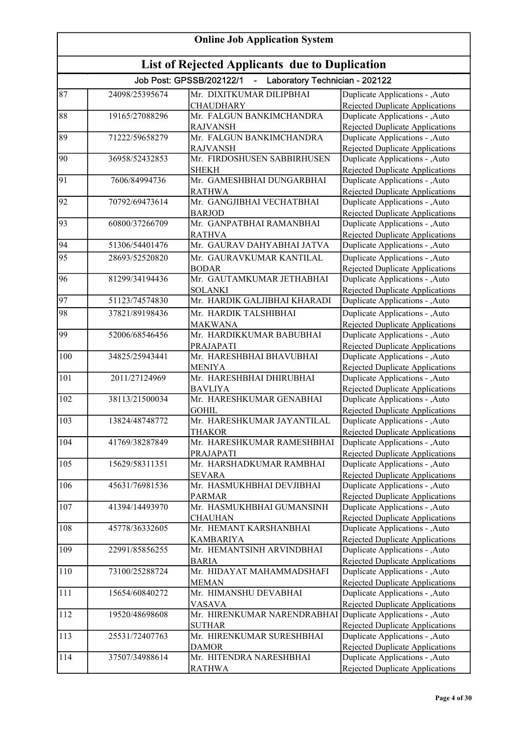# Online Job Application System

## List of Rejected Applicants due to Duplication

Job Post: GPSSB/202122/1 - Laboratory Technician - 202122

| | | | |
|---|---|---|---|
| 87 | 24098/25395674 | Mr. DIXITKUMAR DILIPBHAI CHAUDHARY | Duplicate Applications - ,Auto Rejected Duplicate Applications |
| 88 | 19165/27088296 | Mr. FALGUN BANKIMCHANDRA RAJVANSH | Duplicate Applications - ,Auto Rejected Duplicate Applications |
| 89 | 71222/59658279 | Mr. FALGUN BANKIMCHANDRA RAJVANSH | Duplicate Applications - ,Auto Rejected Duplicate Applications |
| 90 | 36958/52432853 | Mr. FIRDOSHUSEN SABBIRHUSEN SHEKH | Duplicate Applications - ,Auto Rejected Duplicate Applications |
| 91 | 7606/84994736 | Mr. GAMESHBHAI DUNGARBHAI RATHWA | Duplicate Applications - ,Auto Rejected Duplicate Applications |
| 92 | 70792/69473614 | Mr. GANGJIBHAI VECHATBHAI BARJOD | Duplicate Applications - ,Auto Rejected Duplicate Applications |
| 93 | 60800/37266709 | Mr. GANPATBHAI RAMANBHAI RATHVA | Duplicate Applications - ,Auto Rejected Duplicate Applications |
| 94 | 51306/54401476 | Mr. GAURAV DAHYABHAI JATVA | Duplicate Applications - ,Auto |
| 95 | 28693/52520820 | Mr. GAURAVKUMAR KANTILAL BODAR | Duplicate Applications - ,Auto Rejected Duplicate Applications |
| 96 | 81299/34194436 | Mr. GAUTAMKUMAR JETHABHAI SOLANKI | Duplicate Applications - ,Auto Rejected Duplicate Applications |
| 97 | 51123/74574830 | Mr. HARDIK GALJIBHAI KHARADI | Duplicate Applications - ,Auto |
| 98 | 37821/89198436 | Mr. HARDIK TALSHIBHAI MAKWANA | Duplicate Applications - ,Auto Rejected Duplicate Applications |
| 99 | 52006/68546456 | Mr. HARDIKKUMAR BABUBHAI PRAJAPATI | Duplicate Applications - ,Auto Rejected Duplicate Applications |
| 100 | 34825/25943441 | Mr. HARESHBHAI BHAVUBHAI MENIYA | Duplicate Applications - ,Auto Rejected Duplicate Applications |
| 101 | 2011/27124969 | Mr. HARESHBHAI DHIRUBHAI BAVLIYA | Duplicate Applications - ,Auto Rejected Duplicate Applications |
| 102 | 38113/21500034 | Mr. HARESHKUMAR GENABHAI GOHIL | Duplicate Applications - ,Auto Rejected Duplicate Applications |
| 103 | 13824/48748772 | Mr. HARESHKUMAR JAYANTILAL THAKOR | Duplicate Applications - ,Auto Rejected Duplicate Applications |
| 104 | 41769/38287849 | Mr. HARESHKUMAR RAMESHBHAI PRAJAPATI | Duplicate Applications - ,Auto Rejected Duplicate Applications |
| 105 | 15629/58311351 | Mr. HARSHADKUMAR RAMBHAI SEVARA | Duplicate Applications - ,Auto Rejected Duplicate Applications |
| 106 | 45631/76981536 | Mr. HASMUKHBHAI DEVJIBHAI PARMAR | Duplicate Applications - ,Auto Rejected Duplicate Applications |
| 107 | 41394/14493970 | Mr. HASMUKHBHAI GUMANSINH CHAUHAN | Duplicate Applications - ,Auto Rejected Duplicate Applications |
| 108 | 45778/36332605 | Mr. HEMANT KARSHANBHAI KAMBARIYA | Duplicate Applications - ,Auto Rejected Duplicate Applications |
| 109 | 22991/85856255 | Mr. HEMANTSINH ARVINDBHAI BARIA | Duplicate Applications - ,Auto Rejected Duplicate Applications |
| 110 | 73100/25288724 | Mr. HIDAYAT MAHAMMADSHAFI MEMAN | Duplicate Applications - ,Auto Rejected Duplicate Applications |
| 111 | 15654/60840272 | Mr. HIMANSHU DEVABHAI VASAVA | Duplicate Applications - ,Auto Rejected Duplicate Applications |
| 112 | 19520/48698608 | Mr. HIRENKUMAR NARENDRABHAI SUTHAR | Duplicate Applications - ,Auto Rejected Duplicate Applications |
| 113 | 25531/72407763 | Mr. HIRENKUMAR SURESHBHAI DAMOR | Duplicate Applications - ,Auto Rejected Duplicate Applications |
| 114 | 37507/34988614 | Mr. HITENDRA NARESHBHAI RATHWA | Duplicate Applications - ,Auto Rejected Duplicate Applications |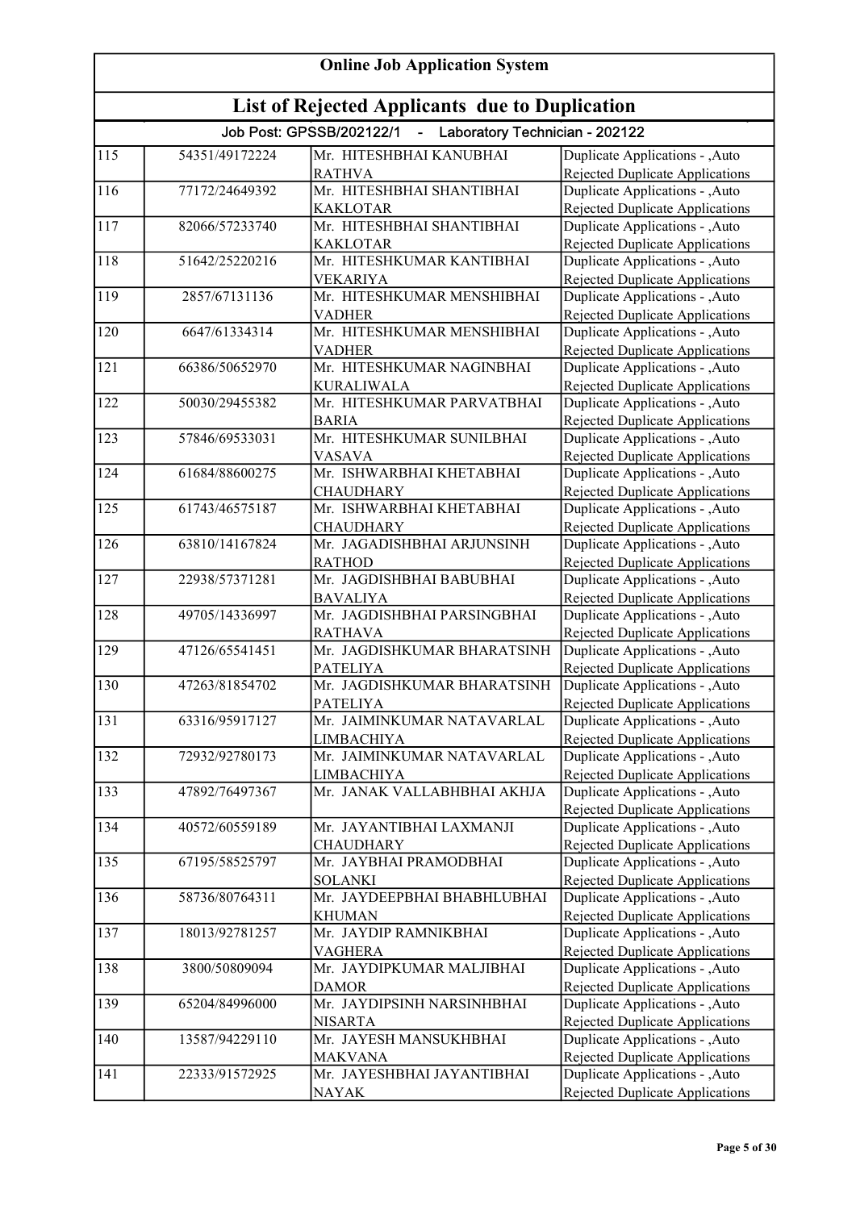## Online Job Application System

## List of Rejected Applicants due to Duplication

### Job Post: GPSSB/202122/1 - Laboratory Technician - 202122

| | | | |
|---|---|---|---|
| 115 | 54351/49172224 | Mr. HITESHBHAI KANUBHAI RATHVA | Duplicate Applications - ,Auto Rejected Duplicate Applications |
| 116 | 77172/24649392 | Mr. HITESHBHAI SHANTIBHAI KAKLOTAR | Duplicate Applications - ,Auto Rejected Duplicate Applications |
| 117 | 82066/57233740 | Mr. HITESHBHAI SHANTIBHAI KAKLOTAR | Duplicate Applications - ,Auto Rejected Duplicate Applications |
| 118 | 51642/25220216 | Mr. HITESHKUMAR KANTIBHAI VEKARIYA | Duplicate Applications - ,Auto Rejected Duplicate Applications |
| 119 | 2857/67131136 | Mr. HITESHKUMAR MENSHIBHAI VADHER | Duplicate Applications - ,Auto Rejected Duplicate Applications |
| 120 | 6647/61334314 | Mr. HITESHKUMAR MENSHIBHAI VADHER | Duplicate Applications - ,Auto Rejected Duplicate Applications |
| 121 | 66386/50652970 | Mr. HITESHKUMAR NAGINBHAI KURALIWALA | Duplicate Applications - ,Auto Rejected Duplicate Applications |
| 122 | 50030/29455382 | Mr. HITESHKUMAR PARVATBHAI BARIA | Duplicate Applications - ,Auto Rejected Duplicate Applications |
| 123 | 57846/69533031 | Mr. HITESHKUMAR SUNILBHAI VASAVA | Duplicate Applications - ,Auto Rejected Duplicate Applications |
| 124 | 61684/88600275 | Mr. ISHWARBHAI KHETABHAI CHAUDHARY | Duplicate Applications - ,Auto Rejected Duplicate Applications |
| 125 | 61743/46575187 | Mr. ISHWARBHAI KHETABHAI CHAUDHARY | Duplicate Applications - ,Auto Rejected Duplicate Applications |
| 126 | 63810/14167824 | Mr. JAGADISHBHAI ARJUNSINH RATHOD | Duplicate Applications - ,Auto Rejected Duplicate Applications |
| 127 | 22938/57371281 | Mr. JAGDISHBHAI BABUBHAI BAVALIYA | Duplicate Applications - ,Auto Rejected Duplicate Applications |
| 128 | 49705/14336997 | Mr. JAGDISHBHAI PARSINGBHAI RATHAVA | Duplicate Applications - ,Auto Rejected Duplicate Applications |
| 129 | 47126/65541451 | Mr. JAGDISHKUMAR BHARATSINH PATELIYA | Duplicate Applications - ,Auto Rejected Duplicate Applications |
| 130 | 47263/81854702 | Mr. JAGDISHKUMAR BHARATSINH PATELIYA | Duplicate Applications - ,Auto Rejected Duplicate Applications |
| 131 | 63316/95917127 | Mr. JAIMINKUMAR NATAVARLAL LIMBACHIYA | Duplicate Applications - ,Auto Rejected Duplicate Applications |
| 132 | 72932/92780173 | Mr. JAIMINKUMAR NATAVARLAL LIMBACHIYA | Duplicate Applications - ,Auto Rejected Duplicate Applications |
| 133 | 47892/76497367 | Mr. JANAK VALLABHBHAI AKHJA | Duplicate Applications - ,Auto Rejected Duplicate Applications |
| 134 | 40572/60559189 | Mr. JAYANTIBHAI LAXMANJI CHAUDHARY | Duplicate Applications - ,Auto Rejected Duplicate Applications |
| 135 | 67195/58525797 | Mr. JAYBHAI PRAMODBHAI SOLANKI | Duplicate Applications - ,Auto Rejected Duplicate Applications |
| 136 | 58736/80764311 | Mr. JAYDEEPBHAI BHABHLUBHAI KHUMAN | Duplicate Applications - ,Auto Rejected Duplicate Applications |
| 137 | 18013/92781257 | Mr. JAYDIP RAMNIKBHAI VAGHERA | Duplicate Applications - ,Auto Rejected Duplicate Applications |
| 138 | 3800/50809094 | Mr. JAYDIPKUMAR MALJIBHAI DAMOR | Duplicate Applications - ,Auto Rejected Duplicate Applications |
| 139 | 65204/84996000 | Mr. JAYDIPSINH NARSINHBHAI NISARTA | Duplicate Applications - ,Auto Rejected Duplicate Applications |
| 140 | 13587/94229110 | Mr. JAYESH MANSUKHBHAI MAKVANA | Duplicate Applications - ,Auto Rejected Duplicate Applications |
| 141 | 22333/91572925 | Mr. JAYESHBHAI JAYANTIBHAI NAYAK | Duplicate Applications - ,Auto Rejected Duplicate Applications |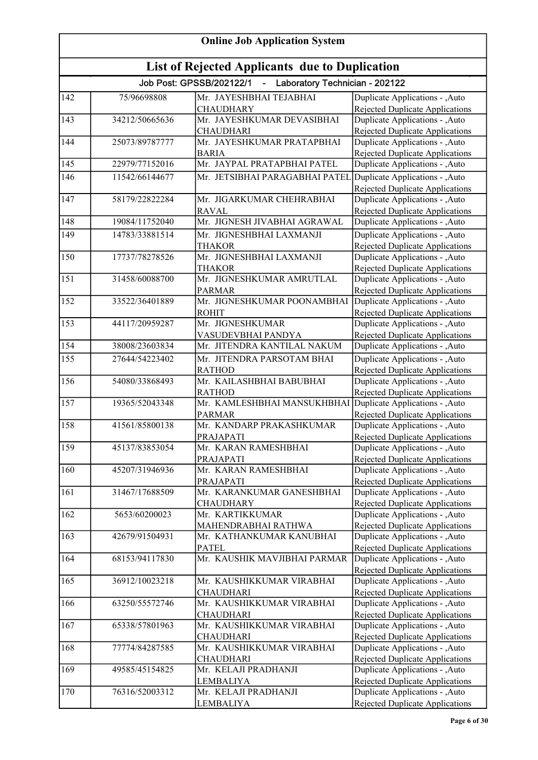# Online Job Application System

## List of Rejected Applicants due to Duplication

### Job Post: GPSSB/202122/1 - Laboratory Technician - 202122

| | | | |
|---|---|---|---|
| 142 | 75/96698808 | Mr. JAYESHBHAI TEJABHAI CHAUDHARY | Duplicate Applications - ,Auto Rejected Duplicate Applications |
| 143 | 34212/50665636 | Mr. JAYESHKUMAR DEVASIBHAI CHAUDHARI | Duplicate Applications - ,Auto Rejected Duplicate Applications |
| 144 | 25073/89787777 | Mr. JAYESHKUMAR PRATAPBHAI BARIA | Duplicate Applications - ,Auto Rejected Duplicate Applications |
| 145 | 22979/77152016 | Mr. JAYPAL PRATAPBHAI PATEL | Duplicate Applications - ,Auto |
| 146 | 11542/66144677 | Mr. JETSIBHAI PARAGABHAI PATEL | Duplicate Applications - ,Auto Rejected Duplicate Applications |
| 147 | 58179/22822284 | Mr. JIGARKUMAR CHEHRABHAI RAVAL | Duplicate Applications - ,Auto Rejected Duplicate Applications |
| 148 | 19084/11752040 | Mr. JIGNESH JIVABHAI AGRAWAL | Duplicate Applications - ,Auto |
| 149 | 14783/33881514 | Mr. JIGNESHBHAI LAXMANJI THAKOR | Duplicate Applications - ,Auto Rejected Duplicate Applications |
| 150 | 17737/78278526 | Mr. JIGNESHBHAI LAXMANJI THAKOR | Duplicate Applications - ,Auto Rejected Duplicate Applications |
| 151 | 31458/60088700 | Mr. JIGNESHKUMAR AMRUTLAL PARMAR | Duplicate Applications - ,Auto Rejected Duplicate Applications |
| 152 | 33522/36401889 | Mr. JIGNESHKUMAR POONAMBHAI ROHIT | Duplicate Applications - ,Auto Rejected Duplicate Applications |
| 153 | 44117/20959287 | Mr. JIGNESHKUMAR VASUDEVBHAI PANDYA | Duplicate Applications - ,Auto Rejected Duplicate Applications |
| 154 | 38008/23603834 | Mr. JITENDRA KANTILAL NAKUM | Duplicate Applications - ,Auto |
| 155 | 27644/54223402 | Mr. JITENDRA PARSOTAM BHAI RATHOD | Duplicate Applications - ,Auto Rejected Duplicate Applications |
| 156 | 54080/33868493 | Mr. KAILASHBHAI BABUBHAI RATHOD | Duplicate Applications - ,Auto Rejected Duplicate Applications |
| 157 | 19365/52043348 | Mr. KAMLESHBHAI MANSUKHBHAI PARMAR | Duplicate Applications - ,Auto Rejected Duplicate Applications |
| 158 | 41561/85800138 | Mr. KANDARP PRAKASHKUMAR PRAJAPATI | Duplicate Applications - ,Auto Rejected Duplicate Applications |
| 159 | 45137/83853054 | Mr. KARAN RAMESHBHAI PRAJAPATI | Duplicate Applications - ,Auto Rejected Duplicate Applications |
| 160 | 45207/31946936 | Mr. KARAN RAMESHBHAI PRAJAPATI | Duplicate Applications - ,Auto Rejected Duplicate Applications |
| 161 | 31467/17688509 | Mr. KARANKUMAR GANESHBHAI CHAUDHARY | Duplicate Applications - ,Auto Rejected Duplicate Applications |
| 162 | 5653/60200023 | Mr. KARTIKKUMAR MAHENDRABHAI RATHWA | Duplicate Applications - ,Auto Rejected Duplicate Applications |
| 163 | 42679/91504931 | Mr. KATHANKUMAR KANUBHAI PATEL | Duplicate Applications - ,Auto Rejected Duplicate Applications |
| 164 | 68153/94117830 | Mr. KAUSHIK MAVJIBHAI PARMAR | Duplicate Applications - ,Auto Rejected Duplicate Applications |
| 165 | 36912/10023218 | Mr. KAUSHIKKUMAR VIRABHAI CHAUDHARI | Duplicate Applications - ,Auto Rejected Duplicate Applications |
| 166 | 63250/55572746 | Mr. KAUSHIKKUMAR VIRABHAI CHAUDHARI | Duplicate Applications - ,Auto Rejected Duplicate Applications |
| 167 | 65338/57801963 | Mr. KAUSHIKKUMAR VIRABHAI CHAUDHARI | Duplicate Applications - ,Auto Rejected Duplicate Applications |
| 168 | 77774/84287585 | Mr. KAUSHIKKUMAR VIRABHAI CHAUDHARI | Duplicate Applications - ,Auto Rejected Duplicate Applications |
| 169 | 49585/45154825 | Mr. KELAJI PRADHANJI LEMBALIYA | Duplicate Applications - ,Auto Rejected Duplicate Applications |
| 170 | 76316/52003312 | Mr. KELAJI PRADHANJI LEMBALIYA | Duplicate Applications - ,Auto Rejected Duplicate Applications |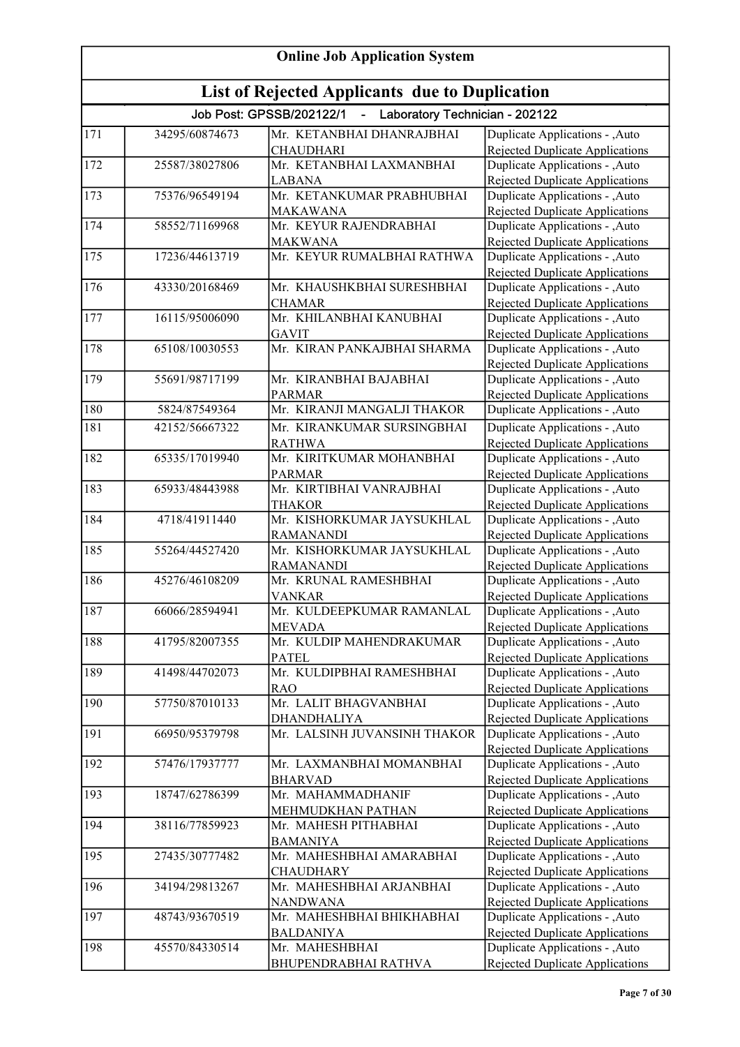# Online Job Application System

## List of Rejected Applicants due to Duplication

### Job Post: GPSSB/202122/1 - Laboratory Technician - 202122

| | | | |
|---|---|---|---|
| 171 | 34295/60874673 | Mr. KETANBHAI DHANRAJBHAI CHAUDHARI | Duplicate Applications - ,Auto Rejected Duplicate Applications |
| 172 | 25587/38027806 | Mr. KETANBHAI LAXMANBHAI LABANA | Duplicate Applications - ,Auto Rejected Duplicate Applications |
| 173 | 75376/96549194 | Mr. KETANKUMAR PRABHUBHAI MAKAWANA | Duplicate Applications - ,Auto Rejected Duplicate Applications |
| 174 | 58552/71169968 | Mr. KEYUR RAJENDRABHAI MAKWANA | Duplicate Applications - ,Auto Rejected Duplicate Applications |
| 175 | 17236/44613719 | Mr. KEYUR RUMALBHAI RATHWA | Duplicate Applications - ,Auto Rejected Duplicate Applications |
| 176 | 43330/20168469 | Mr. KHAUSHKBHAI SURESHBHAI CHAMAR | Duplicate Applications - ,Auto Rejected Duplicate Applications |
| 177 | 16115/95006090 | Mr. KHILANBHAI KANUBHAI GAVIT | Duplicate Applications - ,Auto Rejected Duplicate Applications |
| 178 | 65108/10030553 | Mr. KIRAN PANKAJBHAI SHARMA | Duplicate Applications - ,Auto Rejected Duplicate Applications |
| 179 | 55691/98717199 | Mr. KIRANBHAI BAJABHAI PARMAR | Duplicate Applications - ,Auto Rejected Duplicate Applications |
| 180 | 5824/87549364 | Mr. KIRANJI MANGALJI THAKOR | Duplicate Applications - ,Auto |
| 181 | 42152/56667322 | Mr. KIRANKUMAR SURSINGBHAI RATHWA | Duplicate Applications - ,Auto Rejected Duplicate Applications |
| 182 | 65335/17019940 | Mr. KIRITKUMAR MOHANBHAI PARMAR | Duplicate Applications - ,Auto Rejected Duplicate Applications |
| 183 | 65933/48443988 | Mr. KIRTIBHAI VANRAJBHAI THAKOR | Duplicate Applications - ,Auto Rejected Duplicate Applications |
| 184 | 4718/41911440 | Mr. KISHORKUMAR JAYSUKHLAL RAMANANDI | Duplicate Applications - ,Auto Rejected Duplicate Applications |
| 185 | 55264/44527420 | Mr. KISHORKUMAR JAYSUKHLAL RAMANANDI | Duplicate Applications - ,Auto Rejected Duplicate Applications |
| 186 | 45276/46108209 | Mr. KRUNAL RAMESHBHAI VANKAR | Duplicate Applications - ,Auto Rejected Duplicate Applications |
| 187 | 66066/28594941 | Mr. KULDEEPKUMAR RAMANLAL MEVADA | Duplicate Applications - ,Auto Rejected Duplicate Applications |
| 188 | 41795/82007355 | Mr. KULDIP MAHENDRAKUMAR PATEL | Duplicate Applications - ,Auto Rejected Duplicate Applications |
| 189 | 41498/44702073 | Mr. KULDIPBHAI RAMESHBHAI RAO | Duplicate Applications - ,Auto Rejected Duplicate Applications |
| 190 | 57750/87010133 | Mr. LALIT BHAGVANBHAI DHANDHALIYA | Duplicate Applications - ,Auto Rejected Duplicate Applications |
| 191 | 66950/95379798 | Mr. LALSINH JUVANSINH THAKOR | Duplicate Applications - ,Auto Rejected Duplicate Applications |
| 192 | 57476/17937777 | Mr. LAXMANBHAI MOMANBHAI BHARVAD | Duplicate Applications - ,Auto Rejected Duplicate Applications |
| 193 | 18747/62786399 | Mr. MAHAMMADHANIF MEHMUDKHAN PATHAN | Duplicate Applications - ,Auto Rejected Duplicate Applications |
| 194 | 38116/77859923 | Mr. MAHESH PITHABHAI BAMANIYA | Duplicate Applications - ,Auto Rejected Duplicate Applications |
| 195 | 27435/30777482 | Mr. MAHESHBHAI AMARABHAI CHAUDHARY | Duplicate Applications - ,Auto Rejected Duplicate Applications |
| 196 | 34194/29813267 | Mr. MAHESHBHAI ARJANBHAI NANDWANA | Duplicate Applications - ,Auto Rejected Duplicate Applications |
| 197 | 48743/93670519 | Mr. MAHESHBHAI BHIKHABHAI BALDANIYA | Duplicate Applications - ,Auto Rejected Duplicate Applications |
| 198 | 45570/84330514 | Mr. MAHESHBHAI BHUPENDRABHAI RATHVA | Duplicate Applications - ,Auto Rejected Duplicate Applications |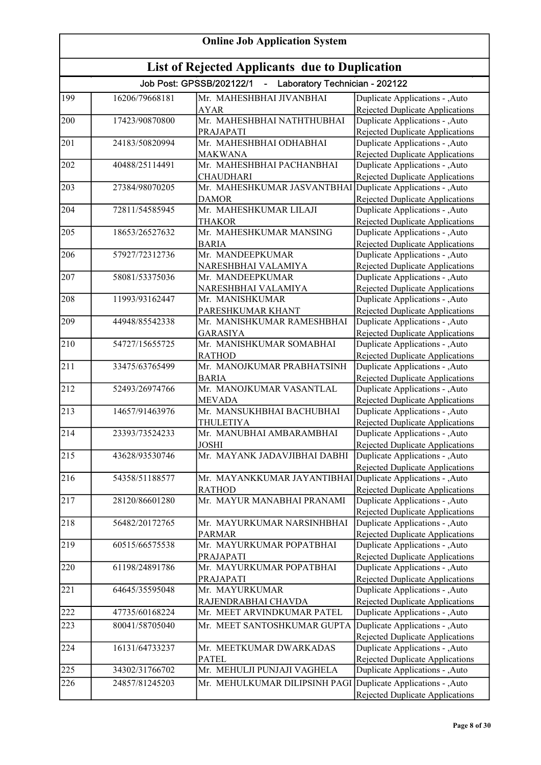# Online Job Application System

## List of Rejected Applicants due to Duplication

### Job Post: GPSSB/202122/1 - Laboratory Technician - 202122

| | | | |
|---|---|---|---|
| 199 | 16206/79668181 | Mr. MAHESHBHAI JIVANBHAI AYAR | Duplicate Applications - ,Auto Rejected Duplicate Applications |
| 200 | 17423/90870800 | Mr. MAHESHBHAI NATHTHUBHAI PRAJAPATI | Duplicate Applications - ,Auto Rejected Duplicate Applications |
| 201 | 24183/50820994 | Mr. MAHESHBHAI ODHABHAI MAKWANA | Duplicate Applications - ,Auto Rejected Duplicate Applications |
| 202 | 40488/25114491 | Mr. MAHESHBHAI PACHANBHAI CHAUDHARI | Duplicate Applications - ,Auto Rejected Duplicate Applications |
| 203 | 27384/98070205 | Mr. MAHESHKUMAR JASVANTBHAI DAMOR | Duplicate Applications - ,Auto Rejected Duplicate Applications |
| 204 | 72811/54585945 | Mr. MAHESHKUMAR LILAJI THAKOR | Duplicate Applications - ,Auto Rejected Duplicate Applications |
| 205 | 18653/26527632 | Mr. MAHESHKUMAR MANSING BARIA | Duplicate Applications - ,Auto Rejected Duplicate Applications |
| 206 | 57927/72312736 | Mr. MANDEEPKUMAR NARESHBHAI VALAMIYA | Duplicate Applications - ,Auto Rejected Duplicate Applications |
| 207 | 58081/53375036 | Mr. MANDEEPKUMAR NARESHBHAI VALAMIYA | Duplicate Applications - ,Auto Rejected Duplicate Applications |
| 208 | 11993/93162447 | Mr. MANISHKUMAR PARESHKUMAR KHANT | Duplicate Applications - ,Auto Rejected Duplicate Applications |
| 209 | 44948/85542338 | Mr. MANISHKUMAR RAMESHBHAI GARASIYA | Duplicate Applications - ,Auto Rejected Duplicate Applications |
| 210 | 54727/15655725 | Mr. MANISHKUMAR SOMABHAI RATHOD | Duplicate Applications - ,Auto Rejected Duplicate Applications |
| 211 | 33475/63765499 | Mr. MANOJKUMAR PRABHATSINH BARIA | Duplicate Applications - ,Auto Rejected Duplicate Applications |
| 212 | 52493/26974766 | Mr. MANOJKUMAR VASANTLAL MEVADA | Duplicate Applications - ,Auto Rejected Duplicate Applications |
| 213 | 14657/91463976 | Mr. MANSUKHBHAI BACHUBHAI THULETIYA | Duplicate Applications - ,Auto Rejected Duplicate Applications |
| 214 | 23393/73524233 | Mr. MANUBHAI AMBARAMBHAI JOSHI | Duplicate Applications - ,Auto Rejected Duplicate Applications |
| 215 | 43628/93530746 | Mr. MAYANK JADAVJIBHAI DABHI | Duplicate Applications - ,Auto Rejected Duplicate Applications |
| 216 | 54358/51188577 | Mr. MAYANKKUMAR JAYANTIBHAI RATHOD | Duplicate Applications - ,Auto Rejected Duplicate Applications |
| 217 | 28120/86601280 | Mr. MAYUR MANABHAI PRANAMI | Duplicate Applications - ,Auto Rejected Duplicate Applications |
| 218 | 56482/20172765 | Mr. MAYURKUMAR NARSINHBHAI PARMAR | Duplicate Applications - ,Auto Rejected Duplicate Applications |
| 219 | 60515/66575538 | Mr. MAYURKUMAR POPATBHAI PRAJAPATI | Duplicate Applications - ,Auto Rejected Duplicate Applications |
| 220 | 61198/24891786 | Mr. MAYURKUMAR POPATBHAI PRAJAPATI | Duplicate Applications - ,Auto Rejected Duplicate Applications |
| 221 | 64645/35595048 | Mr. MAYURKUMAR RAJENDRABHAI CHAVDA | Duplicate Applications - ,Auto Rejected Duplicate Applications |
| 222 | 47735/60168224 | Mr. MEET ARVINDKUMAR PATEL | Duplicate Applications - ,Auto |
| 223 | 80041/58705040 | Mr. MEET SANTOSHKUMAR GUPTA | Duplicate Applications - ,Auto Rejected Duplicate Applications |
| 224 | 16131/64733237 | Mr. MEETKUMAR DWARKADAS PATEL | Duplicate Applications - ,Auto Rejected Duplicate Applications |
| 225 | 34302/31766702 | Mr. MEHULJI PUNJAJI VAGHELA | Duplicate Applications - ,Auto |
| 226 | 24857/81245203 | Mr. MEHULKUMAR DILIPSINH PAGI | Duplicate Applications - ,Auto Rejected Duplicate Applications |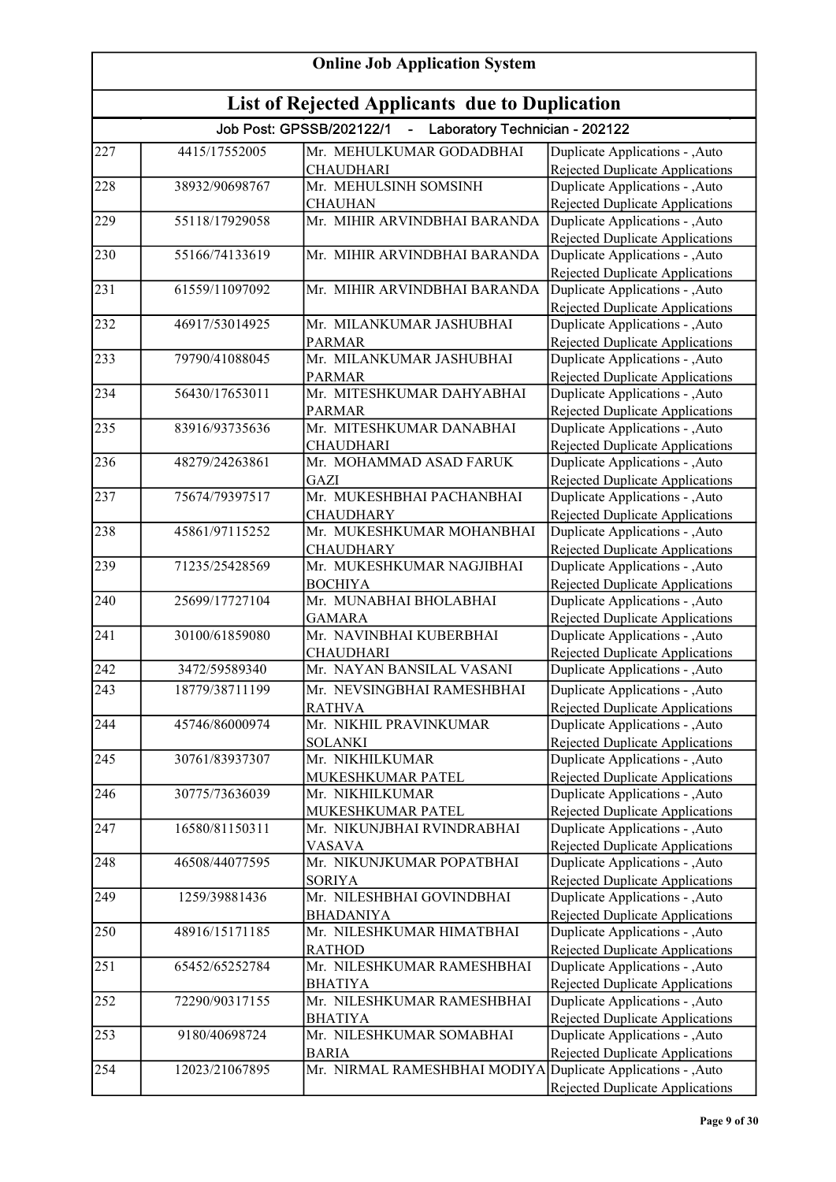# Online Job Application System

## List of Rejected Applicants due to Duplication

### Job Post: GPSSB/202122/1 - Laboratory Technician - 202122

| | | | |
|---|---|---|---|
| 227 | 4415/17552005 | Mr. MEHULKUMAR GODADBHAI CHAUDHARI | Duplicate Applications - ,Auto Rejected Duplicate Applications |
| 228 | 38932/90698767 | Mr. MEHULSINH SOMSINH CHAUHAN | Duplicate Applications - ,Auto Rejected Duplicate Applications |
| 229 | 55118/17929058 | Mr. MIHIR ARVINDBHAI BARANDA | Duplicate Applications - ,Auto Rejected Duplicate Applications |
| 230 | 55166/74133619 | Mr. MIHIR ARVINDBHAI BARANDA | Duplicate Applications - ,Auto Rejected Duplicate Applications |
| 231 | 61559/11097092 | Mr. MIHIR ARVINDBHAI BARANDA | Duplicate Applications - ,Auto Rejected Duplicate Applications |
| 232 | 46917/53014925 | Mr. MILANKUMAR JASHUBHAI PARMAR | Duplicate Applications - ,Auto Rejected Duplicate Applications |
| 233 | 79790/41088045 | Mr. MILANKUMAR JASHUBHAI PARMAR | Duplicate Applications - ,Auto Rejected Duplicate Applications |
| 234 | 56430/17653011 | Mr. MITESHKUMAR DAHYABHAI PARMAR | Duplicate Applications - ,Auto Rejected Duplicate Applications |
| 235 | 83916/93735636 | Mr. MITESHKUMAR DANABHAI CHAUDHARI | Duplicate Applications - ,Auto Rejected Duplicate Applications |
| 236 | 48279/24263861 | Mr. MOHAMMAD ASAD FARUK GAZI | Duplicate Applications - ,Auto Rejected Duplicate Applications |
| 237 | 75674/79397517 | Mr. MUKESHBHAI PACHANBHAI CHAUDHARY | Duplicate Applications - ,Auto Rejected Duplicate Applications |
| 238 | 45861/97115252 | Mr. MUKESHKUMAR MOHANBHAI CHAUDHARY | Duplicate Applications - ,Auto Rejected Duplicate Applications |
| 239 | 71235/25428569 | Mr. MUKESHKUMAR NAGJIBHAI BOCHIYA | Duplicate Applications - ,Auto Rejected Duplicate Applications |
| 240 | 25699/17727104 | Mr. MUNABHAI BHOLABHAI GAMARA | Duplicate Applications - ,Auto Rejected Duplicate Applications |
| 241 | 30100/61859080 | Mr. NAVINBHAI KUBERBHAI CHAUDHARI | Duplicate Applications - ,Auto Rejected Duplicate Applications |
| 242 | 3472/59589340 | Mr. NAYAN BANSILAL VASANI | Duplicate Applications - ,Auto |
| 243 | 18779/38711199 | Mr. NEVSINGBHAI RAMESHBHAI RATHVA | Duplicate Applications - ,Auto Rejected Duplicate Applications |
| 244 | 45746/86000974 | Mr. NIKHIL PRAVINKUMAR SOLANKI | Duplicate Applications - ,Auto Rejected Duplicate Applications |
| 245 | 30761/83937307 | Mr. NIKHILKUMAR MUKESHKUMAR PATEL | Duplicate Applications - ,Auto Rejected Duplicate Applications |
| 246 | 30775/73636039 | Mr. NIKHILKUMAR MUKESHKUMAR PATEL | Duplicate Applications - ,Auto Rejected Duplicate Applications |
| 247 | 16580/81150311 | Mr. NIKUNJBHAI RVINDRABHAI VASAVA | Duplicate Applications - ,Auto Rejected Duplicate Applications |
| 248 | 46508/44077595 | Mr. NIKUNJKUMAR POPATBHAI SORIYA | Duplicate Applications - ,Auto Rejected Duplicate Applications |
| 249 | 1259/39881436 | Mr. NILESHBHAI GOVINDBHAI BHADANIYA | Duplicate Applications - ,Auto Rejected Duplicate Applications |
| 250 | 48916/15171185 | Mr. NILESHKUMAR HIMATBHAI RATHOD | Duplicate Applications - ,Auto Rejected Duplicate Applications |
| 251 | 65452/65252784 | Mr. NILESHKUMAR RAMESHBHAI BHATIYA | Duplicate Applications - ,Auto Rejected Duplicate Applications |
| 252 | 72290/90317155 | Mr. NILESHKUMAR RAMESHBHAI BHATIYA | Duplicate Applications - ,Auto Rejected Duplicate Applications |
| 253 | 9180/40698724 | Mr. NILESHKUMAR SOMABHAI BARIA | Duplicate Applications - ,Auto Rejected Duplicate Applications |
| 254 | 12023/21067895 | Mr. NIRMAL RAMESHBHAI MODIYA | Duplicate Applications - ,Auto Rejected Duplicate Applications |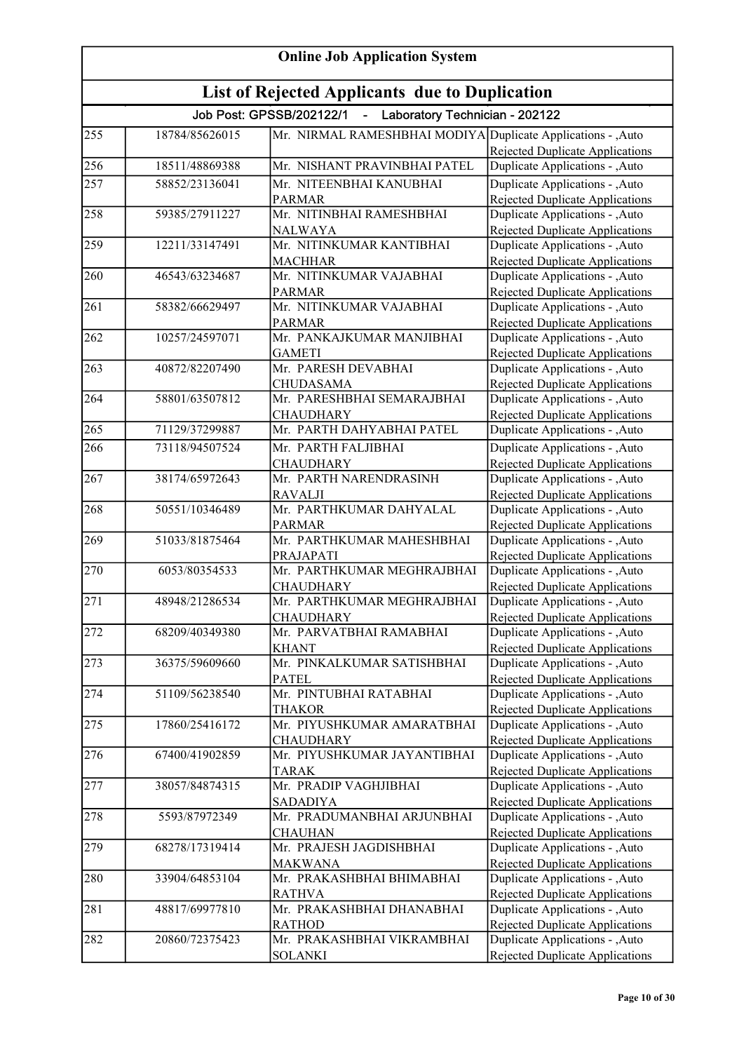# Online Job Application System

## List of Rejected Applicants due to Duplication

### Job Post: GPSSB/202122/1 - Laboratory Technician - 202122

| | | | |
|---|---|---|---|
| 255 | 18784/85626015 | Mr. NIRMAL RAMESHBHAI MODIYA | Duplicate Applications - ,Auto Rejected Duplicate Applications |
| 256 | 18511/48869388 | Mr. NISHANT PRAVINBHAI PATEL | Duplicate Applications - ,Auto |
| 257 | 58852/23136041 | Mr. NITEENBHAI KANUBHAI PARMAR | Duplicate Applications - ,Auto Rejected Duplicate Applications |
| 258 | 59385/27911227 | Mr. NITINBHAI RAMESHBHAI NALWAYA | Duplicate Applications - ,Auto Rejected Duplicate Applications |
| 259 | 12211/33147491 | Mr. NITINKUMAR KANTIBHAI MACHHAR | Duplicate Applications - ,Auto Rejected Duplicate Applications |
| 260 | 46543/63234687 | Mr. NITINKUMAR VAJABHAI PARMAR | Duplicate Applications - ,Auto Rejected Duplicate Applications |
| 261 | 58382/66629497 | Mr. NITINKUMAR VAJABHAI PARMAR | Duplicate Applications - ,Auto Rejected Duplicate Applications |
| 262 | 10257/24597071 | Mr. PANKAJKUMAR MANJIBHAI GAMETI | Duplicate Applications - ,Auto Rejected Duplicate Applications |
| 263 | 40872/82207490 | Mr. PARESH DEVABHAI CHUDASAMA | Duplicate Applications - ,Auto Rejected Duplicate Applications |
| 264 | 58801/63507812 | Mr. PARESHBHAI SEMARAJBHAI CHAUDHARY | Duplicate Applications - ,Auto Rejected Duplicate Applications |
| 265 | 71129/37299887 | Mr. PARTH DAHYABHAI PATEL | Duplicate Applications - ,Auto |
| 266 | 73118/94507524 | Mr. PARTH FALJIBHAI CHAUDHARY | Duplicate Applications - ,Auto Rejected Duplicate Applications |
| 267 | 38174/65972643 | Mr. PARTH NARENDRASINH RAVALJI | Duplicate Applications - ,Auto Rejected Duplicate Applications |
| 268 | 50551/10346489 | Mr. PARTHKUMAR DAHYALAL PARMAR | Duplicate Applications - ,Auto Rejected Duplicate Applications |
| 269 | 51033/81875464 | Mr. PARTHKUMAR MAHESHBHAI PRAJAPATI | Duplicate Applications - ,Auto Rejected Duplicate Applications |
| 270 | 6053/80354533 | Mr. PARTHKUMAR MEGHRAJBHAI CHAUDHARY | Duplicate Applications - ,Auto Rejected Duplicate Applications |
| 271 | 48948/21286534 | Mr. PARTHKUMAR MEGHRAJBHAI CHAUDHARY | Duplicate Applications - ,Auto Rejected Duplicate Applications |
| 272 | 68209/40349380 | Mr. PARVATBHAI RAMABHAI KHANT | Duplicate Applications - ,Auto Rejected Duplicate Applications |
| 273 | 36375/59609660 | Mr. PINKALKUMAR SATISHBHAI PATEL | Duplicate Applications - ,Auto Rejected Duplicate Applications |
| 274 | 51109/56238540 | Mr. PINTUBHAI RATABHAI THAKOR | Duplicate Applications - ,Auto Rejected Duplicate Applications |
| 275 | 17860/25416172 | Mr. PIYUSHKUMAR AMARATBHAI CHAUDHARY | Duplicate Applications - ,Auto Rejected Duplicate Applications |
| 276 | 67400/41902859 | Mr. PIYUSHKUMAR JAYANTIBHAI TARAK | Duplicate Applications - ,Auto Rejected Duplicate Applications |
| 277 | 38057/84874315 | Mr. PRADIP VAGHJIBHAI SADADIYA | Duplicate Applications - ,Auto Rejected Duplicate Applications |
| 278 | 5593/87972349 | Mr. PRADUMANBHAI ARJUNBHAI CHAUHAN | Duplicate Applications - ,Auto Rejected Duplicate Applications |
| 279 | 68278/17319414 | Mr. PRAJESH JAGDISHBHAI MAKWANA | Duplicate Applications - ,Auto Rejected Duplicate Applications |
| 280 | 33904/64853104 | Mr. PRAKASHBHAI BHIMABHAI RATHVA | Duplicate Applications - ,Auto Rejected Duplicate Applications |
| 281 | 48817/69977810 | Mr. PRAKASHBHAI DHANABHAI RATHOD | Duplicate Applications - ,Auto Rejected Duplicate Applications |
| 282 | 20860/72375423 | Mr. PRAKASHBHAI VIKRAMBHAI SOLANKI | Duplicate Applications - ,Auto Rejected Duplicate Applications |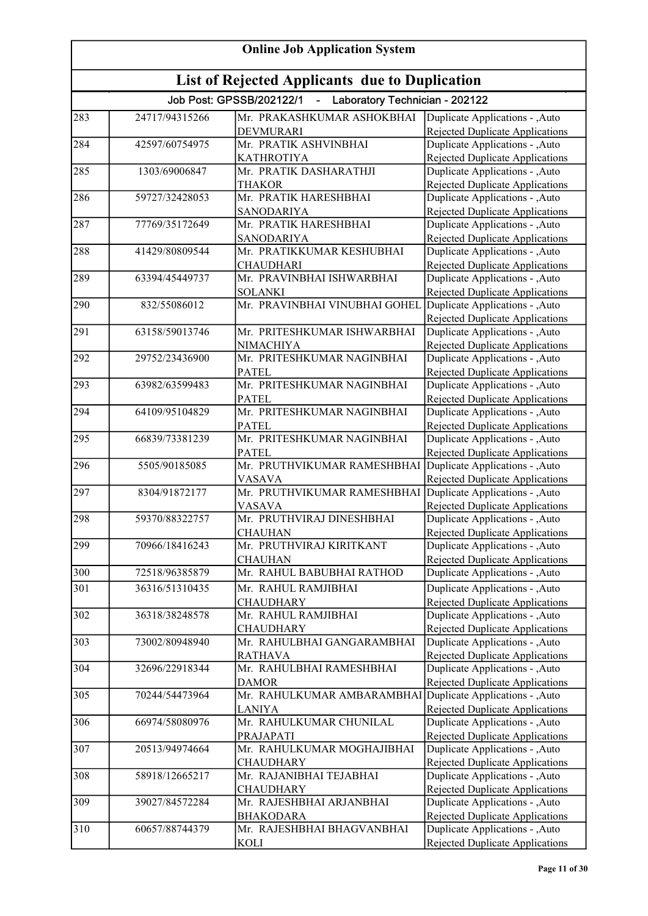# Online Job Application System

## List of Rejected Applicants due to Duplication

### Job Post: GPSSB/202122/1 - Laboratory Technician - 202122

| | | | |
|---|---|---|---|
| 283 | 24717/94315266 | Mr. PRAKASHKUMAR ASHOKBHAI DEVMURARI | Duplicate Applications - ,Auto Rejected Duplicate Applications |
| 284 | 42597/60754975 | Mr. PRATIK ASHVINBHAI KATHROTIYA | Duplicate Applications - ,Auto Rejected Duplicate Applications |
| 285 | 1303/69006847 | Mr. PRATIK DASHARATHJI THAKOR | Duplicate Applications - ,Auto Rejected Duplicate Applications |
| 286 | 59727/32428053 | Mr. PRATIK HARESHBHAI SANODARIYA | Duplicate Applications - ,Auto Rejected Duplicate Applications |
| 287 | 77769/35172649 | Mr. PRATIK HARESHBHAI SANODARIYA | Duplicate Applications - ,Auto Rejected Duplicate Applications |
| 288 | 41429/80809544 | Mr. PRATIKKUMAR KESHUBHAI CHAUDHARI | Duplicate Applications - ,Auto Rejected Duplicate Applications |
| 289 | 63394/45449737 | Mr. PRAVINBHAI ISHWARBHAI SOLANKI | Duplicate Applications - ,Auto Rejected Duplicate Applications |
| 290 | 832/55086012 | Mr. PRAVINBHAI VINUBHAI GOHEL | Duplicate Applications - ,Auto Rejected Duplicate Applications |
| 291 | 63158/59013746 | Mr. PRITESHKUMAR ISHWARBHAI NIMACHIYA | Duplicate Applications - ,Auto Rejected Duplicate Applications |
| 292 | 29752/23436900 | Mr. PRITESHKUMAR NAGINBHAI PATEL | Duplicate Applications - ,Auto Rejected Duplicate Applications |
| 293 | 63982/63599483 | Mr. PRITESHKUMAR NAGINBHAI PATEL | Duplicate Applications - ,Auto Rejected Duplicate Applications |
| 294 | 64109/95104829 | Mr. PRITESHKUMAR NAGINBHAI PATEL | Duplicate Applications - ,Auto Rejected Duplicate Applications |
| 295 | 66839/73381239 | Mr. PRITESHKUMAR NAGINBHAI PATEL | Duplicate Applications - ,Auto Rejected Duplicate Applications |
| 296 | 5505/90185085 | Mr. PRUTHVIKUMAR RAMESHBHAI VASAVA | Duplicate Applications - ,Auto Rejected Duplicate Applications |
| 297 | 8304/91872177 | Mr. PRUTHVIKUMAR RAMESHBHAI VASAVA | Duplicate Applications - ,Auto Rejected Duplicate Applications |
| 298 | 59370/88322757 | Mr. PRUTHVIRAJ DINESHBHAI CHAUHAN | Duplicate Applications - ,Auto Rejected Duplicate Applications |
| 299 | 70966/18416243 | Mr. PRUTHVIRAJ KIRITKANT CHAUHAN | Duplicate Applications - ,Auto Rejected Duplicate Applications |
| 300 | 72518/96385879 | Mr. RAHUL BABUBHAI RATHOD | Duplicate Applications - ,Auto |
| 301 | 36316/51310435 | Mr. RAHUL RAMJIBHAI CHAUDHARY | Duplicate Applications - ,Auto Rejected Duplicate Applications |
| 302 | 36318/38248578 | Mr. RAHUL RAMJIBHAI CHAUDHARY | Duplicate Applications - ,Auto Rejected Duplicate Applications |
| 303 | 73002/80948940 | Mr. RAHULBHAI GANGARAMBHAI RATHAVA | Duplicate Applications - ,Auto Rejected Duplicate Applications |
| 304 | 32696/22918344 | Mr. RAHULBHAI RAMESHBHAI DAMOR | Duplicate Applications - ,Auto Rejected Duplicate Applications |
| 305 | 70244/54473964 | Mr. RAHULKUMAR AMBARAMBHAI LANIYA | Duplicate Applications - ,Auto Rejected Duplicate Applications |
| 306 | 66974/58080976 | Mr. RAHULKUMAR CHUNILAL PRAJAPATI | Duplicate Applications - ,Auto Rejected Duplicate Applications |
| 307 | 20513/94974664 | Mr. RAHULKUMAR MOGHAJIBHAI CHAUDHARY | Duplicate Applications - ,Auto Rejected Duplicate Applications |
| 308 | 58918/12665217 | Mr. RAJANIBHAI TEJABHAI CHAUDHARY | Duplicate Applications - ,Auto Rejected Duplicate Applications |
| 309 | 39027/84572284 | Mr. RAJESHBHAI ARJANBHAI BHAKODARA | Duplicate Applications - ,Auto Rejected Duplicate Applications |
| 310 | 60657/88744379 | Mr. RAJESHBHAI BHAGVANBHAI KOLI | Duplicate Applications - ,Auto Rejected Duplicate Applications |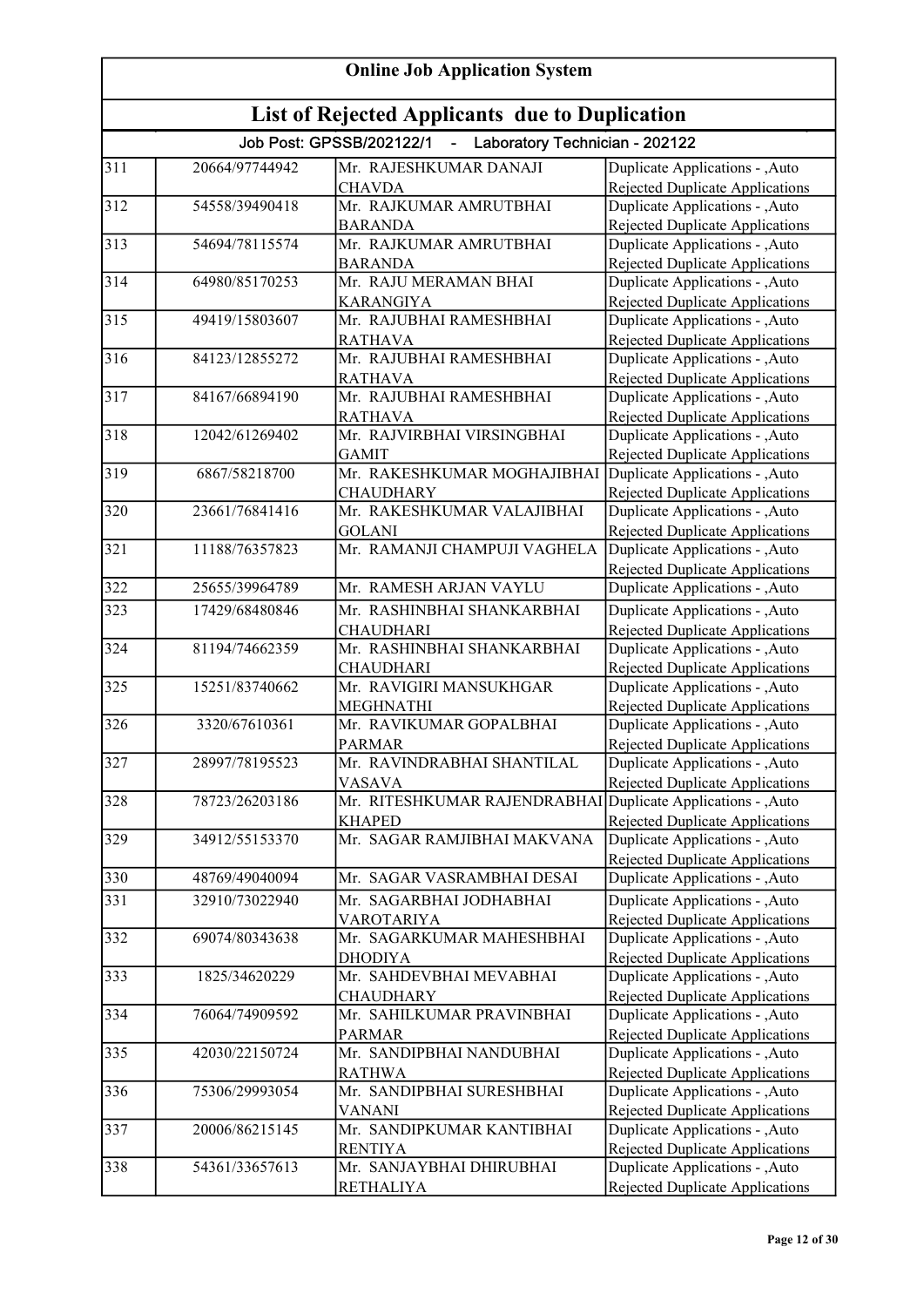# Online Job Application System

## List of Rejected Applicants due to Duplication

Job Post: GPSSB/202122/1 - Laboratory Technician - 202122

| | | | |
|---|---|---|---|
| 311 | 20664/97744942 | Mr. RAJESHKUMAR DANAJI CHAVDA | Duplicate Applications - ,Auto Rejected Duplicate Applications |
| 312 | 54558/39490418 | Mr. RAJKUMAR AMRUTBHAI BARANDA | Duplicate Applications - ,Auto Rejected Duplicate Applications |
| 313 | 54694/78115574 | Mr. RAJKUMAR AMRUTBHAI BARANDA | Duplicate Applications - ,Auto Rejected Duplicate Applications |
| 314 | 64980/85170253 | Mr. RAJU MERAMAN BHAI KARANGIYA | Duplicate Applications - ,Auto Rejected Duplicate Applications |
| 315 | 49419/15803607 | Mr. RAJUBHAI RAMESHBHAI RATHAVA | Duplicate Applications - ,Auto Rejected Duplicate Applications |
| 316 | 84123/12855272 | Mr. RAJUBHAI RAMESHBHAI RATHAVA | Duplicate Applications - ,Auto Rejected Duplicate Applications |
| 317 | 84167/66894190 | Mr. RAJUBHAI RAMESHBHAI RATHAVA | Duplicate Applications - ,Auto Rejected Duplicate Applications |
| 318 | 12042/61269402 | Mr. RAJVIRBHAI VIRSINGBHAI GAMIT | Duplicate Applications - ,Auto Rejected Duplicate Applications |
| 319 | 6867/58218700 | Mr. RAKESHKUMAR MOGHAJIBHAI CHAUDHARY | Duplicate Applications - ,Auto Rejected Duplicate Applications |
| 320 | 23661/76841416 | Mr. RAKESHKUMAR VALAJIBHAI GOLANI | Duplicate Applications - ,Auto Rejected Duplicate Applications |
| 321 | 11188/76357823 | Mr. RAMANJI CHAMPUJI VAGHELA | Duplicate Applications - ,Auto Rejected Duplicate Applications |
| 322 | 25655/39964789 | Mr. RAMESH ARJAN VAYLU | Duplicate Applications - ,Auto |
| 323 | 17429/68480846 | Mr. RASHINBHAI SHANKARBHAI CHAUDHARI | Duplicate Applications - ,Auto Rejected Duplicate Applications |
| 324 | 81194/74662359 | Mr. RASHINBHAI SHANKARBHAI CHAUDHARI | Duplicate Applications - ,Auto Rejected Duplicate Applications |
| 325 | 15251/83740662 | Mr. RAVIGIRI MANSUKHGAR MEGHNATHI | Duplicate Applications - ,Auto Rejected Duplicate Applications |
| 326 | 3320/67610361 | Mr. RAVIKUMAR GOPALBHAI PARMAR | Duplicate Applications - ,Auto Rejected Duplicate Applications |
| 327 | 28997/78195523 | Mr. RAVINDRABHAI SHANTILAL VASAVA | Duplicate Applications - ,Auto Rejected Duplicate Applications |
| 328 | 78723/26203186 | Mr. RITESHKUMAR RAJENDRABHAI KHAPED | Duplicate Applications - ,Auto Rejected Duplicate Applications |
| 329 | 34912/55153370 | Mr. SAGAR RAMJIBHAI MAKVANA | Duplicate Applications - ,Auto Rejected Duplicate Applications |
| 330 | 48769/49040094 | Mr. SAGAR VASRAMBHAI DESAI | Duplicate Applications - ,Auto |
| 331 | 32910/73022940 | Mr. SAGARBHAI JODHABHAI VAROTARIYA | Duplicate Applications - ,Auto Rejected Duplicate Applications |
| 332 | 69074/80343638 | Mr. SAGARKUMAR MAHESHBHAI DHODIYA | Duplicate Applications - ,Auto Rejected Duplicate Applications |
| 333 | 1825/34620229 | Mr. SAHDEVBHAI MEVABHAI CHAUDHARY | Duplicate Applications - ,Auto Rejected Duplicate Applications |
| 334 | 76064/74909592 | Mr. SAHILKUMAR PRAVINBHAI PARMAR | Duplicate Applications - ,Auto Rejected Duplicate Applications |
| 335 | 42030/22150724 | Mr. SANDIPBHAI NANDUBHAI RATHWA | Duplicate Applications - ,Auto Rejected Duplicate Applications |
| 336 | 75306/29993054 | Mr. SANDIPBHAI SURESHBHAI VANANI | Duplicate Applications - ,Auto Rejected Duplicate Applications |
| 337 | 20006/86215145 | Mr. SANDIPKUMAR KANTIBHAI RENTIYA | Duplicate Applications - ,Auto Rejected Duplicate Applications |
| 338 | 54361/33657613 | Mr. SANJAYBHAI DHIRUBHAI RETHALIYA | Duplicate Applications - ,Auto Rejected Duplicate Applications |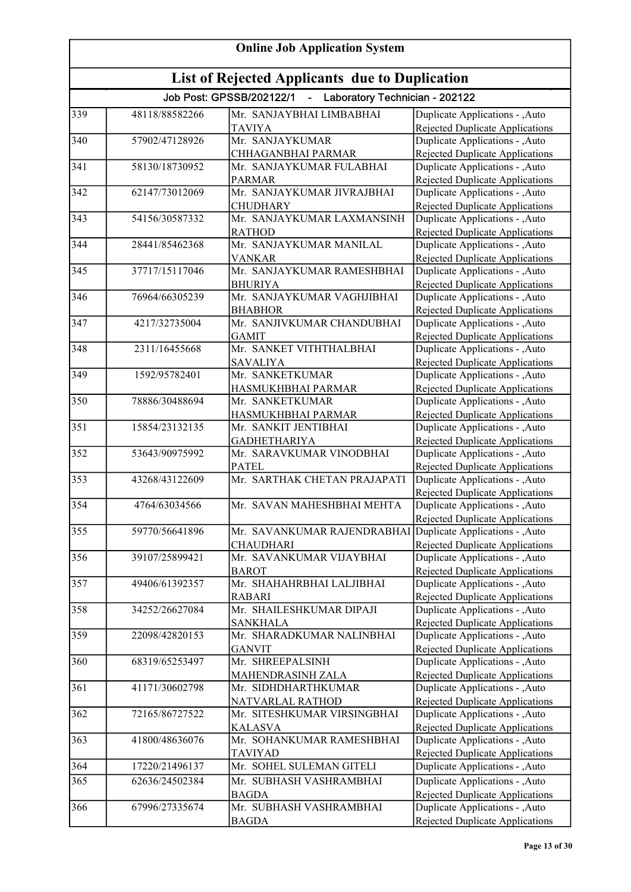# Online Job Application System

## List of Rejected Applicants due to Duplication

### Job Post: GPSSB/202122/1 - Laboratory Technician - 202122

| | | | |
|---|---|---|---|
| 339 | 48118/88582266 | Mr. SANJAYBHAI LIMBABHAI TAVIYA | Duplicate Applications - ,Auto Rejected Duplicate Applications |
| 340 | 57902/47128926 | Mr. SANJAYKUMAR CHHAGANBHAI PARMAR | Duplicate Applications - ,Auto Rejected Duplicate Applications |
| 341 | 58130/18730952 | Mr. SANJAYKUMAR FULABHAI PARMAR | Duplicate Applications - ,Auto Rejected Duplicate Applications |
| 342 | 62147/73012069 | Mr. SANJAYKUMAR JIVRAJBHAI CHUDHARY | Duplicate Applications - ,Auto Rejected Duplicate Applications |
| 343 | 54156/30587332 | Mr. SANJAYKUMAR LAXMANSINH RATHOD | Duplicate Applications - ,Auto Rejected Duplicate Applications |
| 344 | 28441/85462368 | Mr. SANJAYKUMAR MANILAL VANKAR | Duplicate Applications - ,Auto Rejected Duplicate Applications |
| 345 | 37717/15117046 | Mr. SANJAYKUMAR RAMESHBHAI BHURIYA | Duplicate Applications - ,Auto Rejected Duplicate Applications |
| 346 | 76964/66305239 | Mr. SANJAYKUMAR VAGHJIBHAI BHABHOR | Duplicate Applications - ,Auto Rejected Duplicate Applications |
| 347 | 4217/32735004 | Mr. SANJIVKUMAR CHANDUBHAI GAMIT | Duplicate Applications - ,Auto Rejected Duplicate Applications |
| 348 | 2311/16455668 | Mr. SANKET VITHTHALBHAI SAVALIYA | Duplicate Applications - ,Auto Rejected Duplicate Applications |
| 349 | 1592/95782401 | Mr. SANKETKUMAR HASMUKHBHAI PARMAR | Duplicate Applications - ,Auto Rejected Duplicate Applications |
| 350 | 78886/30488694 | Mr. SANKETKUMAR HASMUKHBHAI PARMAR | Duplicate Applications - ,Auto Rejected Duplicate Applications |
| 351 | 15854/23132135 | Mr. SANKIT JENTIBHAI GADHETHARIYA | Duplicate Applications - ,Auto Rejected Duplicate Applications |
| 352 | 53643/90975992 | Mr. SARAVKUMAR VINODBHAI PATEL | Duplicate Applications - ,Auto Rejected Duplicate Applications |
| 353 | 43268/43122609 | Mr. SARTHAK CHETAN PRAJAPATI | Duplicate Applications - ,Auto Rejected Duplicate Applications |
| 354 | 4764/63034566 | Mr. SAVAN MAHESHBHAI MEHTA | Duplicate Applications - ,Auto Rejected Duplicate Applications |
| 355 | 59770/56641896 | Mr. SAVANKUMAR RAJENDRABHAI CHAUDHARI | Duplicate Applications - ,Auto Rejected Duplicate Applications |
| 356 | 39107/25899421 | Mr. SAVANKUMAR VIJAYBHAI BAROT | Duplicate Applications - ,Auto Rejected Duplicate Applications |
| 357 | 49406/61392357 | Mr. SHAHAHRBHAI LALJIBHAI RABARI | Duplicate Applications - ,Auto Rejected Duplicate Applications |
| 358 | 34252/26627084 | Mr. SHAILESHKUMAR DIPAJI SANKHALA | Duplicate Applications - ,Auto Rejected Duplicate Applications |
| 359 | 22098/42820153 | Mr. SHARADKUMAR NALINBHAI GANVIT | Duplicate Applications - ,Auto Rejected Duplicate Applications |
| 360 | 68319/65253497 | Mr. SHREEPALSINH MAHENDRASINH ZALA | Duplicate Applications - ,Auto Rejected Duplicate Applications |
| 361 | 41171/30602798 | Mr. SIDHDHARTHKUMAR NATVARLAL RATHOD | Duplicate Applications - ,Auto Rejected Duplicate Applications |
| 362 | 72165/86727522 | Mr. SITESHKUMAR VIRSINGBHAI KALASVA | Duplicate Applications - ,Auto Rejected Duplicate Applications |
| 363 | 41800/48636076 | Mr. SOHANKUMAR RAMESHBHAI TAVIYAD | Duplicate Applications - ,Auto Rejected Duplicate Applications |
| 364 | 17220/21496137 | Mr. SOHEL SULEMAN GITELI | Duplicate Applications - ,Auto |
| 365 | 62636/24502384 | Mr. SUBHASH VASHRAMBHAI BAGDA | Duplicate Applications - ,Auto Rejected Duplicate Applications |
| 366 | 67996/27335674 | Mr. SUBHASH VASHRAMBHAI BAGDA | Duplicate Applications - ,Auto Rejected Duplicate Applications |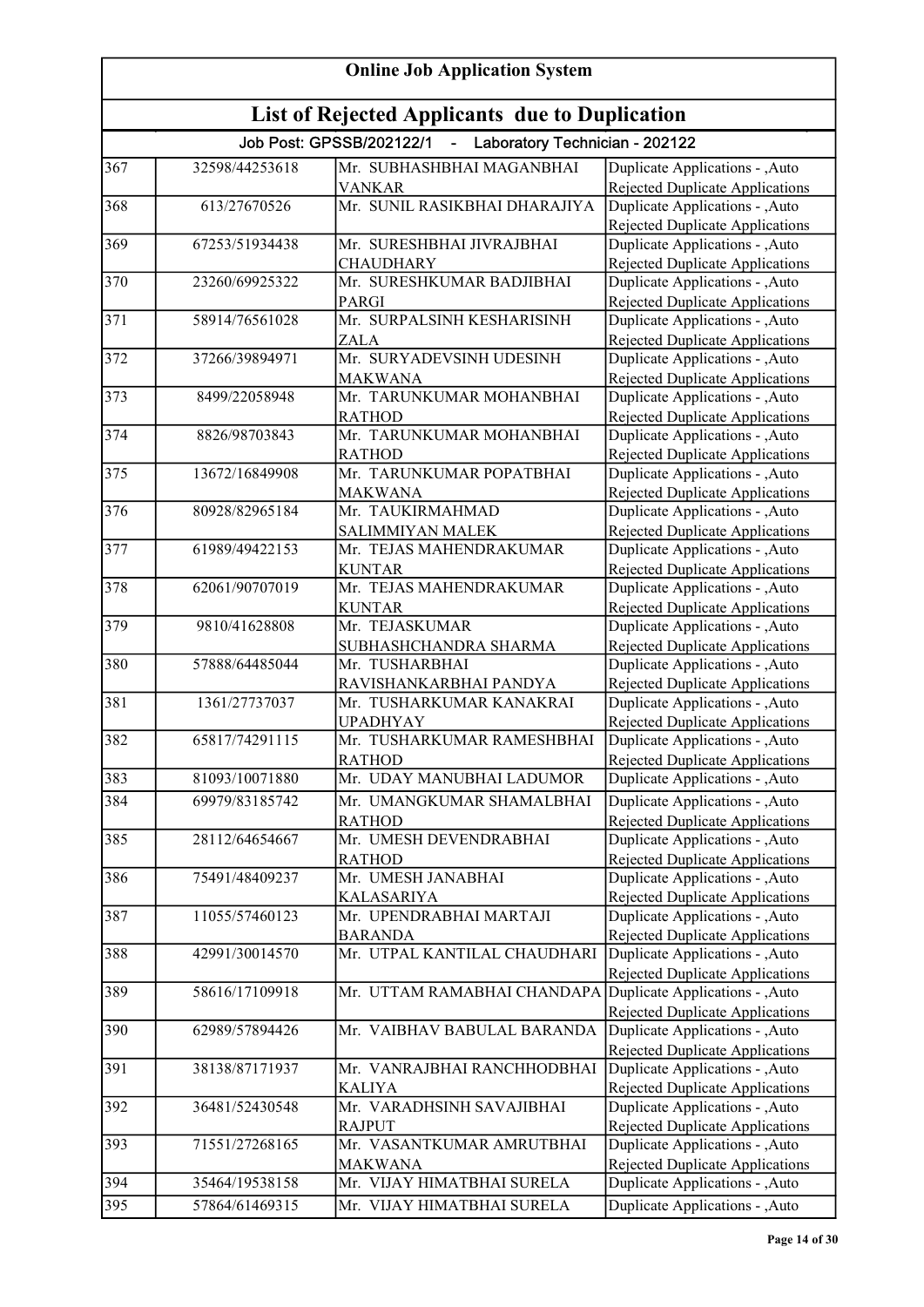## Online Job Application System

## List of Rejected Applicants due to Duplication

### Job Post: GPSSB/202122/1 - Laboratory Technician - 202122

| | | | |
|---|---|---|---|
| 367 | 32598/44253618 | Mr. SUBHASHBHAI MAGANBHAI VANKAR | Duplicate Applications - ,Auto Rejected Duplicate Applications |
| 368 | 613/27670526 | Mr. SUNIL RASIKBHAI DHARAJIYA | Duplicate Applications - ,Auto Rejected Duplicate Applications |
| 369 | 67253/51934438 | Mr. SURESHBHAI JIVRAJBHAI CHAUDHARY | Duplicate Applications - ,Auto Rejected Duplicate Applications |
| 370 | 23260/69925322 | Mr. SURESHKUMAR BADJIBHAI PARGI | Duplicate Applications - ,Auto Rejected Duplicate Applications |
| 371 | 58914/76561028 | Mr. SURPALSINH KESHARISINH ZALA | Duplicate Applications - ,Auto Rejected Duplicate Applications |
| 372 | 37266/39894971 | Mr. SURYADEVSINH UDESINH MAKWANA | Duplicate Applications - ,Auto Rejected Duplicate Applications |
| 373 | 8499/22058948 | Mr. TARUNKUMAR MOHANBHAI RATHOD | Duplicate Applications - ,Auto Rejected Duplicate Applications |
| 374 | 8826/98703843 | Mr. TARUNKUMAR MOHANBHAI RATHOD | Duplicate Applications - ,Auto Rejected Duplicate Applications |
| 375 | 13672/16849908 | Mr. TARUNKUMAR POPATBHAI MAKWANA | Duplicate Applications - ,Auto Rejected Duplicate Applications |
| 376 | 80928/82965184 | Mr. TAUKIRMAHMAD SALIMMIYAN MALEK | Duplicate Applications - ,Auto Rejected Duplicate Applications |
| 377 | 61989/49422153 | Mr. TEJAS MAHENDRAKUMAR KUNTAR | Duplicate Applications - ,Auto Rejected Duplicate Applications |
| 378 | 62061/90707019 | Mr. TEJAS MAHENDRAKUMAR KUNTAR | Duplicate Applications - ,Auto Rejected Duplicate Applications |
| 379 | 9810/41628808 | Mr. TEJASKUMAR SUBHASHCHANDRA SHARMA | Duplicate Applications - ,Auto Rejected Duplicate Applications |
| 380 | 57888/64485044 | Mr. TUSHARBHAI RAVISHANKARBHAI PANDYA | Duplicate Applications - ,Auto Rejected Duplicate Applications |
| 381 | 1361/27737037 | Mr. TUSHARKUMAR KANAKRAI UPADHYAY | Duplicate Applications - ,Auto Rejected Duplicate Applications |
| 382 | 65817/74291115 | Mr. TUSHARKUMAR RAMESHBHAI RATHOD | Duplicate Applications - ,Auto Rejected Duplicate Applications |
| 383 | 81093/10071880 | Mr. UDAY MANUBHAI LADUMOR | Duplicate Applications - ,Auto |
| 384 | 69979/83185742 | Mr. UMANGKUMAR SHAMALBHAI RATHOD | Duplicate Applications - ,Auto Rejected Duplicate Applications |
| 385 | 28112/64654667 | Mr. UMESH DEVENDRABHAI RATHOD | Duplicate Applications - ,Auto Rejected Duplicate Applications |
| 386 | 75491/48409237 | Mr. UMESH JANABHAI KALASARIYA | Duplicate Applications - ,Auto Rejected Duplicate Applications |
| 387 | 11055/57460123 | Mr. UPENDRABHAI MARTAJI BARANDA | Duplicate Applications - ,Auto Rejected Duplicate Applications |
| 388 | 42991/30014570 | Mr. UTPAL KANTILAL CHAUDHARI | Duplicate Applications - ,Auto Rejected Duplicate Applications |
| 389 | 58616/17109918 | Mr. UTTAM RAMABHAI CHANDAPA | Duplicate Applications - ,Auto Rejected Duplicate Applications |
| 390 | 62989/57894426 | Mr. VAIBHAV BABULAL BARANDA | Duplicate Applications - ,Auto Rejected Duplicate Applications |
| 391 | 38138/87171937 | Mr. VANRAJBHAI RANCHHODBHAI KALIYA | Duplicate Applications - ,Auto Rejected Duplicate Applications |
| 392 | 36481/52430548 | Mr. VARADHSINH SAVAJIBHAI RAJPUT | Duplicate Applications - ,Auto Rejected Duplicate Applications |
| 393 | 71551/27268165 | Mr. VASANTKUMAR AMRUTBHAI MAKWANA | Duplicate Applications - ,Auto Rejected Duplicate Applications |
| 394 | 35464/19538158 | Mr. VIJAY HIMATBHAI SURELA | Duplicate Applications - ,Auto |
| 395 | 57864/61469315 | Mr. VIJAY HIMATBHAI SURELA | Duplicate Applications - ,Auto |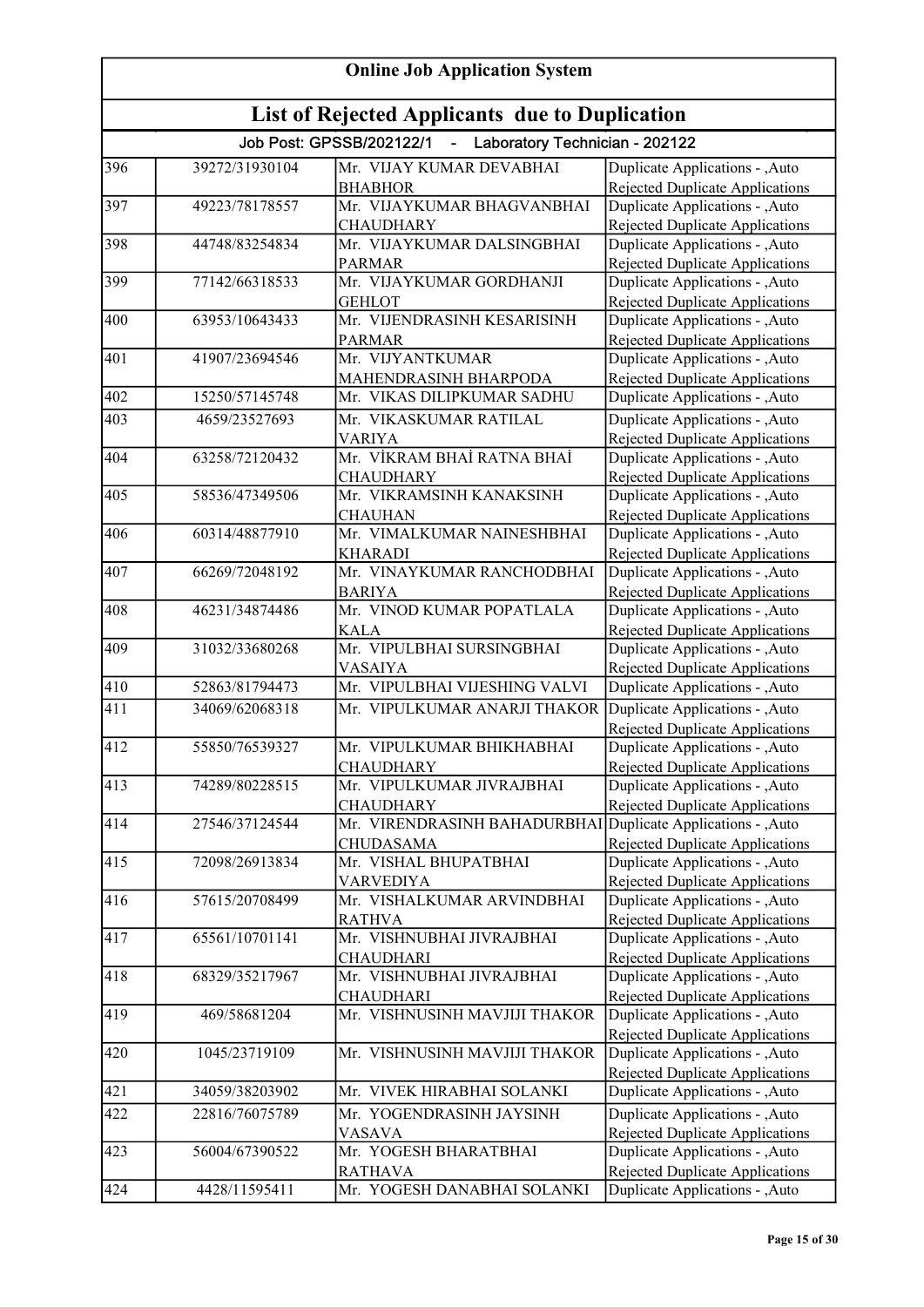# Online Job Application System

## List of Rejected Applicants due to Duplication

### Job Post: GPSSB/202122/1 - Laboratory Technician - 202122

| | | | |
|---|---|---|---|
| 396 | 39272/31930104 | Mr. VIJAY KUMAR DEVABHAI BHABHOR | Duplicate Applications - ,Auto Rejected Duplicate Applications |
| 397 | 49223/78178557 | Mr. VIJAYKUMAR BHAGVANBHAI CHAUDHARY | Duplicate Applications - ,Auto Rejected Duplicate Applications |
| 398 | 44748/83254834 | Mr. VIJAYKUMAR DALSINGBHAI PARMAR | Duplicate Applications - ,Auto Rejected Duplicate Applications |
| 399 | 77142/66318533 | Mr. VIJAYKUMAR GORDHANJI GEHLOT | Duplicate Applications - ,Auto Rejected Duplicate Applications |
| 400 | 63953/10643433 | Mr. VIJENDRASINH KESARISINH PARMAR | Duplicate Applications - ,Auto Rejected Duplicate Applications |
| 401 | 41907/23694546 | Mr. VIJYANTKUMAR MAHENDRASINH BHARPODA | Duplicate Applications - ,Auto Rejected Duplicate Applications |
| 402 | 15250/57145748 | Mr. VIKAS DILIPKUMAR SADHU | Duplicate Applications - ,Auto |
| 403 | 4659/23527693 | Mr. VIKASKUMAR RATILAL VARIYA | Duplicate Applications - ,Auto Rejected Duplicate Applications |
| 404 | 63258/72120432 | Mr. VİKRAM BHAİ RATNA BHAİ CHAUDHARY | Duplicate Applications - ,Auto Rejected Duplicate Applications |
| 405 | 58536/47349506 | Mr. VIKRAMSINH KANAKSINH CHAUHAN | Duplicate Applications - ,Auto Rejected Duplicate Applications |
| 406 | 60314/48877910 | Mr. VIMALKUMAR NAINESHBHAI KHARADI | Duplicate Applications - ,Auto Rejected Duplicate Applications |
| 407 | 66269/72048192 | Mr. VINAYKUMAR RANCHODBHAI BARIYA | Duplicate Applications - ,Auto Rejected Duplicate Applications |
| 408 | 46231/34874486 | Mr. VINOD KUMAR POPATLALA KALA | Duplicate Applications - ,Auto Rejected Duplicate Applications |
| 409 | 31032/33680268 | Mr. VIPULBHAI SURSINGBHAI VASAIYA | Duplicate Applications - ,Auto Rejected Duplicate Applications |
| 410 | 52863/81794473 | Mr. VIPULBHAI VIJESHING VALVI | Duplicate Applications - ,Auto |
| 411 | 34069/62068318 | Mr. VIPULKUMAR ANARJI THAKOR | Duplicate Applications - ,Auto Rejected Duplicate Applications |
| 412 | 55850/76539327 | Mr. VIPULKUMAR BHIKHABHAI CHAUDHARY | Duplicate Applications - ,Auto Rejected Duplicate Applications |
| 413 | 74289/80228515 | Mr. VIPULKUMAR JIVRAJBHAI CHAUDHARY | Duplicate Applications - ,Auto Rejected Duplicate Applications |
| 414 | 27546/37124544 | Mr. VIRENDRASINH BAHADURBHAI CHUDASAMA | Duplicate Applications - ,Auto Rejected Duplicate Applications |
| 415 | 72098/26913834 | Mr. VISHAL BHUPATBHAI VARVEDIYA | Duplicate Applications - ,Auto Rejected Duplicate Applications |
| 416 | 57615/20708499 | Mr. VISHALKUMAR ARVINDBHAI RATHVA | Duplicate Applications - ,Auto Rejected Duplicate Applications |
| 417 | 65561/10701141 | Mr. VISHNUBHAI JIVRAJBHAI CHAUDHARI | Duplicate Applications - ,Auto Rejected Duplicate Applications |
| 418 | 68329/35217967 | Mr. VISHNUBHAI JIVRAJBHAI CHAUDHARI | Duplicate Applications - ,Auto Rejected Duplicate Applications |
| 419 | 469/58681204 | Mr. VISHNUSINH MAVJIJI THAKOR | Duplicate Applications - ,Auto Rejected Duplicate Applications |
| 420 | 1045/23719109 | Mr. VISHNUSINH MAVJIJI THAKOR | Duplicate Applications - ,Auto Rejected Duplicate Applications |
| 421 | 34059/38203902 | Mr. VIVEK HIRABHAI SOLANKI | Duplicate Applications - ,Auto |
| 422 | 22816/76075789 | Mr. YOGENDRASINH JAYSINH VASAVA | Duplicate Applications - ,Auto Rejected Duplicate Applications |
| 423 | 56004/67390522 | Mr. YOGESH BHARATBHAI RATHAVA | Duplicate Applications - ,Auto Rejected Duplicate Applications |
| 424 | 4428/11595411 | Mr. YOGESH DANABHAI SOLANKI | Duplicate Applications - ,Auto |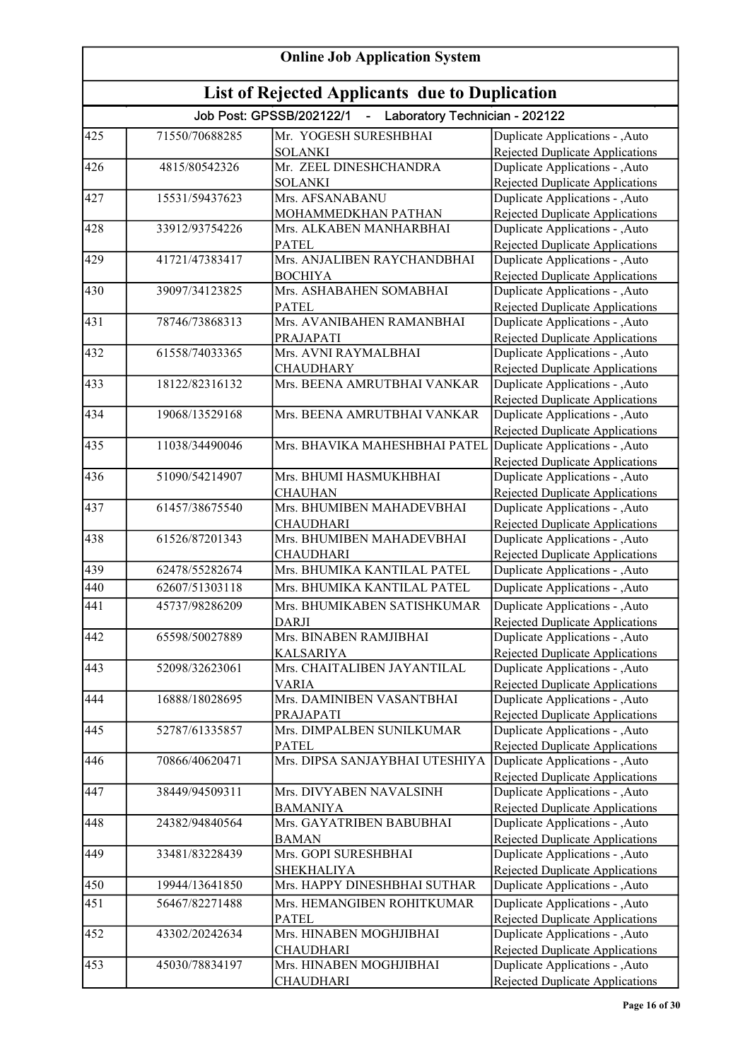# Online Job Application System

## List of Rejected Applicants due to Duplication

Job Post: GPSSB/202122/1 - Laboratory Technician - 202122

| | | | |
|---|---|---|---|
| 425 | 71550/70688285 | Mr. YOGESH SURESHBHAI SOLANKI | Duplicate Applications - ,Auto Rejected Duplicate Applications |
| 426 | 4815/80542326 | Mr. ZEEL DINESHCHANDRA SOLANKI | Duplicate Applications - ,Auto Rejected Duplicate Applications |
| 427 | 15531/59437623 | Mrs. AFSANABANU MOHAMMEDKHAN PATHAN | Duplicate Applications - ,Auto Rejected Duplicate Applications |
| 428 | 33912/93754226 | Mrs. ALKABEN MANHARBHAI PATEL | Duplicate Applications - ,Auto Rejected Duplicate Applications |
| 429 | 41721/47383417 | Mrs. ANJALIBEN RAYCHANDBHAI BOCHIYA | Duplicate Applications - ,Auto Rejected Duplicate Applications |
| 430 | 39097/34123825 | Mrs. ASHABAHEN SOMABHAI PATEL | Duplicate Applications - ,Auto Rejected Duplicate Applications |
| 431 | 78746/73868313 | Mrs. AVANIBAHEN RAMANBHAI PRAJAPATI | Duplicate Applications - ,Auto Rejected Duplicate Applications |
| 432 | 61558/74033365 | Mrs. AVNI RAYMALBHAI CHAUDHARY | Duplicate Applications - ,Auto Rejected Duplicate Applications |
| 433 | 18122/82316132 | Mrs. BEENA AMRUTBHAI VANKAR | Duplicate Applications - ,Auto Rejected Duplicate Applications |
| 434 | 19068/13529168 | Mrs. BEENA AMRUTBHAI VANKAR | Duplicate Applications - ,Auto Rejected Duplicate Applications |
| 435 | 11038/34490046 | Mrs. BHAVIKA MAHESHBHAI PATEL | Duplicate Applications - ,Auto Rejected Duplicate Applications |
| 436 | 51090/54214907 | Mrs. BHUMI HASMUKHBHAI CHAUHAN | Duplicate Applications - ,Auto Rejected Duplicate Applications |
| 437 | 61457/38675540 | Mrs. BHUMIBEN MAHADEVBHAI CHAUDHARI | Duplicate Applications - ,Auto Rejected Duplicate Applications |
| 438 | 61526/87201343 | Mrs. BHUMIBEN MAHADEVBHAI CHAUDHARI | Duplicate Applications - ,Auto Rejected Duplicate Applications |
| 439 | 62478/55282674 | Mrs. BHUMIKA KANTILAL PATEL | Duplicate Applications - ,Auto |
| 440 | 62607/51303118 | Mrs. BHUMIKA KANTILAL PATEL | Duplicate Applications - ,Auto |
| 441 | 45737/98286209 | Mrs. BHUMIKABEN SATISHKUMAR DARJI | Duplicate Applications - ,Auto Rejected Duplicate Applications |
| 442 | 65598/50027889 | Mrs. BINABEN RAMJIBHAI KALSARIYA | Duplicate Applications - ,Auto Rejected Duplicate Applications |
| 443 | 52098/32623061 | Mrs. CHAITALIBEN JAYANTILAL VARIA | Duplicate Applications - ,Auto Rejected Duplicate Applications |
| 444 | 16888/18028695 | Mrs. DAMINIBEN VASANTBHAI PRAJAPATI | Duplicate Applications - ,Auto Rejected Duplicate Applications |
| 445 | 52787/61335857 | Mrs. DIMPALBEN SUNILKUMAR PATEL | Duplicate Applications - ,Auto Rejected Duplicate Applications |
| 446 | 70866/40620471 | Mrs. DIPSA SANJAYBHAI UTESHIYA | Duplicate Applications - ,Auto Rejected Duplicate Applications |
| 447 | 38449/94509311 | Mrs. DIVYABEN NAVALSINH BAMANIYA | Duplicate Applications - ,Auto Rejected Duplicate Applications |
| 448 | 24382/94840564 | Mrs. GAYATRIBEN BABUBHAI BAMAN | Duplicate Applications - ,Auto Rejected Duplicate Applications |
| 449 | 33481/83228439 | Mrs. GOPI SURESHBHAI SHEKHALIYA | Duplicate Applications - ,Auto Rejected Duplicate Applications |
| 450 | 19944/13641850 | Mrs. HAPPY DINESHBHAI SUTHAR | Duplicate Applications - ,Auto |
| 451 | 56467/82271488 | Mrs. HEMANGIBEN ROHITKUMAR PATEL | Duplicate Applications - ,Auto Rejected Duplicate Applications |
| 452 | 43302/20242634 | Mrs. HINABEN MOGHJIBHAI CHAUDHARI | Duplicate Applications - ,Auto Rejected Duplicate Applications |
| 453 | 45030/78834197 | Mrs. HINABEN MOGHJIBHAI CHAUDHARI | Duplicate Applications - ,Auto Rejected Duplicate Applications |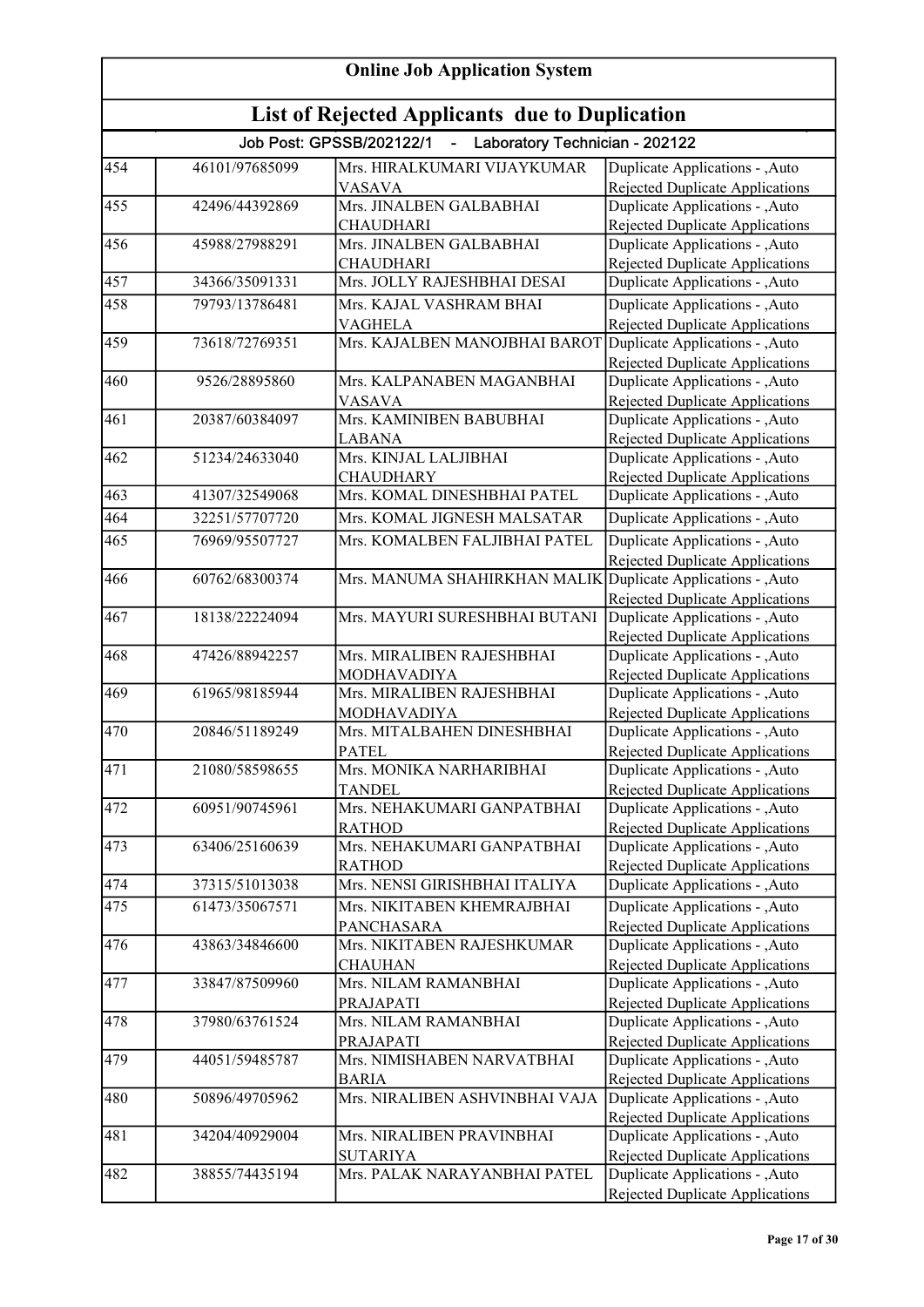# Online Job Application System

## List of Rejected Applicants due to Duplication

### Job Post: GPSSB/202122/1 - Laboratory Technician - 202122

| | | | |
|---|---|---|---|
| 454 | 46101/97685099 | Mrs. HIRALKUMARI VIJAYKUMAR VASAVA | Duplicate Applications - ,Auto Rejected Duplicate Applications |
| 455 | 42496/44392869 | Mrs. JINALBEN GALBABHAI CHAUDHARI | Duplicate Applications - ,Auto Rejected Duplicate Applications |
| 456 | 45988/27988291 | Mrs. JINALBEN GALBABHAI CHAUDHARI | Duplicate Applications - ,Auto Rejected Duplicate Applications |
| 457 | 34366/35091331 | Mrs. JOLLY RAJESHBHAI DESAI | Duplicate Applications - ,Auto |
| 458 | 79793/13786481 | Mrs. KAJAL VASHRAM BHAI VAGHELA | Duplicate Applications - ,Auto Rejected Duplicate Applications |
| 459 | 73618/72769351 | Mrs. KAJALBEN MANOJBHAI BAROT | Duplicate Applications - ,Auto Rejected Duplicate Applications |
| 460 | 9526/28895860 | Mrs. KALPANABEN MAGANBHAI VASAVA | Duplicate Applications - ,Auto Rejected Duplicate Applications |
| 461 | 20387/60384097 | Mrs. KAMINIBEN BABUBHAI LABANA | Duplicate Applications - ,Auto Rejected Duplicate Applications |
| 462 | 51234/24633040 | Mrs. KINJAL LALJIBHAI CHAUDHARY | Duplicate Applications - ,Auto Rejected Duplicate Applications |
| 463 | 41307/32549068 | Mrs. KOMAL DINESHBHAI PATEL | Duplicate Applications - ,Auto |
| 464 | 32251/57707720 | Mrs. KOMAL JIGNESH MALSATAR | Duplicate Applications - ,Auto |
| 465 | 76969/95507727 | Mrs. KOMALBEN FALJIBHAI PATEL | Duplicate Applications - ,Auto Rejected Duplicate Applications |
| 466 | 60762/68300374 | Mrs. MANUMA SHAHIRKHAN MALIK | Duplicate Applications - ,Auto Rejected Duplicate Applications |
| 467 | 18138/22224094 | Mrs. MAYURI SURESHBHAI BUTANI | Duplicate Applications - ,Auto Rejected Duplicate Applications |
| 468 | 47426/88942257 | Mrs. MIRALIBEN RAJESHBHAI MODHAVADIYA | Duplicate Applications - ,Auto Rejected Duplicate Applications |
| 469 | 61965/98185944 | Mrs. MIRALIBEN RAJESHBHAI MODHAVADIYA | Duplicate Applications - ,Auto Rejected Duplicate Applications |
| 470 | 20846/51189249 | Mrs. MITALBAHEN DINESHBHAI PATEL | Duplicate Applications - ,Auto Rejected Duplicate Applications |
| 471 | 21080/58598655 | Mrs. MONIKA NARHARIBHAI TANDEL | Duplicate Applications - ,Auto Rejected Duplicate Applications |
| 472 | 60951/90745961 | Mrs. NEHAKUMARI GANPATBHAI RATHOD | Duplicate Applications - ,Auto Rejected Duplicate Applications |
| 473 | 63406/25160639 | Mrs. NEHAKUMARI GANPATBHAI RATHOD | Duplicate Applications - ,Auto Rejected Duplicate Applications |
| 474 | 37315/51013038 | Mrs. NENSI GIRISHBHAI ITALIYA | Duplicate Applications - ,Auto |
| 475 | 61473/35067571 | Mrs. NIKITABEN KHEMRAJBHAI PANCHASARA | Duplicate Applications - ,Auto Rejected Duplicate Applications |
| 476 | 43863/34846600 | Mrs. NIKITABEN RAJESHKUMAR CHAUHAN | Duplicate Applications - ,Auto Rejected Duplicate Applications |
| 477 | 33847/87509960 | Mrs. NILAM RAMANBHAI PRAJAPATI | Duplicate Applications - ,Auto Rejected Duplicate Applications |
| 478 | 37980/63761524 | Mrs. NILAM RAMANBHAI PRAJAPATI | Duplicate Applications - ,Auto Rejected Duplicate Applications |
| 479 | 44051/59485787 | Mrs. NIMISHABEN NARVATBHAI BARIA | Duplicate Applications - ,Auto Rejected Duplicate Applications |
| 480 | 50896/49705962 | Mrs. NIRALIBEN ASHVINBHAI VAJA | Duplicate Applications - ,Auto Rejected Duplicate Applications |
| 481 | 34204/40929004 | Mrs. NIRALIBEN PRAVINBHAI SUTARIYA | Duplicate Applications - ,Auto Rejected Duplicate Applications |
| 482 | 38855/74435194 | Mrs. PALAK NARAYANBHAI PATEL | Duplicate Applications - ,Auto Rejected Duplicate Applications |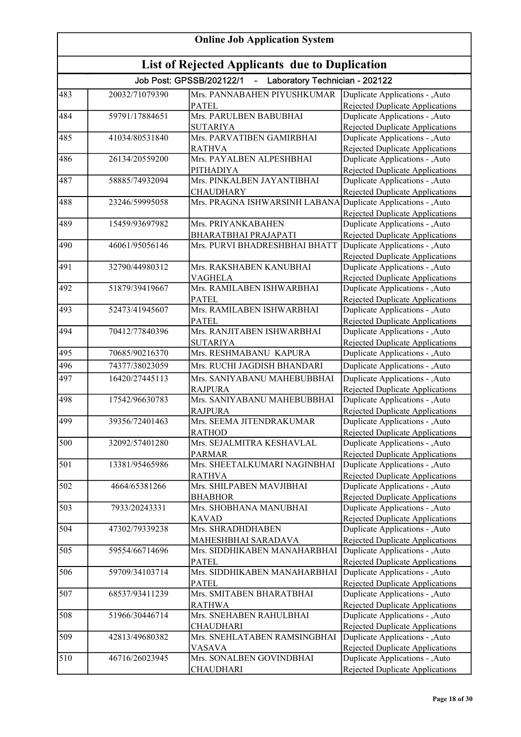# Online Job Application System

## List of Rejected Applicants due to Duplication

### Job Post: GPSSB/202122/1 - Laboratory Technician - 202122

| | | | |
|---|---|---|---|
| 483 | 20032/71079390 | Mrs. PANNABAHEN PIYUSHKUMAR PATEL | Duplicate Applications - ,Auto Rejected Duplicate Applications |
| 484 | 59791/17884651 | Mrs. PARULBEN BABUBHAI SUTARIYA | Duplicate Applications - ,Auto Rejected Duplicate Applications |
| 485 | 41034/80531840 | Mrs. PARVATIBEN GAMIRBHAI RATHVA | Duplicate Applications - ,Auto Rejected Duplicate Applications |
| 486 | 26134/20559200 | Mrs. PAYALBEN ALPESHBHAI PITHADIYA | Duplicate Applications - ,Auto Rejected Duplicate Applications |
| 487 | 58885/74932094 | Mrs. PINKALBEN JAYANTIBHAI CHAUDHARY | Duplicate Applications - ,Auto Rejected Duplicate Applications |
| 488 | 23246/59995058 | Mrs. PRAGNA ISHWARSINH LABANA | Duplicate Applications - ,Auto Rejected Duplicate Applications |
| 489 | 15459/93697982 | Mrs. PRIYANKABAHEN BHARATBHAI PRAJAPATI | Duplicate Applications - ,Auto Rejected Duplicate Applications |
| 490 | 46061/95056146 | Mrs. PURVI BHADRESHBHAI BHATT | Duplicate Applications - ,Auto Rejected Duplicate Applications |
| 491 | 32790/44980312 | Mrs. RAKSHABEN KANUBHAI VAGHELA | Duplicate Applications - ,Auto Rejected Duplicate Applications |
| 492 | 51879/39419667 | Mrs. RAMILABEN ISHWARBHAI PATEL | Duplicate Applications - ,Auto Rejected Duplicate Applications |
| 493 | 52473/41945607 | Mrs. RAMILABEN ISHWARBHAI PATEL | Duplicate Applications - ,Auto Rejected Duplicate Applications |
| 494 | 70412/77840396 | Mrs. RANJITABEN ISHWARBHAI SUTARIYA | Duplicate Applications - ,Auto Rejected Duplicate Applications |
| 495 | 70685/90216370 | Mrs. RESHMABANU KAPURA | Duplicate Applications - ,Auto |
| 496 | 74377/38023059 | Mrs. RUCHI JAGDISH BHANDARI | Duplicate Applications - ,Auto |
| 497 | 16420/27445113 | Mrs. SANIYABANU MAHEBUBBHAI RAJPURA | Duplicate Applications - ,Auto Rejected Duplicate Applications |
| 498 | 17542/96630783 | Mrs. SANIYABANU MAHEBUBBHAI RAJPURA | Duplicate Applications - ,Auto Rejected Duplicate Applications |
| 499 | 39356/72401463 | Mrs. SEEMA JITENDRAKUMAR RATHOD | Duplicate Applications - ,Auto Rejected Duplicate Applications |
| 500 | 32092/57401280 | Mrs. SEJALMITRA KESHAVLAL PARMAR | Duplicate Applications - ,Auto Rejected Duplicate Applications |
| 501 | 13381/95465986 | Mrs. SHEETALKUMARI NAGINBHAI RATHVA | Duplicate Applications - ,Auto Rejected Duplicate Applications |
| 502 | 4664/65381266 | Mrs. SHILPABEN MAVJIBHAI BHABHOR | Duplicate Applications - ,Auto Rejected Duplicate Applications |
| 503 | 7933/20243331 | Mrs. SHOBHANA MANUBHAI KAVAD | Duplicate Applications - ,Auto Rejected Duplicate Applications |
| 504 | 47302/79339238 | Mrs. SHRADHDHABEN MAHESHBHAI SARADAVA | Duplicate Applications - ,Auto Rejected Duplicate Applications |
| 505 | 59554/66714696 | Mrs. SIDDHIKABEN MANAHARBHAI PATEL | Duplicate Applications - ,Auto Rejected Duplicate Applications |
| 506 | 59709/34103714 | Mrs. SIDDHIKABEN MANAHARBHAI PATEL | Duplicate Applications - ,Auto Rejected Duplicate Applications |
| 507 | 68537/93411239 | Mrs. SMITABEN BHARATBHAI RATHWA | Duplicate Applications - ,Auto Rejected Duplicate Applications |
| 508 | 51966/30446714 | Mrs. SNEHABEN RAHULBHAI CHAUDHARI | Duplicate Applications - ,Auto Rejected Duplicate Applications |
| 509 | 42813/49680382 | Mrs. SNEHLATABEN RAMSINGBHAI VASAVA | Duplicate Applications - ,Auto Rejected Duplicate Applications |
| 510 | 46716/26023945 | Mrs. SONALBEN GOVINDBHAI CHAUDHARI | Duplicate Applications - ,Auto Rejected Duplicate Applications |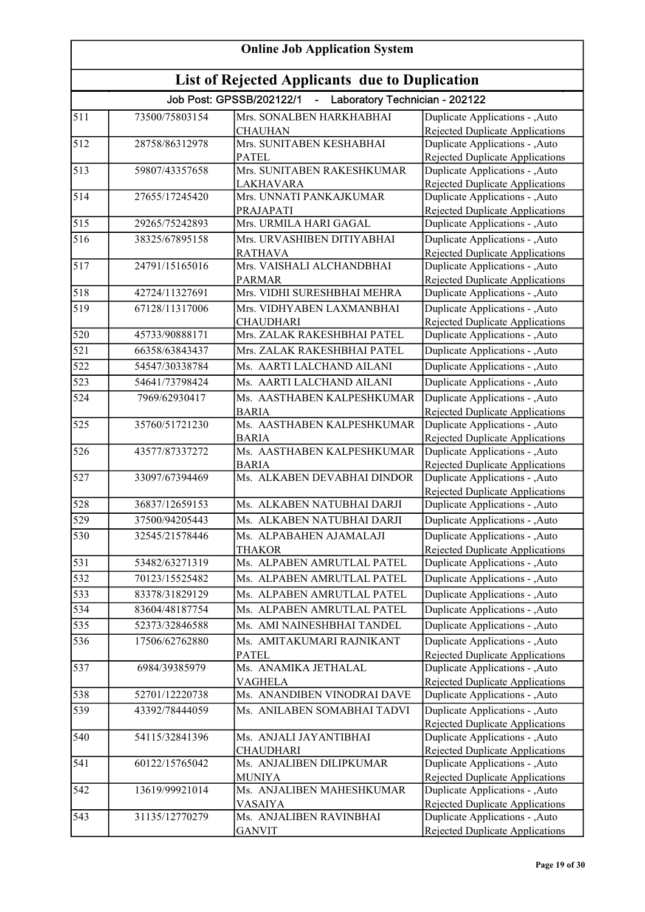# Online Job Application System

## List of Rejected Applicants due to Duplication

### Job Post: GPSSB/202122/1 - Laboratory Technician - 202122

| | | | |
|---|---|---|---|
| 511 | 73500/75803154 | Mrs. SONALBEN HARKHABHAI CHAUHAN | Duplicate Applications - ,Auto Rejected Duplicate Applications |
| 512 | 28758/86312978 | Mrs. SUNITABEN KESHABHAI PATEL | Duplicate Applications - ,Auto Rejected Duplicate Applications |
| 513 | 59807/43357658 | Mrs. SUNITABEN RAKESHKUMAR LAKHAVARA | Duplicate Applications - ,Auto Rejected Duplicate Applications |
| 514 | 27655/17245420 | Mrs. UNNATI PANKAJKUMAR PRAJAPATI | Duplicate Applications - ,Auto Rejected Duplicate Applications |
| 515 | 29265/75242893 | Mrs. URMILA HARI GAGAL | Duplicate Applications - ,Auto |
| 516 | 38325/67895158 | Mrs. URVASHIBEN DITIYABHAI RATHAVA | Duplicate Applications - ,Auto Rejected Duplicate Applications |
| 517 | 24791/15165016 | Mrs. VAISHALI ALCHANDBHAI PARMAR | Duplicate Applications - ,Auto Rejected Duplicate Applications |
| 518 | 42724/11327691 | Mrs. VIDHI SURESHBHAI MEHRA | Duplicate Applications - ,Auto |
| 519 | 67128/11317006 | Mrs. VIDHYABEN LAXMANBHAI CHAUDHARI | Duplicate Applications - ,Auto Rejected Duplicate Applications |
| 520 | 45733/90888171 | Mrs. ZALAK RAKESHBHAI PATEL | Duplicate Applications - ,Auto |
| 521 | 66358/63843437 | Mrs. ZALAK RAKESHBHAI PATEL | Duplicate Applications - ,Auto |
| 522 | 54547/30338784 | Ms. AARTI LALCHAND AILANI | Duplicate Applications - ,Auto |
| 523 | 54641/73798424 | Ms. AARTI LALCHAND AILANI | Duplicate Applications - ,Auto |
| 524 | 7969/62930417 | Ms. AASTHABEN KALPESHKUMAR BARIA | Duplicate Applications - ,Auto Rejected Duplicate Applications |
| 525 | 35760/51721230 | Ms. AASTHABEN KALPESHKUMAR BARIA | Duplicate Applications - ,Auto Rejected Duplicate Applications |
| 526 | 43577/87337272 | Ms. AASTHABEN KALPESHKUMAR BARIA | Duplicate Applications - ,Auto Rejected Duplicate Applications |
| 527 | 33097/67394469 | Ms. ALKABEN DEVABHAI DINDOR | Duplicate Applications - ,Auto Rejected Duplicate Applications |
| 528 | 36837/12659153 | Ms. ALKABEN NATUBHAI DARJI | Duplicate Applications - ,Auto |
| 529 | 37500/94205443 | Ms. ALKABEN NATUBHAI DARJI | Duplicate Applications - ,Auto |
| 530 | 32545/21578446 | Ms. ALPABAHEN AJAMALAJI THAKOR | Duplicate Applications - ,Auto Rejected Duplicate Applications |
| 531 | 53482/63271319 | Ms. ALPABEN AMRUTLAL PATEL | Duplicate Applications - ,Auto |
| 532 | 70123/15525482 | Ms. ALPABEN AMRUTLAL PATEL | Duplicate Applications - ,Auto |
| 533 | 83378/31829129 | Ms. ALPABEN AMRUTLAL PATEL | Duplicate Applications - ,Auto |
| 534 | 83604/48187754 | Ms. ALPABEN AMRUTLAL PATEL | Duplicate Applications - ,Auto |
| 535 | 52373/32846588 | Ms. AMI NAINESHBHAI TANDEL | Duplicate Applications - ,Auto |
| 536 | 17506/62762880 | Ms. AMITAKUMARI RAJNIKANT PATEL | Duplicate Applications - ,Auto Rejected Duplicate Applications |
| 537 | 6984/39385979 | Ms. ANAMIKA JETHALAL VAGHELA | Duplicate Applications - ,Auto Rejected Duplicate Applications |
| 538 | 52701/12220738 | Ms. ANANDIBEN VINODRAI DAVE | Duplicate Applications - ,Auto |
| 539 | 43392/78444059 | Ms. ANILABEN SOMABHAI TADVI | Duplicate Applications - ,Auto Rejected Duplicate Applications |
| 540 | 54115/32841396 | Ms. ANJALI JAYANTIBHAI CHAUDHARI | Duplicate Applications - ,Auto Rejected Duplicate Applications |
| 541 | 60122/15765042 | Ms. ANJALIBEN DILIPKUMAR MUNIYA | Duplicate Applications - ,Auto Rejected Duplicate Applications |
| 542 | 13619/99921014 | Ms. ANJALIBEN MAHESHKUMAR VASAIYA | Duplicate Applications - ,Auto Rejected Duplicate Applications |
| 543 | 31135/12770279 | Ms. ANJALIBEN RAVINBHAI GANVIT | Duplicate Applications - ,Auto Rejected Duplicate Applications |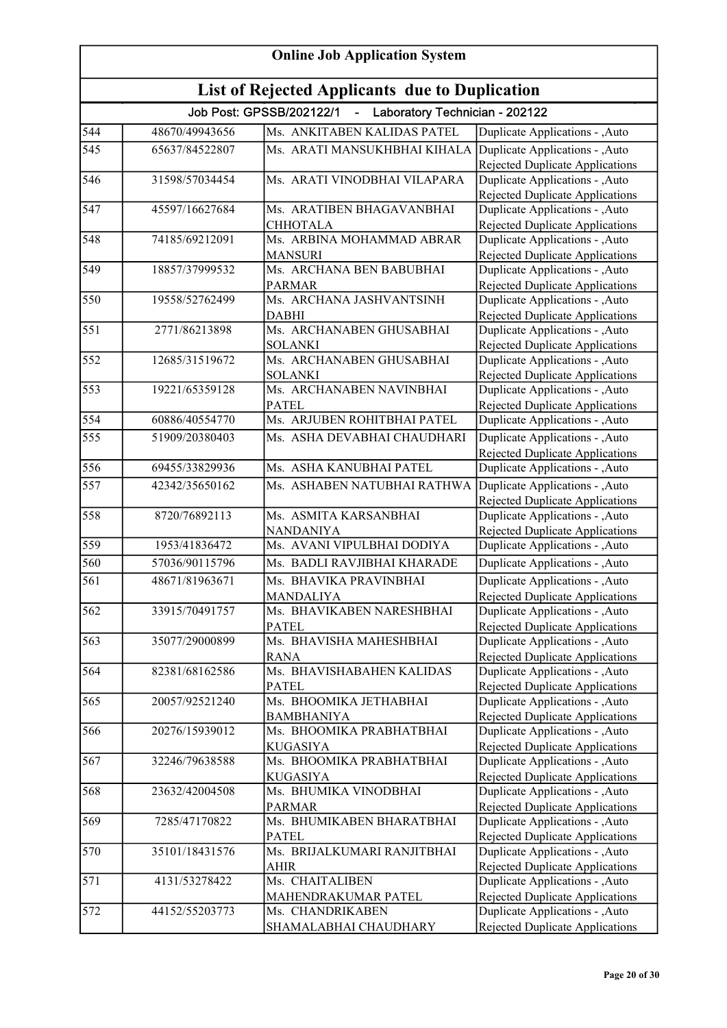# Online Job Application System

## List of Rejected Applicants due to Duplication

### Job Post: GPSSB/202122/1 - Laboratory Technician - 202122

| | | | |
|---|---|---|---|
| 544 | 48670/49943656 | Ms. ANKITABEN KALIDAS PATEL | Duplicate Applications - ,Auto |
| 545 | 65637/84522807 | Ms. ARATI MANSUKHBHAI KIHALA | Duplicate Applications - ,Auto Rejected Duplicate Applications |
| 546 | 31598/57034454 | Ms. ARATI VINODBHAI VILAPARA | Duplicate Applications - ,Auto Rejected Duplicate Applications |
| 547 | 45597/16627684 | Ms. ARATIBEN BHAGAVANBHAI CHHOTALA | Duplicate Applications - ,Auto Rejected Duplicate Applications |
| 548 | 74185/69212091 | Ms. ARBINA MOHAMMAD ABRAR MANSURI | Duplicate Applications - ,Auto Rejected Duplicate Applications |
| 549 | 18857/37999532 | Ms. ARCHANA BEN BABUBHAI PARMAR | Duplicate Applications - ,Auto Rejected Duplicate Applications |
| 550 | 19558/52762499 | Ms. ARCHANA JASHVANTSINH DABHI | Duplicate Applications - ,Auto Rejected Duplicate Applications |
| 551 | 2771/86213898 | Ms. ARCHANABEN GHUSABHAI SOLANKI | Duplicate Applications - ,Auto Rejected Duplicate Applications |
| 552 | 12685/31519672 | Ms. ARCHANABEN GHUSABHAI SOLANKI | Duplicate Applications - ,Auto Rejected Duplicate Applications |
| 553 | 19221/65359128 | Ms. ARCHANABEN NAVINBHAI PATEL | Duplicate Applications - ,Auto Rejected Duplicate Applications |
| 554 | 60886/40554770 | Ms. ARJUBEN ROHITBHAI PATEL | Duplicate Applications - ,Auto |
| 555 | 51909/20380403 | Ms. ASHA DEVABHAI CHAUDHARI | Duplicate Applications - ,Auto Rejected Duplicate Applications |
| 556 | 69455/33829936 | Ms. ASHA KANUBHAI PATEL | Duplicate Applications - ,Auto |
| 557 | 42342/35650162 | Ms. ASHABEN NATUBHAI RATHWA | Duplicate Applications - ,Auto Rejected Duplicate Applications |
| 558 | 8720/76892113 | Ms. ASMITA KARSANBHAI NANDANIYA | Duplicate Applications - ,Auto Rejected Duplicate Applications |
| 559 | 1953/41836472 | Ms. AVANI VIPULBHAI DODIYA | Duplicate Applications - ,Auto |
| 560 | 57036/90115796 | Ms. BADLI RAVJIBHAI KHARADE | Duplicate Applications - ,Auto |
| 561 | 48671/81963671 | Ms. BHAVIKA PRAVINBHAI MANDALIYA | Duplicate Applications - ,Auto Rejected Duplicate Applications |
| 562 | 33915/70491757 | Ms. BHAVIKABEN NARESHBHAI PATEL | Duplicate Applications - ,Auto Rejected Duplicate Applications |
| 563 | 35077/29000899 | Ms. BHAVISHA MAHESHBHAI RANA | Duplicate Applications - ,Auto Rejected Duplicate Applications |
| 564 | 82381/68162586 | Ms. BHAVISHABAHEN KALIDAS PATEL | Duplicate Applications - ,Auto Rejected Duplicate Applications |
| 565 | 20057/92521240 | Ms. BHOOMIKA JETHABHAI BAMBHANIYA | Duplicate Applications - ,Auto Rejected Duplicate Applications |
| 566 | 20276/15939012 | Ms. BHOOMIKA PRABHATBHAI KUGASIYA | Duplicate Applications - ,Auto Rejected Duplicate Applications |
| 567 | 32246/79638588 | Ms. BHOOMIKA PRABHATBHAI KUGASIYA | Duplicate Applications - ,Auto Rejected Duplicate Applications |
| 568 | 23632/42004508 | Ms. BHUMIKA VINODBHAI PARMAR | Duplicate Applications - ,Auto Rejected Duplicate Applications |
| 569 | 7285/47170822 | Ms. BHUMIKABEN BHARATBHAI PATEL | Duplicate Applications - ,Auto Rejected Duplicate Applications |
| 570 | 35101/18431576 | Ms. BRIJALKUMARI RANJITBHAI AHIR | Duplicate Applications - ,Auto Rejected Duplicate Applications |
| 571 | 4131/53278422 | Ms. CHAITALIBEN MAHENDRAKUMAR PATEL | Duplicate Applications - ,Auto Rejected Duplicate Applications |
| 572 | 44152/55203773 | Ms. CHANDRIKABEN SHAMALABHAI CHAUDHARY | Duplicate Applications - ,Auto Rejected Duplicate Applications |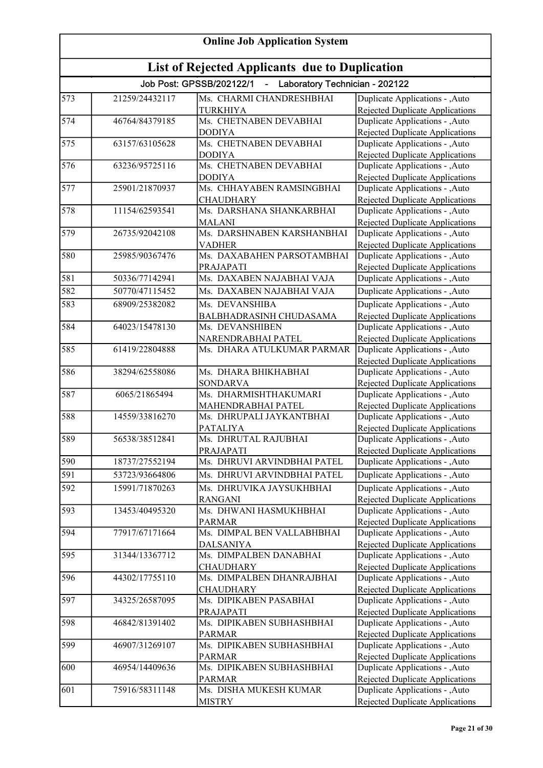# Online Job Application System

## List of Rejected Applicants due to Duplication

### Job Post: GPSSB/202122/1 - Laboratory Technician - 202122

| | | | |
|---|---|---|---|
| 573 | 21259/24432117 | Ms. CHARMI CHANDRESHBHAI TURKHIYA | Duplicate Applications - ,Auto Rejected Duplicate Applications |
| 574 | 46764/84379185 | Ms. CHETNABEN DEVABHAI DODIYA | Duplicate Applications - ,Auto Rejected Duplicate Applications |
| 575 | 63157/63105628 | Ms. CHETNABEN DEVABHAI DODIYA | Duplicate Applications - ,Auto Rejected Duplicate Applications |
| 576 | 63236/95725116 | Ms. CHETNABEN DEVABHAI DODIYA | Duplicate Applications - ,Auto Rejected Duplicate Applications |
| 577 | 25901/21870937 | Ms. CHHAYABEN RAMSINGBHAI CHAUDHARY | Duplicate Applications - ,Auto Rejected Duplicate Applications |
| 578 | 11154/62593541 | Ms. DARSHANA SHANKARBHAI MALANI | Duplicate Applications - ,Auto Rejected Duplicate Applications |
| 579 | 26735/92042108 | Ms. DARSHNABEN KARSHANBHAI VADHER | Duplicate Applications - ,Auto Rejected Duplicate Applications |
| 580 | 25985/90367476 | Ms. DAXABAHEN PARSOTAMBHAI PRAJAPATI | Duplicate Applications - ,Auto Rejected Duplicate Applications |
| 581 | 50336/77142941 | Ms. DAXABEN NAJABHAI VAJA | Duplicate Applications - ,Auto |
| 582 | 50770/47115452 | Ms. DAXABEN NAJABHAI VAJA | Duplicate Applications - ,Auto |
| 583 | 68909/25382082 | Ms. DEVANSHIBA BALBHADRASINH CHUDASAMA | Duplicate Applications - ,Auto Rejected Duplicate Applications |
| 584 | 64023/15478130 | Ms. DEVANSHIBEN NARENDRABHAI PATEL | Duplicate Applications - ,Auto Rejected Duplicate Applications |
| 585 | 61419/22804888 | Ms. DHARA ATULKUMAR PARMAR | Duplicate Applications - ,Auto Rejected Duplicate Applications |
| 586 | 38294/62558086 | Ms. DHARA BHIKHABHAI SONDARVA | Duplicate Applications - ,Auto Rejected Duplicate Applications |
| 587 | 6065/21865494 | Ms. DHARMISHTHAKUMARI MAHENDRABHAI PATEL | Duplicate Applications - ,Auto Rejected Duplicate Applications |
| 588 | 14559/33816270 | Ms. DHRUPALI JAYKANTBHAI PATALIYA | Duplicate Applications - ,Auto Rejected Duplicate Applications |
| 589 | 56538/38512841 | Ms. DHRUTAL RAJUBHAI PRAJAPATI | Duplicate Applications - ,Auto Rejected Duplicate Applications |
| 590 | 18737/27552194 | Ms. DHRUVI ARVINDBHAI PATEL | Duplicate Applications - ,Auto |
| 591 | 53723/93664806 | Ms. DHRUVI ARVINDBHAI PATEL | Duplicate Applications - ,Auto |
| 592 | 15991/71870263 | Ms. DHRUVIKA JAYSUKHBHAI RANGANI | Duplicate Applications - ,Auto Rejected Duplicate Applications |
| 593 | 13453/40495320 | Ms. DHWANI HASMUKHBHAI PARMAR | Duplicate Applications - ,Auto Rejected Duplicate Applications |
| 594 | 77917/67171664 | Ms. DIMPAL BEN VALLABHBHAI DALSANIYA | Duplicate Applications - ,Auto Rejected Duplicate Applications |
| 595 | 31344/13367712 | Ms. DIMPALBEN DANABHAI CHAUDHARY | Duplicate Applications - ,Auto Rejected Duplicate Applications |
| 596 | 44302/17755110 | Ms. DIMPALBEN DHANRAJBHAI CHAUDHARY | Duplicate Applications - ,Auto Rejected Duplicate Applications |
| 597 | 34325/26587095 | Ms. DIPIKABEN PASABHAI PRAJAPATI | Duplicate Applications - ,Auto Rejected Duplicate Applications |
| 598 | 46842/81391402 | Ms. DIPIKABEN SUBHASHBHAI PARMAR | Duplicate Applications - ,Auto Rejected Duplicate Applications |
| 599 | 46907/31269107 | Ms. DIPIKABEN SUBHASHBHAI PARMAR | Duplicate Applications - ,Auto Rejected Duplicate Applications |
| 600 | 46954/14409636 | Ms. DIPIKABEN SUBHASHBHAI PARMAR | Duplicate Applications - ,Auto Rejected Duplicate Applications |
| 601 | 75916/58311148 | Ms. DISHA MUKESH KUMAR MISTRY | Duplicate Applications - ,Auto Rejected Duplicate Applications |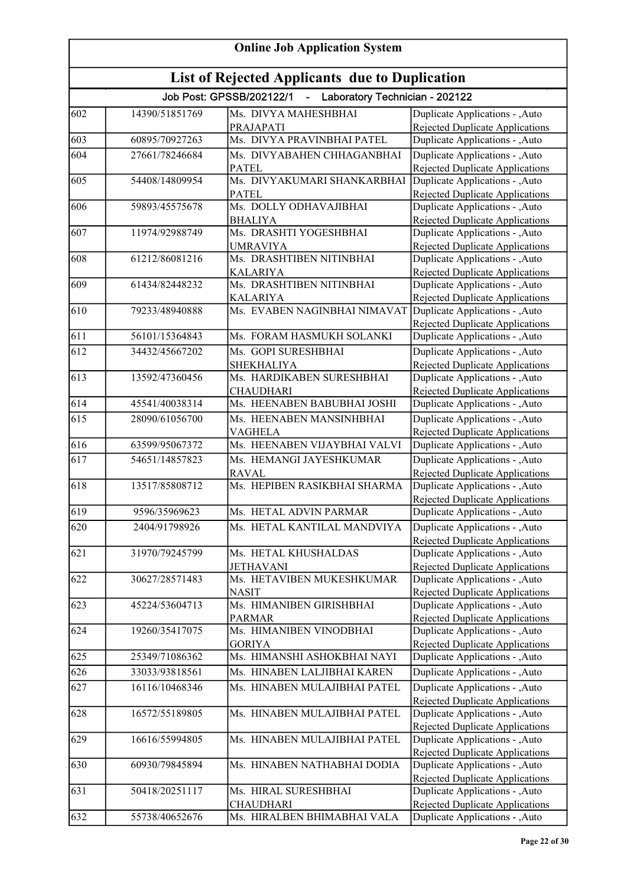# Online Job Application System

## List of Rejected Applicants due to Duplication

### Job Post: GPSSB/202122/1 - Laboratory Technician - 202122

| | | | |
|---|---|---|---|
| 602 | 14390/51851769 | Ms. DIVYA MAHESHBHAI PRAJAPATI | Duplicate Applications - ,Auto Rejected Duplicate Applications |
| 603 | 60895/70927263 | Ms. DIVYA PRAVINBHAI PATEL | Duplicate Applications - ,Auto |
| 604 | 27661/78246684 | Ms. DIVYABAHEN CHHAGANBHAI PATEL | Duplicate Applications - ,Auto Rejected Duplicate Applications |
| 605 | 54408/14809954 | Ms. DIVYAKUMARI SHANKARBHAI PATEL | Duplicate Applications - ,Auto Rejected Duplicate Applications |
| 606 | 59893/45575678 | Ms. DOLLY ODHAVAJIBHAI BHALIYA | Duplicate Applications - ,Auto Rejected Duplicate Applications |
| 607 | 11974/92988749 | Ms. DRASHTI YOGESHBHAI UMRAVIYA | Duplicate Applications - ,Auto Rejected Duplicate Applications |
| 608 | 61212/86081216 | Ms. DRASHTIBEN NITINBHAI KALARIYA | Duplicate Applications - ,Auto Rejected Duplicate Applications |
| 609 | 61434/82448232 | Ms. DRASHTIBEN NITINBHAI KALARIYA | Duplicate Applications - ,Auto Rejected Duplicate Applications |
| 610 | 79233/48940888 | Ms. EVABEN NAGINBHAI NIMAVAT | Duplicate Applications - ,Auto Rejected Duplicate Applications |
| 611 | 56101/15364843 | Ms. FORAM HASMUKH SOLANKI | Duplicate Applications - ,Auto |
| 612 | 34432/45667202 | Ms. GOPI SURESHBHAI SHEKHALIYA | Duplicate Applications - ,Auto Rejected Duplicate Applications |
| 613 | 13592/47360456 | Ms. HARDIKABEN SURESHBHAI CHAUDHARI | Duplicate Applications - ,Auto Rejected Duplicate Applications |
| 614 | 45541/40038314 | Ms. HEENABEN BABUBHAI JOSHI | Duplicate Applications - ,Auto |
| 615 | 28090/61056700 | Ms. HEENABEN MANSINHBHAI VAGHELA | Duplicate Applications - ,Auto Rejected Duplicate Applications |
| 616 | 63599/95067372 | Ms. HEENABEN VIJAYBHAI VALVI | Duplicate Applications - ,Auto |
| 617 | 54651/14857823 | Ms. HEMANGI JAYESHKUMAR RAVAL | Duplicate Applications - ,Auto Rejected Duplicate Applications |
| 618 | 13517/85808712 | Ms. HEPIBEN RASIKBHAI SHARMA | Duplicate Applications - ,Auto Rejected Duplicate Applications |
| 619 | 9596/35969623 | Ms. HETAL ADVIN PARMAR | Duplicate Applications - ,Auto |
| 620 | 2404/91798926 | Ms. HETAL KANTILAL MANDVIYA | Duplicate Applications - ,Auto Rejected Duplicate Applications |
| 621 | 31970/79245799 | Ms. HETAL KHUSHALDAS JETHAVANI | Duplicate Applications - ,Auto Rejected Duplicate Applications |
| 622 | 30627/28571483 | Ms. HETAVIBEN MUKESHKUMAR NASIT | Duplicate Applications - ,Auto Rejected Duplicate Applications |
| 623 | 45224/53604713 | Ms. HIMANIBEN GIRISHBHAI PARMAR | Duplicate Applications - ,Auto Rejected Duplicate Applications |
| 624 | 19260/35417075 | Ms. HIMANIBEN VINODBHAI GORIYA | Duplicate Applications - ,Auto Rejected Duplicate Applications |
| 625 | 25349/71086362 | Ms. HIMANSHI ASHOKBHAI NAYI | Duplicate Applications - ,Auto |
| 626 | 33033/93818561 | Ms. HINABEN LALJIBHAI KAREN | Duplicate Applications - ,Auto |
| 627 | 16116/10468346 | Ms. HINABEN MULAJIBHAI PATEL | Duplicate Applications - ,Auto Rejected Duplicate Applications |
| 628 | 16572/55189805 | Ms. HINABEN MULAJIBHAI PATEL | Duplicate Applications - ,Auto Rejected Duplicate Applications |
| 629 | 16616/55994805 | Ms. HINABEN MULAJIBHAI PATEL | Duplicate Applications - ,Auto Rejected Duplicate Applications |
| 630 | 60930/79845894 | Ms. HINABEN NATHABHAI DODIA | Duplicate Applications - ,Auto Rejected Duplicate Applications |
| 631 | 50418/20251117 | Ms. HIRAL SURESHBHAI CHAUDHARI | Duplicate Applications - ,Auto Rejected Duplicate Applications |
| 632 | 55738/40652676 | Ms. HIRALBEN BHIMABHAI VALA | Duplicate Applications - ,Auto |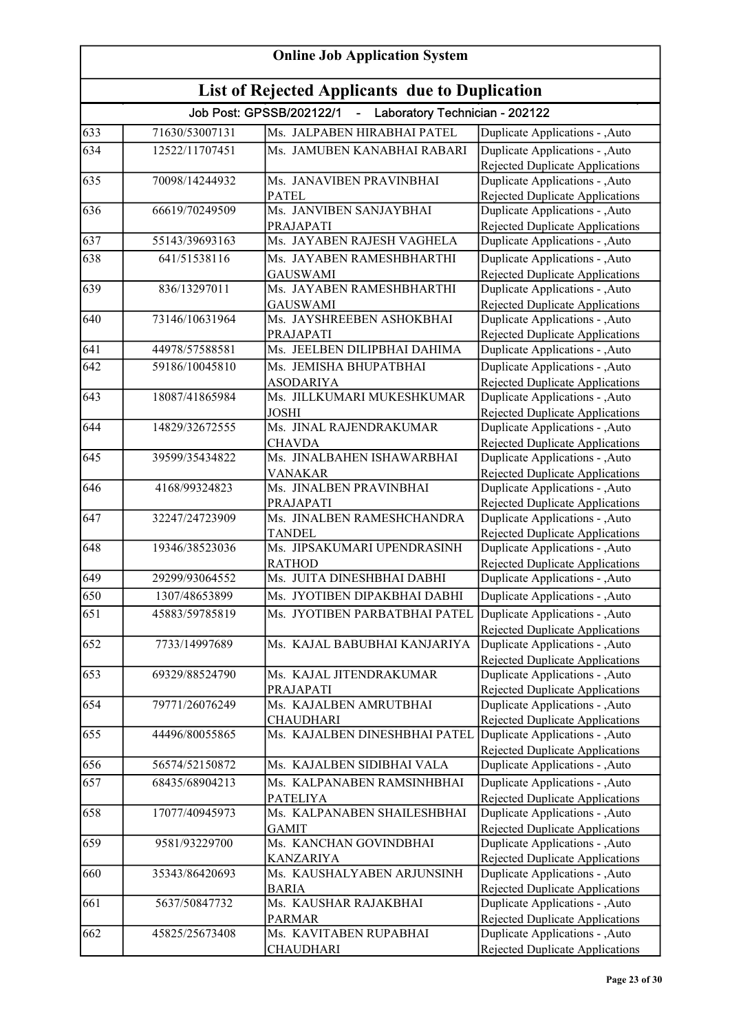# Online Job Application System

## List of Rejected Applicants due to Duplication

### Job Post: GPSSB/202122/1 - Laboratory Technician - 202122

| | | | |
|---|---|---|---|
| 633 | 71630/53007131 | Ms. JALPABEN HIRABHAI PATEL | Duplicate Applications - ,Auto |
| 634 | 12522/11707451 | Ms. JAMUBEN KANABHAI RABARI | Duplicate Applications - ,Auto Rejected Duplicate Applications |
| 635 | 70098/14244932 | Ms. JANAVIBEN PRAVINBHAI PATEL | Duplicate Applications - ,Auto Rejected Duplicate Applications |
| 636 | 66619/70249509 | Ms. JANVIBEN SANJAYBHAI PRAJAPATI | Duplicate Applications - ,Auto Rejected Duplicate Applications |
| 637 | 55143/39693163 | Ms. JAYABEN RAJESH VAGHELA | Duplicate Applications - ,Auto |
| 638 | 641/51538116 | Ms. JAYABEN RAMESHBHARTHI GAUSWAMI | Duplicate Applications - ,Auto Rejected Duplicate Applications |
| 639 | 836/13297011 | Ms. JAYABEN RAMESHBHARTHI GAUSWAMI | Duplicate Applications - ,Auto Rejected Duplicate Applications |
| 640 | 73146/10631964 | Ms. JAYSHREEBEN ASHOKBHAI PRAJAPATI | Duplicate Applications - ,Auto Rejected Duplicate Applications |
| 641 | 44978/57588581 | Ms. JEELBEN DILIPBHAI DAHIMA | Duplicate Applications - ,Auto |
| 642 | 59186/10045810 | Ms. JEMISHA BHUPATBHAI ASODARIYA | Duplicate Applications - ,Auto Rejected Duplicate Applications |
| 643 | 18087/41865984 | Ms. JILLKUMARI MUKESHKUMAR JOSHI | Duplicate Applications - ,Auto Rejected Duplicate Applications |
| 644 | 14829/32672555 | Ms. JINAL RAJENDRAKUMAR CHAVDA | Duplicate Applications - ,Auto Rejected Duplicate Applications |
| 645 | 39599/35434822 | Ms. JINALBAHEN ISHAWARBHAI VANAKAR | Duplicate Applications - ,Auto Rejected Duplicate Applications |
| 646 | 4168/99324823 | Ms. JINALBEN PRAVINBHAI PRAJAPATI | Duplicate Applications - ,Auto Rejected Duplicate Applications |
| 647 | 32247/24723909 | Ms. JINALBEN RAMESHCHANDRA TANDEL | Duplicate Applications - ,Auto Rejected Duplicate Applications |
| 648 | 19346/38523036 | Ms. JIPSAKUMARI UPENDRASINH RATHOD | Duplicate Applications - ,Auto Rejected Duplicate Applications |
| 649 | 29299/93064552 | Ms. JUITA DINESHBHAI DABHI | Duplicate Applications - ,Auto |
| 650 | 1307/48653899 | Ms. JYOTIBEN DIPAKBHAI DABHI | Duplicate Applications - ,Auto |
| 651 | 45883/59785819 | Ms. JYOTIBEN PARBATBHAI PATEL | Duplicate Applications - ,Auto Rejected Duplicate Applications |
| 652 | 7733/14997689 | Ms. KAJAL BABUBHAI KANJARIYA | Duplicate Applications - ,Auto Rejected Duplicate Applications |
| 653 | 69329/88524790 | Ms. KAJAL JITENDRAKUMAR PRAJAPATI | Duplicate Applications - ,Auto Rejected Duplicate Applications |
| 654 | 79771/26076249 | Ms. KAJALBEN AMRUTBHAI CHAUDHARI | Duplicate Applications - ,Auto Rejected Duplicate Applications |
| 655 | 44496/80055865 | Ms. KAJALBEN DINESHBHAI PATEL | Duplicate Applications - ,Auto Rejected Duplicate Applications |
| 656 | 56574/52150872 | Ms. KAJALBEN SIDIBHAI VALA | Duplicate Applications - ,Auto |
| 657 | 68435/68904213 | Ms. KALPANABEN RAMSINHBHAI PATELIYA | Duplicate Applications - ,Auto Rejected Duplicate Applications |
| 658 | 17077/40945973 | Ms. KALPANABEN SHAILESHBHAI GAMIT | Duplicate Applications - ,Auto Rejected Duplicate Applications |
| 659 | 9581/93229700 | Ms. KANCHAN GOVINDBHAI KANZARIYA | Duplicate Applications - ,Auto Rejected Duplicate Applications |
| 660 | 35343/86420693 | Ms. KAUSHALYABEN ARJUNSINH BARIA | Duplicate Applications - ,Auto Rejected Duplicate Applications |
| 661 | 5637/50847732 | Ms. KAUSHAR RAJAKBHAI PARMAR | Duplicate Applications - ,Auto Rejected Duplicate Applications |
| 662 | 45825/25673408 | Ms. KAVITABEN RUPABHAI CHAUDHARI | Duplicate Applications - ,Auto Rejected Duplicate Applications |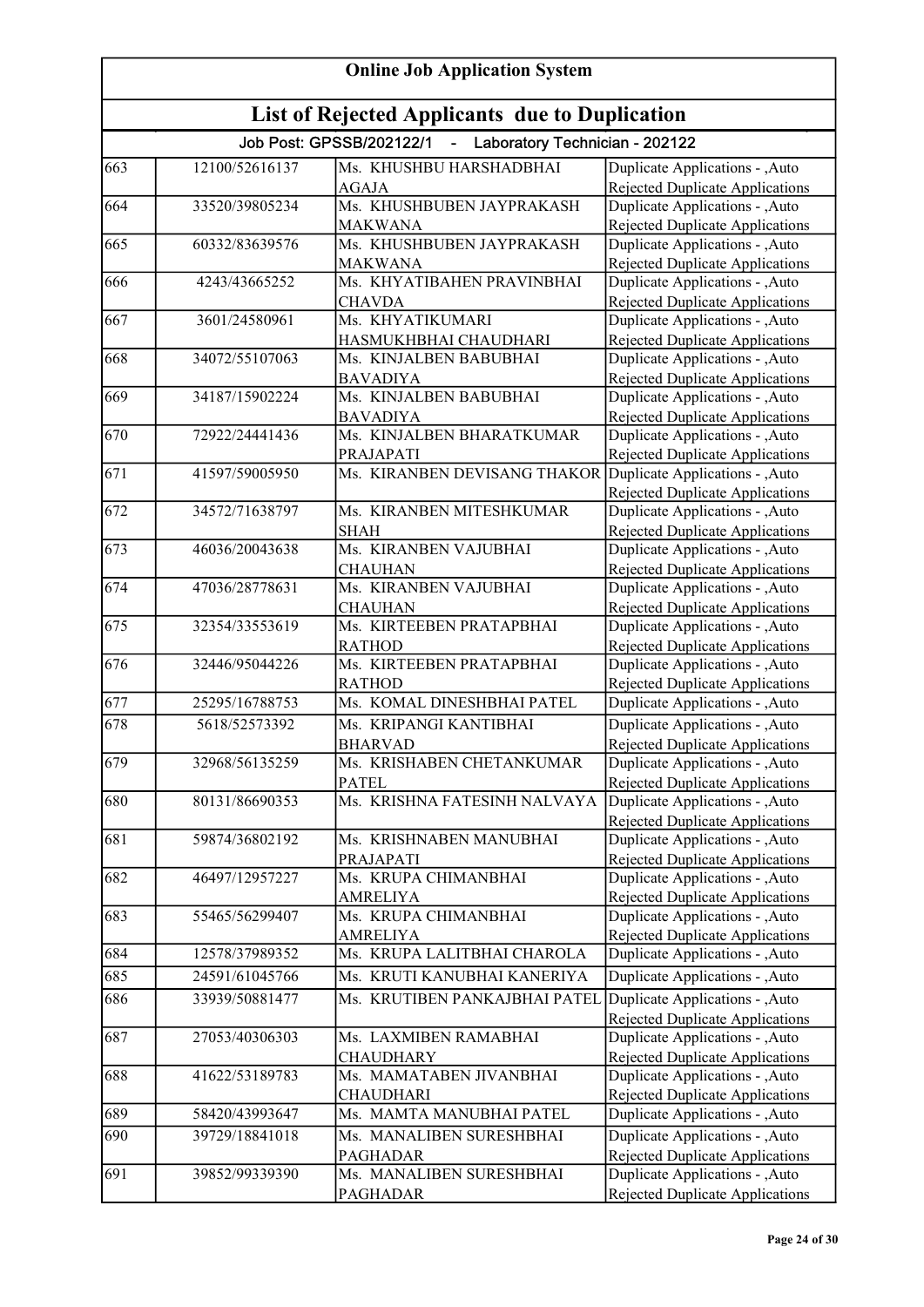# Online Job Application System

## List of Rejected Applicants due to Duplication

### Job Post: GPSSB/202122/1 - Laboratory Technician - 202122

| | | | |
|---|---|---|---|
| 663 | 12100/52616137 | Ms. KHUSHBU HARSHADBHAI AGAJA | Duplicate Applications - ,Auto Rejected Duplicate Applications |
| 664 | 33520/39805234 | Ms. KHUSHBUBEN JAYPRAKASH MAKWANA | Duplicate Applications - ,Auto Rejected Duplicate Applications |
| 665 | 60332/83639576 | Ms. KHUSHBUBEN JAYPRAKASH MAKWANA | Duplicate Applications - ,Auto Rejected Duplicate Applications |
| 666 | 4243/43665252 | Ms. KHYATIBAHEN PRAVINBHAI CHAVDA | Duplicate Applications - ,Auto Rejected Duplicate Applications |
| 667 | 3601/24580961 | Ms. KHYATIKUMARI HASMUKHBHAI CHAUDHARI | Duplicate Applications - ,Auto Rejected Duplicate Applications |
| 668 | 34072/55107063 | Ms. KINJALBEN BABUBHAI BAVADIYA | Duplicate Applications - ,Auto Rejected Duplicate Applications |
| 669 | 34187/15902224 | Ms. KINJALBEN BABUBHAI BAVADIYA | Duplicate Applications - ,Auto Rejected Duplicate Applications |
| 670 | 72922/24441436 | Ms. KINJALBEN BHARATKUMAR PRAJAPATI | Duplicate Applications - ,Auto Rejected Duplicate Applications |
| 671 | 41597/59005950 | Ms. KIRANBEN DEVISANG THAKOR | Duplicate Applications - ,Auto Rejected Duplicate Applications |
| 672 | 34572/71638797 | Ms. KIRANBEN MITESHKUMAR SHAH | Duplicate Applications - ,Auto Rejected Duplicate Applications |
| 673 | 46036/20043638 | Ms. KIRANBEN VAJUBHAI CHAUHAN | Duplicate Applications - ,Auto Rejected Duplicate Applications |
| 674 | 47036/28778631 | Ms. KIRANBEN VAJUBHAI CHAUHAN | Duplicate Applications - ,Auto Rejected Duplicate Applications |
| 675 | 32354/33553619 | Ms. KIRTEEBEN PRATAPBHAI RATHOD | Duplicate Applications - ,Auto Rejected Duplicate Applications |
| 676 | 32446/95044226 | Ms. KIRTEEBEN PRATAPBHAI RATHOD | Duplicate Applications - ,Auto Rejected Duplicate Applications |
| 677 | 25295/16788753 | Ms. KOMAL DINESHBHAI PATEL | Duplicate Applications - ,Auto |
| 678 | 5618/52573392 | Ms. KRIPANGI KANTIBHAI BHARVAD | Duplicate Applications - ,Auto Rejected Duplicate Applications |
| 679 | 32968/56135259 | Ms. KRISHABEN CHETANKUMAR PATEL | Duplicate Applications - ,Auto Rejected Duplicate Applications |
| 680 | 80131/86690353 | Ms. KRISHNA FATESINH NALVAYA | Duplicate Applications - ,Auto Rejected Duplicate Applications |
| 681 | 59874/36802192 | Ms. KRISHNABEN MANUBHAI PRAJAPATI | Duplicate Applications - ,Auto Rejected Duplicate Applications |
| 682 | 46497/12957227 | Ms. KRUPA CHIMANBHAI AMRELIYA | Duplicate Applications - ,Auto Rejected Duplicate Applications |
| 683 | 55465/56299407 | Ms. KRUPA CHIMANBHAI AMRELIYA | Duplicate Applications - ,Auto Rejected Duplicate Applications |
| 684 | 12578/37989352 | Ms. KRUPA LALITBHAI CHAROLA | Duplicate Applications - ,Auto |
| 685 | 24591/61045766 | Ms. KRUTI KANUBHAI KANERIYA | Duplicate Applications - ,Auto |
| 686 | 33939/50881477 | Ms. KRUTIBEN PANKAJBHAI PATEL | Duplicate Applications - ,Auto Rejected Duplicate Applications |
| 687 | 27053/40306303 | Ms. LAXMIBEN RAMABHAI CHAUDHARY | Duplicate Applications - ,Auto Rejected Duplicate Applications |
| 688 | 41622/53189783 | Ms. MAMATABEN JIVANBHAI CHAUDHARI | Duplicate Applications - ,Auto Rejected Duplicate Applications |
| 689 | 58420/43993647 | Ms. MAMTA MANUBHAI PATEL | Duplicate Applications - ,Auto |
| 690 | 39729/18841018 | Ms. MANALIBEN SURESHBHAI PAGHADAR | Duplicate Applications - ,Auto Rejected Duplicate Applications |
| 691 | 39852/99339390 | Ms. MANALIBEN SURESHBHAI PAGHADAR | Duplicate Applications - ,Auto Rejected Duplicate Applications |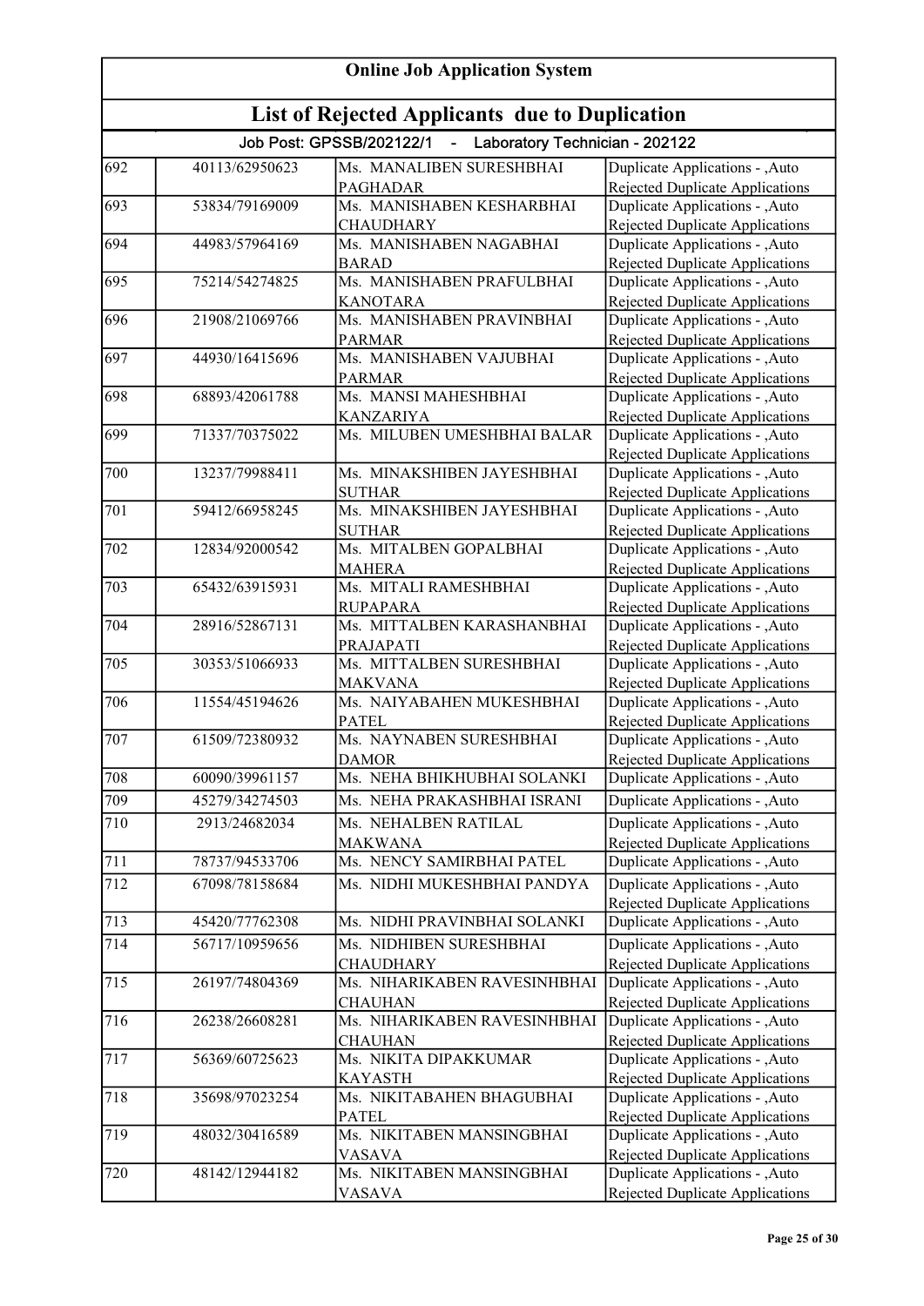# Online Job Application System

## List of Rejected Applicants due to Duplication

### Job Post: GPSSB/202122/1 - Laboratory Technician - 202122

| | | | |
|---|---|---|---|
| 692 | 40113/62950623 | Ms. MANALIBEN SURESHBHAI PAGHADAR | Duplicate Applications - ,Auto Rejected Duplicate Applications |
| 693 | 53834/79169009 | Ms. MANISHABEN KESHARBHAI CHAUDHARY | Duplicate Applications - ,Auto Rejected Duplicate Applications |
| 694 | 44983/57964169 | Ms. MANISHABEN NAGABHAI BARAD | Duplicate Applications - ,Auto Rejected Duplicate Applications |
| 695 | 75214/54274825 | Ms. MANISHABEN PRAFULBHAI KANOTARA | Duplicate Applications - ,Auto Rejected Duplicate Applications |
| 696 | 21908/21069766 | Ms. MANISHABEN PRAVINBHAI PARMAR | Duplicate Applications - ,Auto Rejected Duplicate Applications |
| 697 | 44930/16415696 | Ms. MANISHABEN VAJUBHAI PARMAR | Duplicate Applications - ,Auto Rejected Duplicate Applications |
| 698 | 68893/42061788 | Ms. MANSI MAHESHBHAI KANZARIYA | Duplicate Applications - ,Auto Rejected Duplicate Applications |
| 699 | 71337/70375022 | Ms. MILUBEN UMESHBHAI BALAR | Duplicate Applications - ,Auto Rejected Duplicate Applications |
| 700 | 13237/79988411 | Ms. MINAKSHIBEN JAYESHBHAI SUTHAR | Duplicate Applications - ,Auto Rejected Duplicate Applications |
| 701 | 59412/66958245 | Ms. MINAKSHIBEN JAYESHBHAI SUTHAR | Duplicate Applications - ,Auto Rejected Duplicate Applications |
| 702 | 12834/92000542 | Ms. MITALBEN GOPALBHAI MAHERA | Duplicate Applications - ,Auto Rejected Duplicate Applications |
| 703 | 65432/63915931 | Ms. MITALI RAMESHBHAI RUPAPARA | Duplicate Applications - ,Auto Rejected Duplicate Applications |
| 704 | 28916/52867131 | Ms. MITTALBEN KARASHANBHAI PRAJAPATI | Duplicate Applications - ,Auto Rejected Duplicate Applications |
| 705 | 30353/51066933 | Ms. MITTALBEN SURESHBHAI MAKVANA | Duplicate Applications - ,Auto Rejected Duplicate Applications |
| 706 | 11554/45194626 | Ms. NAIYABAHEN MUKESHBHAI PATEL | Duplicate Applications - ,Auto Rejected Duplicate Applications |
| 707 | 61509/72380932 | Ms. NAYNABEN SURESHBHAI DAMOR | Duplicate Applications - ,Auto Rejected Duplicate Applications |
| 708 | 60090/39961157 | Ms. NEHA BHIKHUBHAI SOLANKI | Duplicate Applications - ,Auto |
| 709 | 45279/34274503 | Ms. NEHA PRAKASHBHAI ISRANI | Duplicate Applications - ,Auto |
| 710 | 2913/24682034 | Ms. NEHALBEN RATILAL MAKWANA | Duplicate Applications - ,Auto Rejected Duplicate Applications |
| 711 | 78737/94533706 | Ms. NENCY SAMIRBHAI PATEL | Duplicate Applications - ,Auto |
| 712 | 67098/78158684 | Ms. NIDHI MUKESHBHAI PANDYA | Duplicate Applications - ,Auto Rejected Duplicate Applications |
| 713 | 45420/77762308 | Ms. NIDHI PRAVINBHAI SOLANKI | Duplicate Applications - ,Auto |
| 714 | 56717/10959656 | Ms. NIDHIBEN SURESHBHAI CHAUDHARY | Duplicate Applications - ,Auto Rejected Duplicate Applications |
| 715 | 26197/74804369 | Ms. NIHARIKABEN RAVESINHBHAI CHAUHAN | Duplicate Applications - ,Auto Rejected Duplicate Applications |
| 716 | 26238/26608281 | Ms. NIHARIKABEN RAVESINHBHAI CHAUHAN | Duplicate Applications - ,Auto Rejected Duplicate Applications |
| 717 | 56369/60725623 | Ms. NIKITA DIPAKKUMAR KAYASTH | Duplicate Applications - ,Auto Rejected Duplicate Applications |
| 718 | 35698/97023254 | Ms. NIKITABAHEN BHAGUBHAI PATEL | Duplicate Applications - ,Auto Rejected Duplicate Applications |
| 719 | 48032/30416589 | Ms. NIKITABEN MANSINGBHAI VASAVA | Duplicate Applications - ,Auto Rejected Duplicate Applications |
| 720 | 48142/12944182 | Ms. NIKITABEN MANSINGBHAI VASAVA | Duplicate Applications - ,Auto Rejected Duplicate Applications |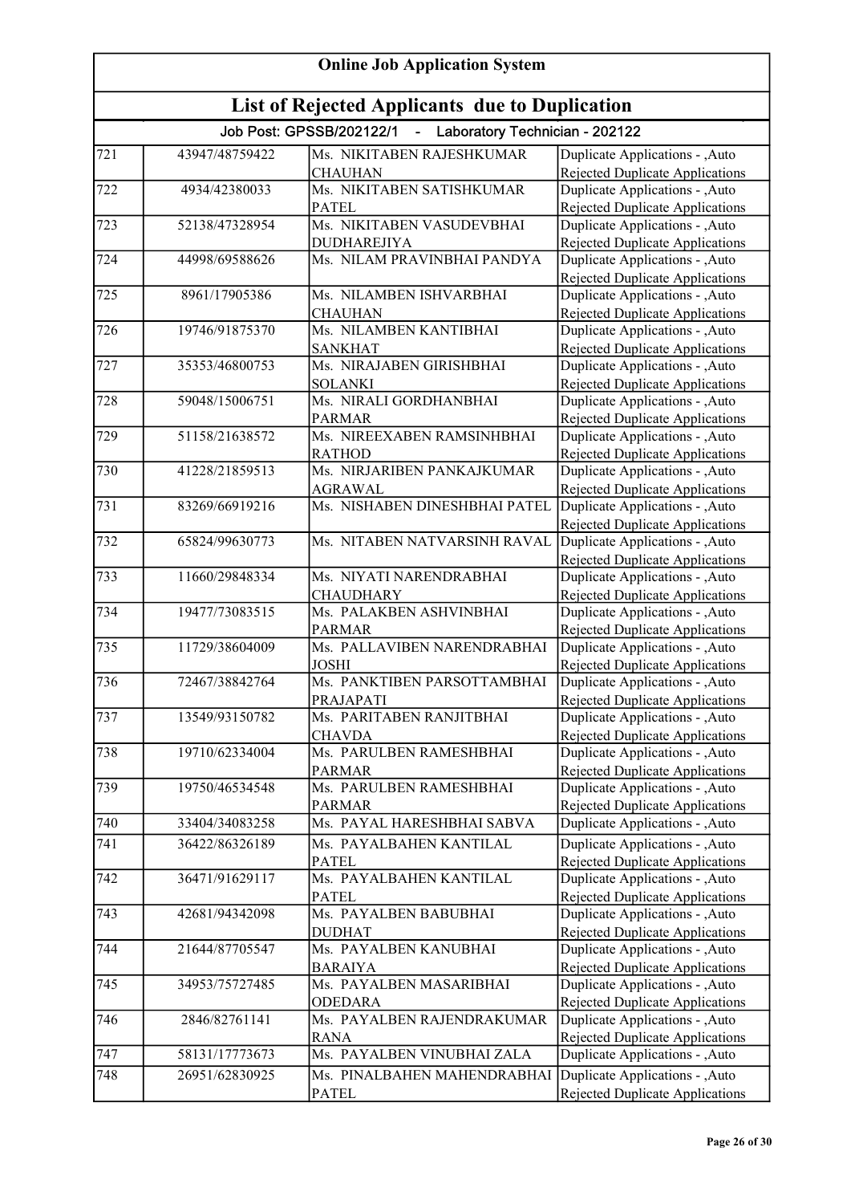## Online Job Application System

## List of Rejected Applicants due to Duplication

### Job Post: GPSSB/202122/1 - Laboratory Technician - 202122

| | | | |
|---|---|---|---|
| 721 | 43947/48759422 | Ms. NIKITABEN RAJESHKUMAR CHAUHAN | Duplicate Applications - ,Auto Rejected Duplicate Applications |
| 722 | 4934/42380033 | Ms. NIKITABEN SATISHKUMAR PATEL | Duplicate Applications - ,Auto Rejected Duplicate Applications |
| 723 | 52138/47328954 | Ms. NIKITABEN VASUDEVBHAI DUDHAREJIYA | Duplicate Applications - ,Auto Rejected Duplicate Applications |
| 724 | 44998/69588626 | Ms. NILAM PRAVINBHAI PANDYA | Duplicate Applications - ,Auto Rejected Duplicate Applications |
| 725 | 8961/17905386 | Ms. NILAMBEN ISHVARBHAI CHAUHAN | Duplicate Applications - ,Auto Rejected Duplicate Applications |
| 726 | 19746/91875370 | Ms. NILAMBEN KANTIBHAI SANKHAT | Duplicate Applications - ,Auto Rejected Duplicate Applications |
| 727 | 35353/46800753 | Ms. NIRAJABEN GIRISHBHAI SOLANKI | Duplicate Applications - ,Auto Rejected Duplicate Applications |
| 728 | 59048/15006751 | Ms. NIRALI GORDHANBHAI PARMAR | Duplicate Applications - ,Auto Rejected Duplicate Applications |
| 729 | 51158/21638572 | Ms. NIREEXABEN RAMSINHBHAI RATHOD | Duplicate Applications - ,Auto Rejected Duplicate Applications |
| 730 | 41228/21859513 | Ms. NIRJARIBEN PANKAJKUMAR AGRAWAL | Duplicate Applications - ,Auto Rejected Duplicate Applications |
| 731 | 83269/66919216 | Ms. NISHABEN DINESHBHAI PATEL | Duplicate Applications - ,Auto Rejected Duplicate Applications |
| 732 | 65824/99630773 | Ms. NITABEN NATVARSINH RAVAL | Duplicate Applications - ,Auto Rejected Duplicate Applications |
| 733 | 11660/29848334 | Ms. NIYATI NARENDRABHAI CHAUDHARY | Duplicate Applications - ,Auto Rejected Duplicate Applications |
| 734 | 19477/73083515 | Ms. PALAKBEN ASHVINBHAI PARMAR | Duplicate Applications - ,Auto Rejected Duplicate Applications |
| 735 | 11729/38604009 | Ms. PALLAVIBEN NARENDRABHAI JOSHI | Duplicate Applications - ,Auto Rejected Duplicate Applications |
| 736 | 72467/38842764 | Ms. PANKTIBEN PARSOTTAMBHAI PRAJAPATI | Duplicate Applications - ,Auto Rejected Duplicate Applications |
| 737 | 13549/93150782 | Ms. PARITABEN RANJITBHAI CHAVDA | Duplicate Applications - ,Auto Rejected Duplicate Applications |
| 738 | 19710/62334004 | Ms. PARULBEN RAMESHBHAI PARMAR | Duplicate Applications - ,Auto Rejected Duplicate Applications |
| 739 | 19750/46534548 | Ms. PARULBEN RAMESHBHAI PARMAR | Duplicate Applications - ,Auto Rejected Duplicate Applications |
| 740 | 33404/34083258 | Ms. PAYAL HARESHBHAI SABVA | Duplicate Applications - ,Auto |
| 741 | 36422/86326189 | Ms. PAYALBAHEN KANTILAL PATEL | Duplicate Applications - ,Auto Rejected Duplicate Applications |
| 742 | 36471/91629117 | Ms. PAYALBAHEN KANTILAL PATEL | Duplicate Applications - ,Auto Rejected Duplicate Applications |
| 743 | 42681/94342098 | Ms. PAYALBEN BABUBHAI DUDHAT | Duplicate Applications - ,Auto Rejected Duplicate Applications |
| 744 | 21644/87705547 | Ms. PAYALBEN KANUBHAI BARAIYA | Duplicate Applications - ,Auto Rejected Duplicate Applications |
| 745 | 34953/75727485 | Ms. PAYALBEN MASARIBHAI ODEDARA | Duplicate Applications - ,Auto Rejected Duplicate Applications |
| 746 | 2846/82761141 | Ms. PAYALBEN RAJENDRAKUMAR RANA | Duplicate Applications - ,Auto Rejected Duplicate Applications |
| 747 | 58131/17773673 | Ms. PAYALBEN VINUBHAI ZALA | Duplicate Applications - ,Auto |
| 748 | 26951/62830925 | Ms. PINALBAHEN MAHENDRABHAI PATEL | Duplicate Applications - ,Auto Rejected Duplicate Applications |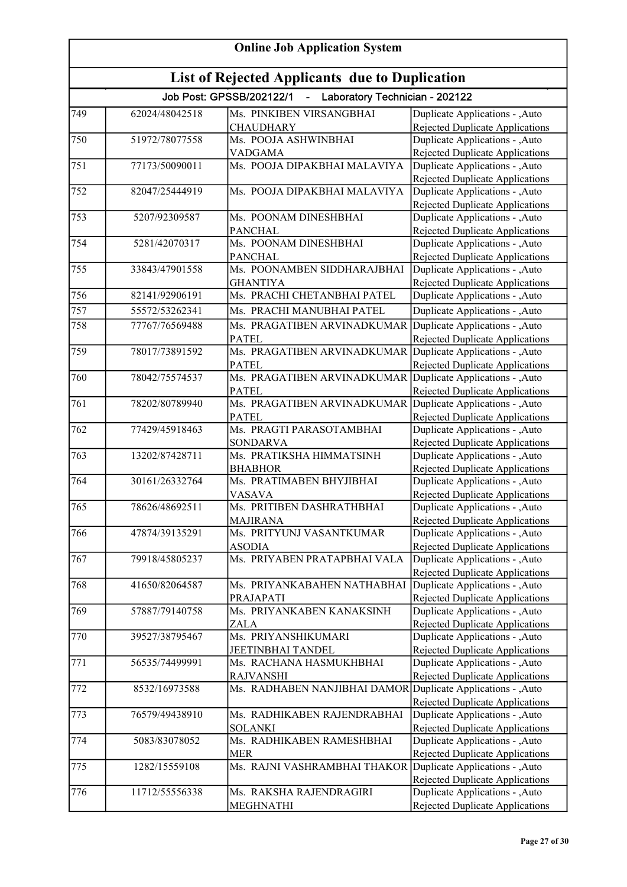# Online Job Application System

## List of Rejected Applicants due to Duplication

### Job Post: GPSSB/202122/1 - Laboratory Technician - 202122

| | | | |
|---|---|---|---|
| 749 | 62024/48042518 | Ms. PINKIBEN VIRSANGBHAI CHAUDHARY | Duplicate Applications - ,Auto Rejected Duplicate Applications |
| 750 | 51972/78077558 | Ms. POOJA ASHWINBHAI VADGAMA | Duplicate Applications - ,Auto Rejected Duplicate Applications |
| 751 | 77173/50090011 | Ms. POOJA DIPAKBHAI MALAVIYA | Duplicate Applications - ,Auto Rejected Duplicate Applications |
| 752 | 82047/25444919 | Ms. POOJA DIPAKBHAI MALAVIYA | Duplicate Applications - ,Auto Rejected Duplicate Applications |
| 753 | 5207/92309587 | Ms. POONAM DINESHBHAI PANCHAL | Duplicate Applications - ,Auto Rejected Duplicate Applications |
| 754 | 5281/42070317 | Ms. POONAM DINESHBHAI PANCHAL | Duplicate Applications - ,Auto Rejected Duplicate Applications |
| 755 | 33843/47901558 | Ms. POONAMBEN SIDDHARAJBHAI GHANTIYA | Duplicate Applications - ,Auto Rejected Duplicate Applications |
| 756 | 82141/92906191 | Ms. PRACHI CHETANBHAI PATEL | Duplicate Applications - ,Auto |
| 757 | 55572/53262341 | Ms. PRACHI MANUBHAI PATEL | Duplicate Applications - ,Auto |
| 758 | 77767/76569488 | Ms. PRAGATIBEN ARVINADKUMAR PATEL | Duplicate Applications - ,Auto Rejected Duplicate Applications |
| 759 | 78017/73891592 | Ms. PRAGATIBEN ARVINADKUMAR PATEL | Duplicate Applications - ,Auto Rejected Duplicate Applications |
| 760 | 78042/75574537 | Ms. PRAGATIBEN ARVINADKUMAR PATEL | Duplicate Applications - ,Auto Rejected Duplicate Applications |
| 761 | 78202/80789940 | Ms. PRAGATIBEN ARVINADKUMAR PATEL | Duplicate Applications - ,Auto Rejected Duplicate Applications |
| 762 | 77429/45918463 | Ms. PRAGTI PARASOTAMBHAI SONDARVA | Duplicate Applications - ,Auto Rejected Duplicate Applications |
| 763 | 13202/87428711 | Ms. PRATIKSHA HIMMATSINH BHABHOR | Duplicate Applications - ,Auto Rejected Duplicate Applications |
| 764 | 30161/26332764 | Ms. PRATIMABEN BHYJIBHAI VASAVA | Duplicate Applications - ,Auto Rejected Duplicate Applications |
| 765 | 78626/48692511 | Ms. PRITIBEN DASHRATHBHAI MAJIRANA | Duplicate Applications - ,Auto Rejected Duplicate Applications |
| 766 | 47874/39135291 | Ms. PRITYUNJ VASANTKUMAR ASODIA | Duplicate Applications - ,Auto Rejected Duplicate Applications |
| 767 | 79918/45805237 | Ms. PRIYABEN PRATAPBHAI VALA | Duplicate Applications - ,Auto Rejected Duplicate Applications |
| 768 | 41650/82064587 | Ms. PRIYANKABAHEN NATHABHAI PRAJAPATI | Duplicate Applications - ,Auto Rejected Duplicate Applications |
| 769 | 57887/79140758 | Ms. PRIYANKABEN KANAKSINH ZALA | Duplicate Applications - ,Auto Rejected Duplicate Applications |
| 770 | 39527/38795467 | Ms. PRIYANSHIKUMARI JEETINBHAI TANDEL | Duplicate Applications - ,Auto Rejected Duplicate Applications |
| 771 | 56535/74499991 | Ms. RACHANA HASMUKHBHAI RAJVANSHI | Duplicate Applications - ,Auto Rejected Duplicate Applications |
| 772 | 8532/16973588 | Ms. RADHABEN NANJIBHAI DAMOR | Duplicate Applications - ,Auto Rejected Duplicate Applications |
| 773 | 76579/49438910 | Ms. RADHIKABEN RAJENDRABHAI SOLANKI | Duplicate Applications - ,Auto Rejected Duplicate Applications |
| 774 | 5083/83078052 | Ms. RADHIKABEN RAMESHBHAI MER | Duplicate Applications - ,Auto Rejected Duplicate Applications |
| 775 | 1282/15559108 | Ms. RAJNI VASHRAMBHAI THAKOR | Duplicate Applications - ,Auto Rejected Duplicate Applications |
| 776 | 11712/55556338 | Ms. RAKSHA RAJENDRAGIRI MEGHNATHI | Duplicate Applications - ,Auto Rejected Duplicate Applications |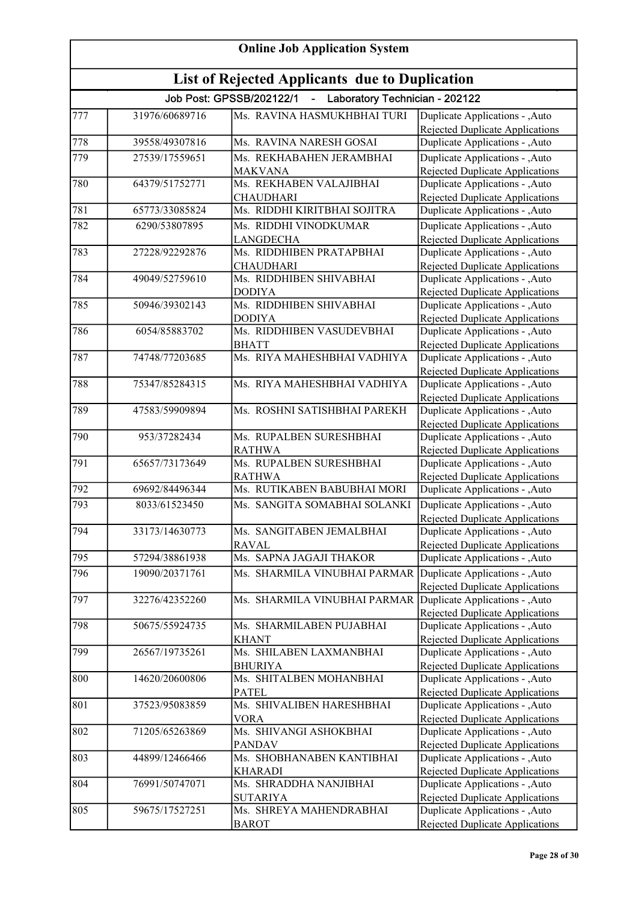# Online Job Application System

## List of Rejected Applicants due to Duplication

### Job Post: GPSSB/202122/1 - Laboratory Technician - 202122

| | | | |
|---|---|---|---|
| 777 | 31976/60689716 | Ms. RAVINA HASMUKHBHAI TURI | Duplicate Applications - ,Auto Rejected Duplicate Applications |
| 778 | 39558/49307816 | Ms. RAVINA NARESH GOSAI | Duplicate Applications - ,Auto |
| 779 | 27539/17559651 | Ms. REKHABAHEN JERAMBHAI MAKVANA | Duplicate Applications - ,Auto Rejected Duplicate Applications |
| 780 | 64379/51752771 | Ms. REKHABEN VALAJIBHAI CHAUDHARI | Duplicate Applications - ,Auto Rejected Duplicate Applications |
| 781 | 65773/33085824 | Ms. RIDDHI KIRITBHAI SOJITRA | Duplicate Applications - ,Auto |
| 782 | 6290/53807895 | Ms. RIDDHI VINODKUMAR LANGDECHA | Duplicate Applications - ,Auto Rejected Duplicate Applications |
| 783 | 27228/92292876 | Ms. RIDDHIBEN PRATAPBHAI CHAUDHARI | Duplicate Applications - ,Auto Rejected Duplicate Applications |
| 784 | 49049/52759610 | Ms. RIDDHIBEN SHIVABHAI DODIYA | Duplicate Applications - ,Auto Rejected Duplicate Applications |
| 785 | 50946/39302143 | Ms. RIDDHIBEN SHIVABHAI DODIYA | Duplicate Applications - ,Auto Rejected Duplicate Applications |
| 786 | 6054/85883702 | Ms. RIDDHIBEN VASUDEVBHAI BHATT | Duplicate Applications - ,Auto Rejected Duplicate Applications |
| 787 | 74748/77203685 | Ms. RIYA MAHESHBHAI VADHIYA | Duplicate Applications - ,Auto Rejected Duplicate Applications |
| 788 | 75347/85284315 | Ms. RIYA MAHESHBHAI VADHIYA | Duplicate Applications - ,Auto Rejected Duplicate Applications |
| 789 | 47583/59909894 | Ms. ROSHNI SATISHBHAI PAREKH | Duplicate Applications - ,Auto Rejected Duplicate Applications |
| 790 | 953/37282434 | Ms. RUPALBEN SURESHBHAI RATHWA | Duplicate Applications - ,Auto Rejected Duplicate Applications |
| 791 | 65657/73173649 | Ms. RUPALBEN SURESHBHAI RATHWA | Duplicate Applications - ,Auto Rejected Duplicate Applications |
| 792 | 69692/84496344 | Ms. RUTIKABEN BABUBHAI MORI | Duplicate Applications - ,Auto |
| 793 | 8033/61523450 | Ms. SANGITA SOMABHAI SOLANKI | Duplicate Applications - ,Auto Rejected Duplicate Applications |
| 794 | 33173/14630773 | Ms. SANGITABEN JEMALBHAI RAVAL | Duplicate Applications - ,Auto Rejected Duplicate Applications |
| 795 | 57294/38861938 | Ms. SAPNA JAGAJI THAKOR | Duplicate Applications - ,Auto |
| 796 | 19090/20371761 | Ms. SHARMILA VINUBHAI PARMAR | Duplicate Applications - ,Auto Rejected Duplicate Applications |
| 797 | 32276/42352260 | Ms. SHARMILA VINUBHAI PARMAR | Duplicate Applications - ,Auto Rejected Duplicate Applications |
| 798 | 50675/55924735 | Ms. SHARMILABEN PUJABHAI KHANT | Duplicate Applications - ,Auto Rejected Duplicate Applications |
| 799 | 26567/19735261 | Ms. SHILABEN LAXMANBHAI BHURIYA | Duplicate Applications - ,Auto Rejected Duplicate Applications |
| 800 | 14620/20600806 | Ms. SHITALBEN MOHANBHAI PATEL | Duplicate Applications - ,Auto Rejected Duplicate Applications |
| 801 | 37523/95083859 | Ms. SHIVALIBEN HARESHBHAI VORA | Duplicate Applications - ,Auto Rejected Duplicate Applications |
| 802 | 71205/65263869 | Ms. SHIVANGI ASHOKBHAI PANDAV | Duplicate Applications - ,Auto Rejected Duplicate Applications |
| 803 | 44899/12466466 | Ms. SHOBHANABEN KANTIBHAI KHARADI | Duplicate Applications - ,Auto Rejected Duplicate Applications |
| 804 | 76991/50747071 | Ms. SHRADDHA NANJIBHAI SUTARIYA | Duplicate Applications - ,Auto Rejected Duplicate Applications |
| 805 | 59675/17527251 | Ms. SHREYA MAHENDRABHAI BAROT | Duplicate Applications - ,Auto Rejected Duplicate Applications |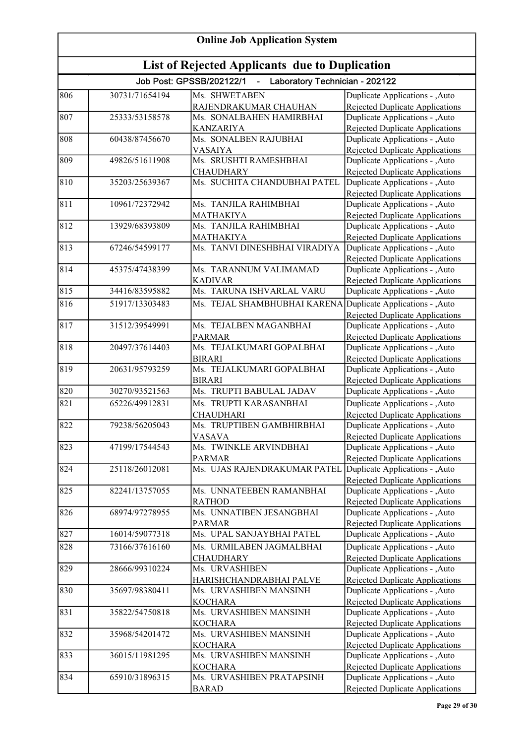# Online Job Application System

## List of Rejected Applicants due to Duplication

### Job Post: GPSSB/202122/1 - Laboratory Technician - 202122

| | | | |
|---|---|---|---|
| 806 | 30731/71654194 | Ms. SHWETABEN RAJENDRAKUMAR CHAUHAN | Duplicate Applications - ,Auto Rejected Duplicate Applications |
| 807 | 25333/53158578 | Ms. SONALBAHEN HAMIRBHAI KANZARIYA | Duplicate Applications - ,Auto Rejected Duplicate Applications |
| 808 | 60438/87456670 | Ms. SONALBEN RAJUBHAI VASAIYA | Duplicate Applications - ,Auto Rejected Duplicate Applications |
| 809 | 49826/51611908 | Ms. SRUSHTI RAMESHBHAI CHAUDHARY | Duplicate Applications - ,Auto Rejected Duplicate Applications |
| 810 | 35203/25639367 | Ms. SUCHITA CHANDUBHAI PATEL | Duplicate Applications - ,Auto Rejected Duplicate Applications |
| 811 | 10961/72372942 | Ms. TANJILA RAHIMBHAI MATHAKIYA | Duplicate Applications - ,Auto Rejected Duplicate Applications |
| 812 | 13929/68393809 | Ms. TANJILA RAHIMBHAI MATHAKIYA | Duplicate Applications - ,Auto Rejected Duplicate Applications |
| 813 | 67246/54599177 | Ms. TANVI DINESHBHAI VIRADIYA | Duplicate Applications - ,Auto Rejected Duplicate Applications |
| 814 | 45375/47438399 | Ms. TARANNUM VALIMAMAD KADIVAR | Duplicate Applications - ,Auto Rejected Duplicate Applications |
| 815 | 34416/83595882 | Ms. TARUNA ISHVARLAL VARU | Duplicate Applications - ,Auto |
| 816 | 51917/13303483 | Ms. TEJAL SHAMBHUBHAI KARENA | Duplicate Applications - ,Auto Rejected Duplicate Applications |
| 817 | 31512/39549991 | Ms. TEJALBEN MAGANBHAI PARMAR | Duplicate Applications - ,Auto Rejected Duplicate Applications |
| 818 | 20497/37614403 | Ms. TEJALKUMARI GOPALBHAI BIRARI | Duplicate Applications - ,Auto Rejected Duplicate Applications |
| 819 | 20631/95793259 | Ms. TEJALKUMARI GOPALBHAI BIRARI | Duplicate Applications - ,Auto Rejected Duplicate Applications |
| 820 | 30270/93521563 | Ms. TRUPTI BABULAL JADAV | Duplicate Applications - ,Auto |
| 821 | 65226/49912831 | Ms. TRUPTI KARASANBHAI CHAUDHARI | Duplicate Applications - ,Auto Rejected Duplicate Applications |
| 822 | 79238/56205043 | Ms. TRUPTIBEN GAMBHIRBHAI VASAVA | Duplicate Applications - ,Auto Rejected Duplicate Applications |
| 823 | 47199/17544543 | Ms. TWINKLE ARVINDBHAI PARMAR | Duplicate Applications - ,Auto Rejected Duplicate Applications |
| 824 | 25118/26012081 | Ms. UJAS RAJENDRAKUMAR PATEL | Duplicate Applications - ,Auto Rejected Duplicate Applications |
| 825 | 82241/13757055 | Ms. UNNATEEBEN RAMANBHAI RATHOD | Duplicate Applications - ,Auto Rejected Duplicate Applications |
| 826 | 68974/97278955 | Ms. UNNATIBEN JESANGBHAI PARMAR | Duplicate Applications - ,Auto Rejected Duplicate Applications |
| 827 | 16014/59077318 | Ms. UPAL SANJAYBHAI PATEL | Duplicate Applications - ,Auto |
| 828 | 73166/37616160 | Ms. URMILABEN JAGMALBHAI CHAUDHARY | Duplicate Applications - ,Auto Rejected Duplicate Applications |
| 829 | 28666/99310224 | Ms. URVASHIBEN HARISHCHANDRABHAI PALVE | Duplicate Applications - ,Auto Rejected Duplicate Applications |
| 830 | 35697/98380411 | Ms. URVASHIBEN MANSINH KOCHARA | Duplicate Applications - ,Auto Rejected Duplicate Applications |
| 831 | 35822/54750818 | Ms. URVASHIBEN MANSINH KOCHARA | Duplicate Applications - ,Auto Rejected Duplicate Applications |
| 832 | 35968/54201472 | Ms. URVASHIBEN MANSINH KOCHARA | Duplicate Applications - ,Auto Rejected Duplicate Applications |
| 833 | 36015/11981295 | Ms. URVASHIBEN MANSINH KOCHARA | Duplicate Applications - ,Auto Rejected Duplicate Applications |
| 834 | 65910/31896315 | Ms. URVASHIBEN PRATAPSINH BARAD | Duplicate Applications - ,Auto Rejected Duplicate Applications |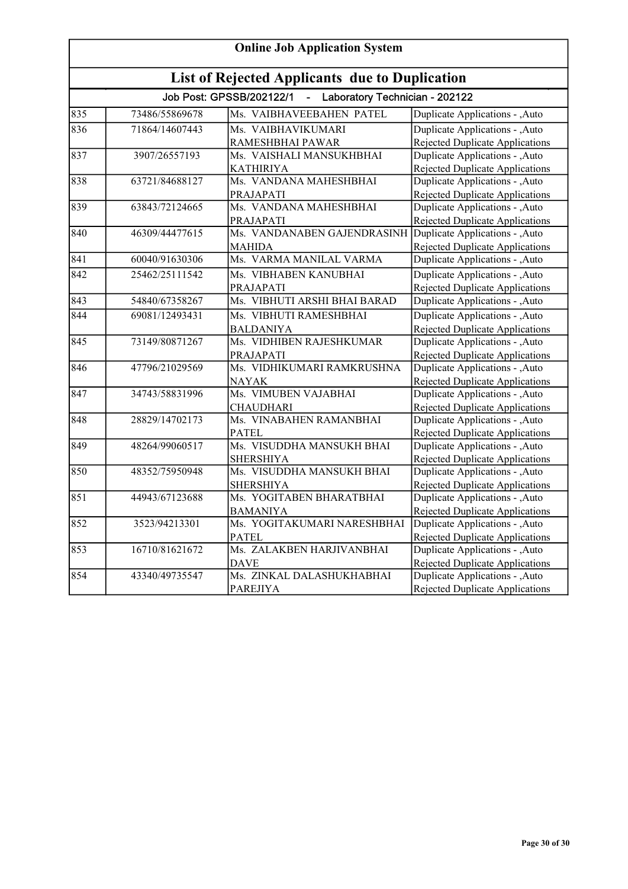# Online Job Application System

## List of Rejected Applicants due to Duplication

### Job Post: GPSSB/202122/1 - Laboratory Technician - 202122

| | | | |
|---|---|---|---|
| 835 | 73486/55869678 | Ms. VAIBHAVEEBAHEN PATEL | Duplicate Applications - ,Auto |
| 836 | 71864/14607443 | Ms. VAIBHAVIKUMARI RAMESHBHAI PAWAR | Duplicate Applications - ,Auto Rejected Duplicate Applications |
| 837 | 3907/26557193 | Ms. VAISHALI MANSUKHBHAI KATHIRIYA | Duplicate Applications - ,Auto Rejected Duplicate Applications |
| 838 | 63721/84688127 | Ms. VANDANA MAHESHBHAI PRAJAPATI | Duplicate Applications - ,Auto Rejected Duplicate Applications |
| 839 | 63843/72124665 | Ms. VANDANA MAHESHBHAI PRAJAPATI | Duplicate Applications - ,Auto Rejected Duplicate Applications |
| 840 | 46309/44477615 | Ms. VANDANABEN GAJENDRASINH MAHIDA | Duplicate Applications - ,Auto Rejected Duplicate Applications |
| 841 | 60040/91630306 | Ms. VARMA MANILAL VARMA | Duplicate Applications - ,Auto |
| 842 | 25462/25111542 | Ms. VIBHABEN KANUBHAI PRAJAPATI | Duplicate Applications - ,Auto Rejected Duplicate Applications |
| 843 | 54840/67358267 | Ms. VIBHUTI ARSHI BHAI BARAD | Duplicate Applications - ,Auto |
| 844 | 69081/12493431 | Ms. VIBHUTI RAMESHBHAI BALDANIYA | Duplicate Applications - ,Auto Rejected Duplicate Applications |
| 845 | 73149/80871267 | Ms. VIDHIBEN RAJESHKUMAR PRAJAPATI | Duplicate Applications - ,Auto Rejected Duplicate Applications |
| 846 | 47796/21029569 | Ms. VIDHIKUMARI RAMKRUSHNA NAYAK | Duplicate Applications - ,Auto Rejected Duplicate Applications |
| 847 | 34743/58831996 | Ms. VIMUBEN VAJABHAI CHAUDHARI | Duplicate Applications - ,Auto Rejected Duplicate Applications |
| 848 | 28829/14702173 | Ms. VINABAHEN RAMANBHAI PATEL | Duplicate Applications - ,Auto Rejected Duplicate Applications |
| 849 | 48264/99060517 | Ms. VISUDDHA MANSUKH BHAI SHERSHIYA | Duplicate Applications - ,Auto Rejected Duplicate Applications |
| 850 | 48352/75950948 | Ms. VISUDDHA MANSUKH BHAI SHERSHIYA | Duplicate Applications - ,Auto Rejected Duplicate Applications |
| 851 | 44943/67123688 | Ms. YOGITABEN BHARATBHAI BAMANIYA | Duplicate Applications - ,Auto Rejected Duplicate Applications |
| 852 | 3523/94213301 | Ms. YOGITAKUMARI NARESHBHAI PATEL | Duplicate Applications - ,Auto Rejected Duplicate Applications |
| 853 | 16710/81621672 | Ms. ZALAKBEN HARJIVANBHAI DAVE | Duplicate Applications - ,Auto Rejected Duplicate Applications |
| 854 | 43340/49735547 | Ms. ZINKAL DALASHUKHABHAI PAREJIYA | Duplicate Applications - ,Auto Rejected Duplicate Applications |